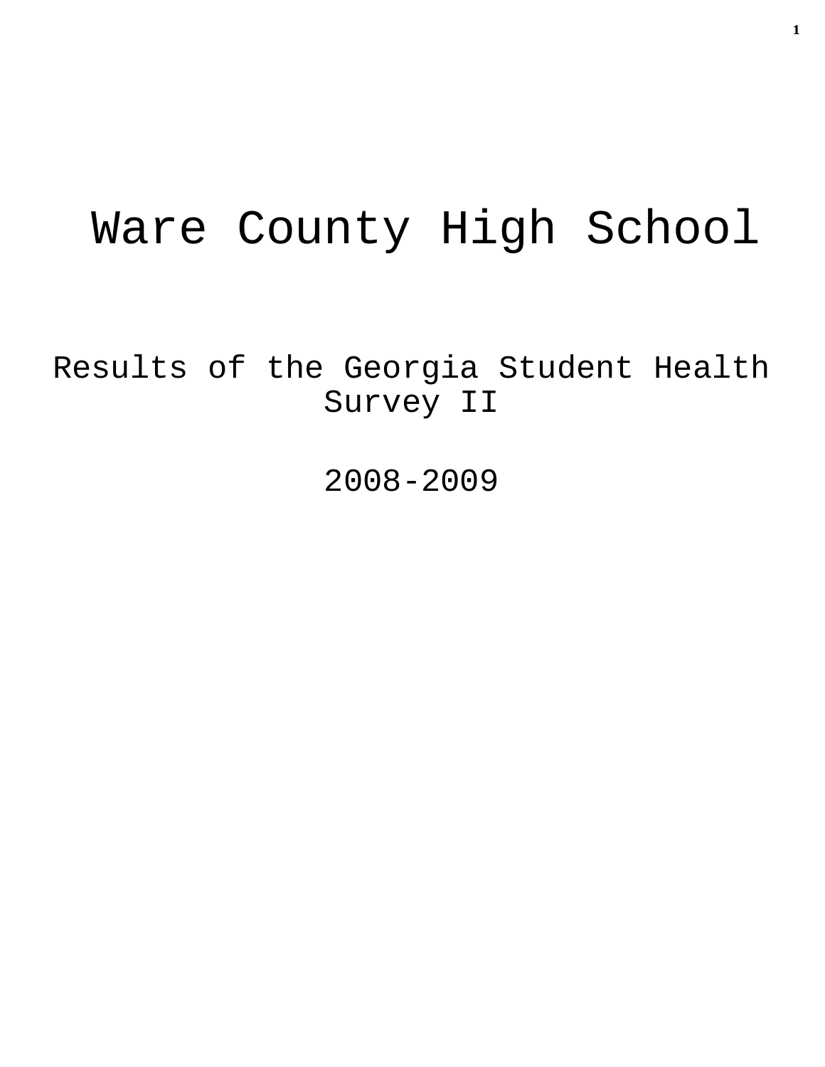# Ware County High School

## Results of the Georgia Student Health Survey II

## 2008-2009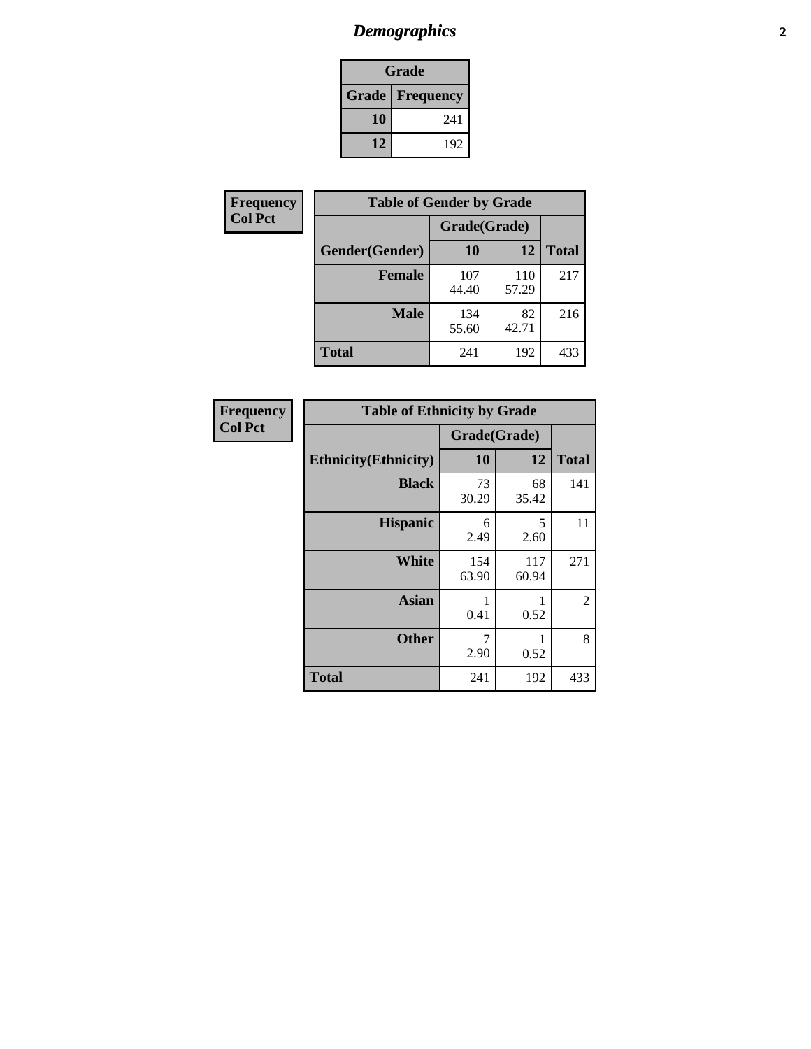# *Demographics*

| Grade | |
|---|---|
| **Grade** | **Frequency** |
| **10** | 241 |
| **12** | 192 |

**Frequency**
**Col Pct**

| Table of Gender by Grade | | | |
|---|---|---|---|
| | Grade(Grade) | | |
| **Gender(Gender)** | **10** | **12** | **Total** |
| **Female** | 107<br>44.40 | 110<br>57.29 | 217 |
| **Male** | 134<br>55.60 | 82<br>42.71 | 216 |
| **Total** | 241 | 192 | 433 |

**Frequency**
**Col Pct**

| Table of Ethnicity by Grade | | | |
|---|---|---|---|
| | Grade(Grade) | | |
| **Ethnicity(Ethnicity)** | **10** | **12** | **Total** |
| **Black** | 73<br>30.29 | 68<br>35.42 | 141 |
| **Hispanic** | 6<br>2.49 | 5<br>2.60 | 11 |
| **White** | 154<br>63.90 | 117<br>60.94 | 271 |
| **Asian** | 1<br>0.41 | 1<br>0.52 | 2 |
| **Other** | 7<br>2.90 | 1<br>0.52 | 8 |
| **Total** | 241 | 192 | 433 |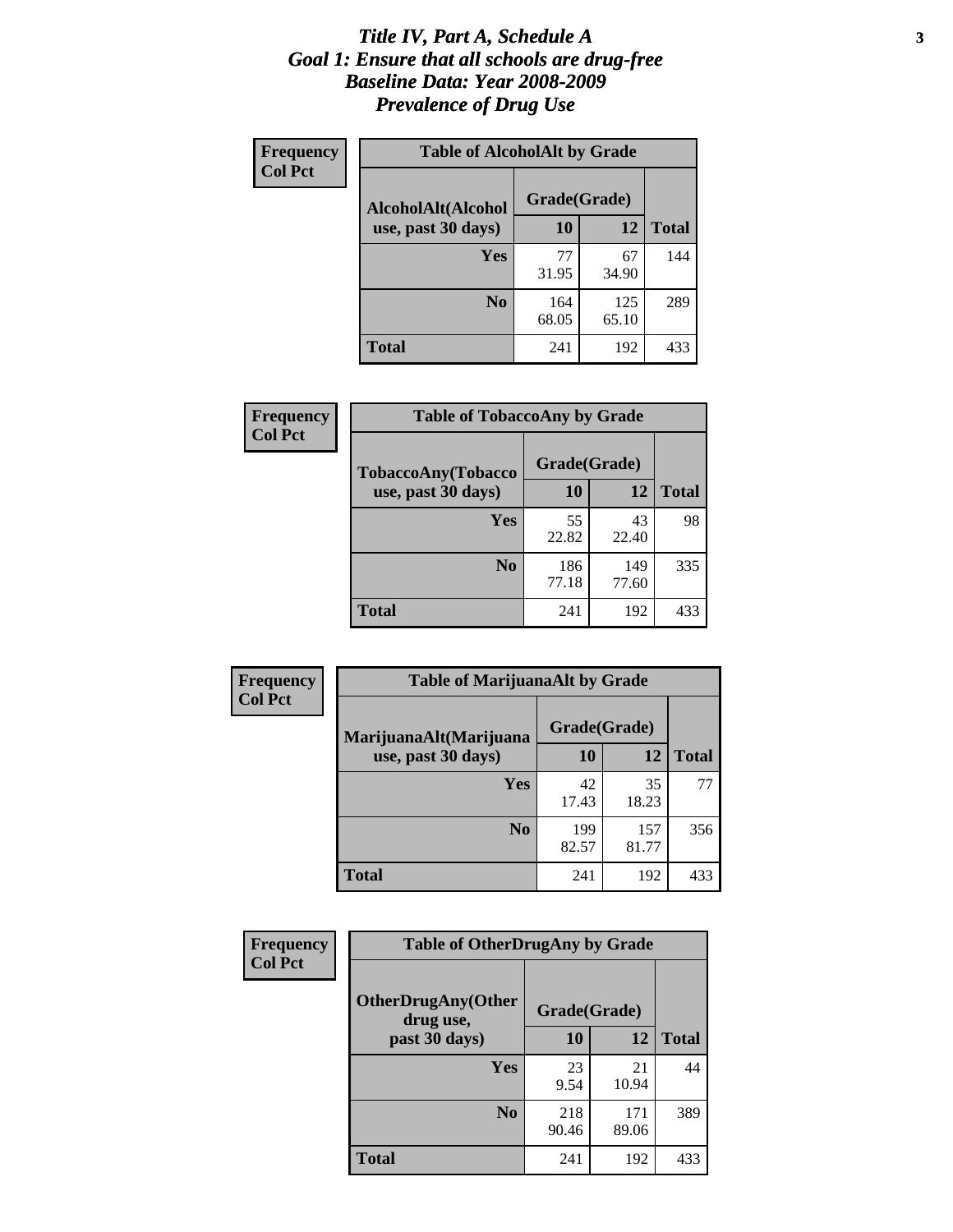# *Title IV, Part A, Schedule A*
# *Goal 1: Ensure that all schools are drug-free*
# *Baseline Data: Year 2008-2009*
# *Prevalence of Drug Use*

**Frequency**
**Col Pct**

**Table of AlcoholAlt by Grade**

| AlcoholAlt(Alcohol use, past 30 days) | Grade(Grade) | | |
|---|---|---|---|
| | **10** | **12** | **Total** |
| **Yes** | 77<br>31.95 | 67<br>34.90 | 144 |
| **No** | 164<br>68.05 | 125<br>65.10 | 289 |
| **Total** | 241 | 192 | 433 |

**Frequency**
**Col Pct**

**Table of TobaccoAny by Grade**

| TobaccoAny(Tobacco use, past 30 days) | Grade(Grade) | | |
|---|---|---|---|
| | **10** | **12** | **Total** |
| **Yes** | 55<br>22.82 | 43<br>22.40 | 98 |
| **No** | 186<br>77.18 | 149<br>77.60 | 335 |
| **Total** | 241 | 192 | 433 |

**Frequency**
**Col Pct**

**Table of MarijuanaAlt by Grade**

| MarijuanaAlt(Marijuana use, past 30 days) | Grade(Grade) | | |
|---|---|---|---|
| | **10** | **12** | **Total** |
| **Yes** | 42<br>17.43 | 35<br>18.23 | 77 |
| **No** | 199<br>82.57 | 157<br>81.77 | 356 |
| **Total** | 241 | 192 | 433 |

**Frequency**
**Col Pct**

**Table of OtherDrugAny by Grade**

| OtherDrugAny(Other drug use, past 30 days) | Grade(Grade) | | |
|---|---|---|---|
| | **10** | **12** | **Total** |
| **Yes** | 23<br>9.54 | 21<br>10.94 | 44 |
| **No** | 218<br>90.46 | 171<br>89.06 | 389 |
| **Total** | 241 | 192 | 433 |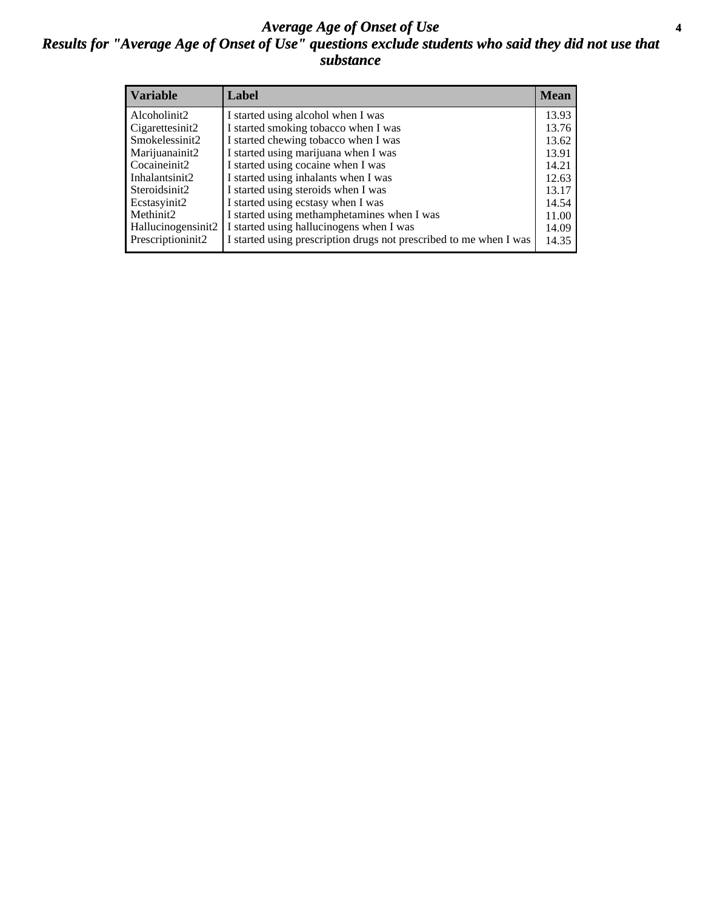# *Average Age of Onset of Use*

## *Results for "Average Age of Onset of Use" questions exclude students who said they did not use that substance*

| Variable | Label | Mean |
|---|---|---|
| Alcoholinit2 | I started using alcohol when I was | 13.93 |
| Cigarettesinit2 | I started smoking tobacco when I was | 13.76 |
| Smokelessinit2 | I started chewing tobacco when I was | 13.62 |
| Marijuanainit2 | I started using marijuana when I was | 13.91 |
| Cocaineinit2 | I started using cocaine when I was | 14.21 |
| Inhalantsinit2 | I started using inhalants when I was | 12.63 |
| Steroidsinit2 | I started using steroids when I was | 13.17 |
| Ecstasyinit2 | I started using ecstasy when I was | 14.54 |
| Methinit2 | I started using methamphetamines when I was | 11.00 |
| Hallucinogensinit2 | I started using hallucinogens when I was | 14.09 |
| Prescriptioninit2 | I started using prescription drugs not prescribed to me when I was | 14.35 |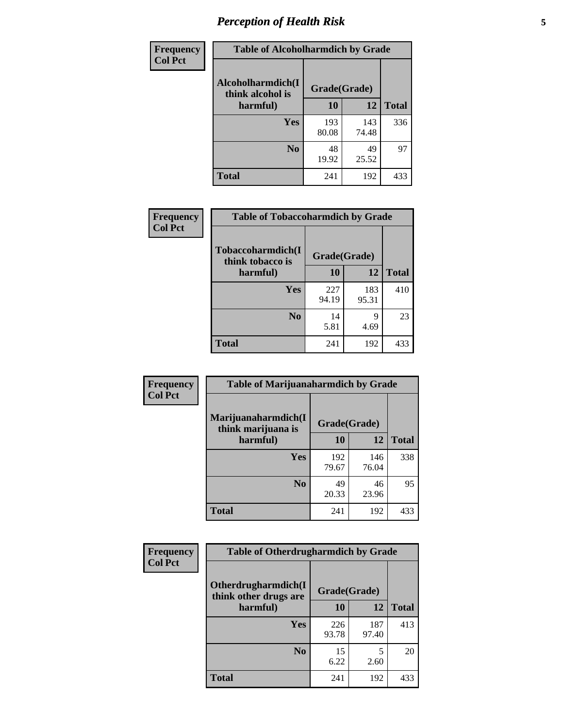| Frequency<br>Col Pct | Table of Alcoholharmdich by Grade | | |
|---|---|---|---|
| Alcoholharmdich(I think alcohol is harmful) | Grade(Grade) | | |
| | 10 | 12 | Total |
| Yes | 193<br>80.08 | 143<br>74.48 | 336 |
| No | 48<br>19.92 | 49<br>25.52 | 97 |
| Total | 241 | 192 | 433 |

| Frequency<br>Col Pct | Table of Tobaccoharmdich by Grade | | |
|---|---|---|---|
| Tobaccoharmdich(I think tobacco is harmful) | Grade(Grade) | | |
| | 10 | 12 | Total |
| Yes | 227<br>94.19 | 183<br>95.31 | 410 |
| No | 14<br>5.81 | 9<br>4.69 | 23 |
| Total | 241 | 192 | 433 |

| Frequency<br>Col Pct | Table of Marijuanaharmdich by Grade | | |
|---|---|---|---|
| Marijuanaharmdich(I think marijuana is harmful) | Grade(Grade) | | |
| | 10 | 12 | Total |
| Yes | 192<br>79.67 | 146<br>76.04 | 338 |
| No | 49<br>20.33 | 46<br>23.96 | 95 |
| Total | 241 | 192 | 433 |

| Frequency<br>Col Pct | Table of Otherdrugharmdich by Grade | | |
|---|---|---|---|
| Otherdrugharmdich(I think other drugs are harmful) | Grade(Grade) | | |
| | 10 | 12 | Total |
| Yes | 226<br>93.78 | 187<br>97.40 | 413 |
| No | 15<br>6.22 | 5<br>2.60 | 20 |
| Total | 241 | 192 | 433 |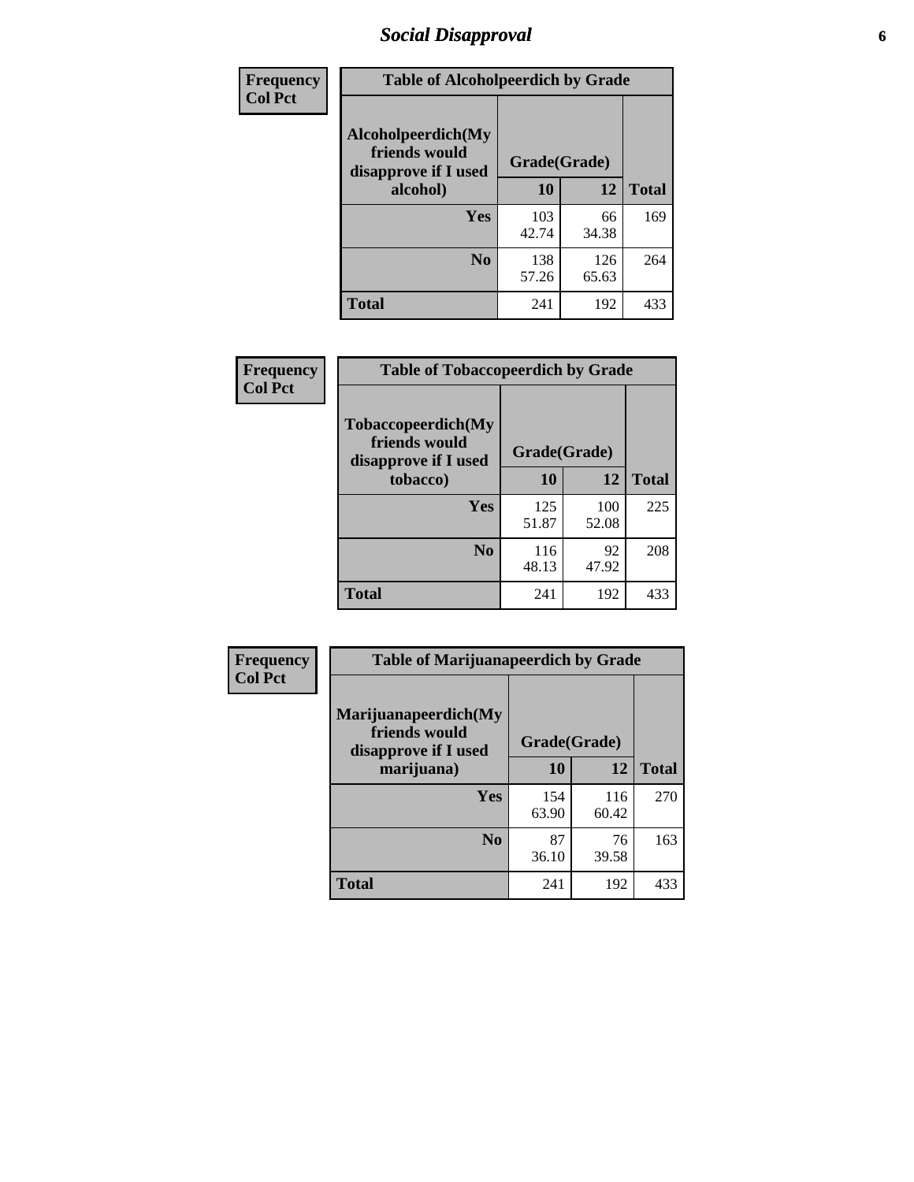| Frequency<br>Col Pct | | | |
|---|---|---|---|
| **Table of Alcoholpeerdich by Grade** | | | |
| **Alcoholpeerdich(My friends would disapprove if I used alcohol)** | **Grade(Grade)** | | |
| | **10** | **12** | **Total** |
| **Yes** | 103<br>42.74 | 66<br>34.38 | 169 |
| **No** | 138<br>57.26 | 126<br>65.63 | 264 |
| **Total** | 241 | 192 | 433 |

| Frequency<br>Col Pct | | | |
|---|---|---|---|
| **Table of Tobaccopeerdich by Grade** | | | |
| **Tobaccopeerdich(My friends would disapprove if I used tobacco)** | **Grade(Grade)** | | |
| | **10** | **12** | **Total** |
| **Yes** | 125<br>51.87 | 100<br>52.08 | 225 |
| **No** | 116<br>48.13 | 92<br>47.92 | 208 |
| **Total** | 241 | 192 | 433 |

| Frequency<br>Col Pct | | | |
|---|---|---|---|
| **Table of Marijuanapeerdich by Grade** | | | |
| **Marijuanapeerdich(My friends would disapprove if I used marijuana)** | **Grade(Grade)** | | |
| | **10** | **12** | **Total** |
| **Yes** | 154<br>63.90 | 116<br>60.42 | 270 |
| **No** | 87<br>36.10 | 76<br>39.58 | 163 |
| **Total** | 241 | 192 | 433 |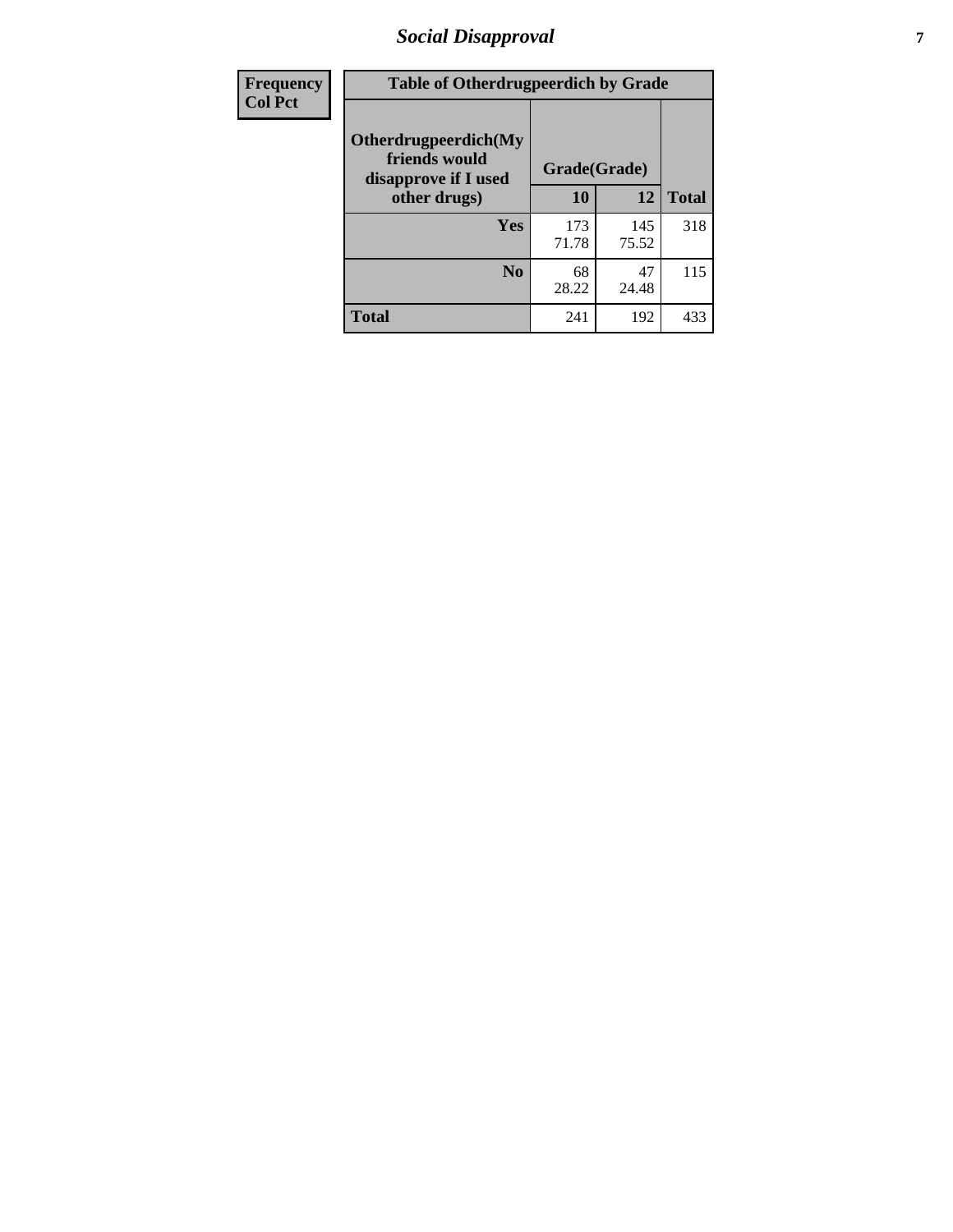# Social Disapproval

| Frequency<br>Col Pct |
|---|

**Table of Otherdrugpeerdich by Grade**

| Otherdrugpeerdich(My friends would disapprove if I used other drugs) | Grade(Grade) | | Total |
|---|---|---|---|
| | 10 | 12 | |
| Yes | 173<br>71.78 | 145<br>75.52 | 318 |
| No | 68<br>28.22 | 47<br>24.48 | 115 |
| Total | 241 | 192 | 433 |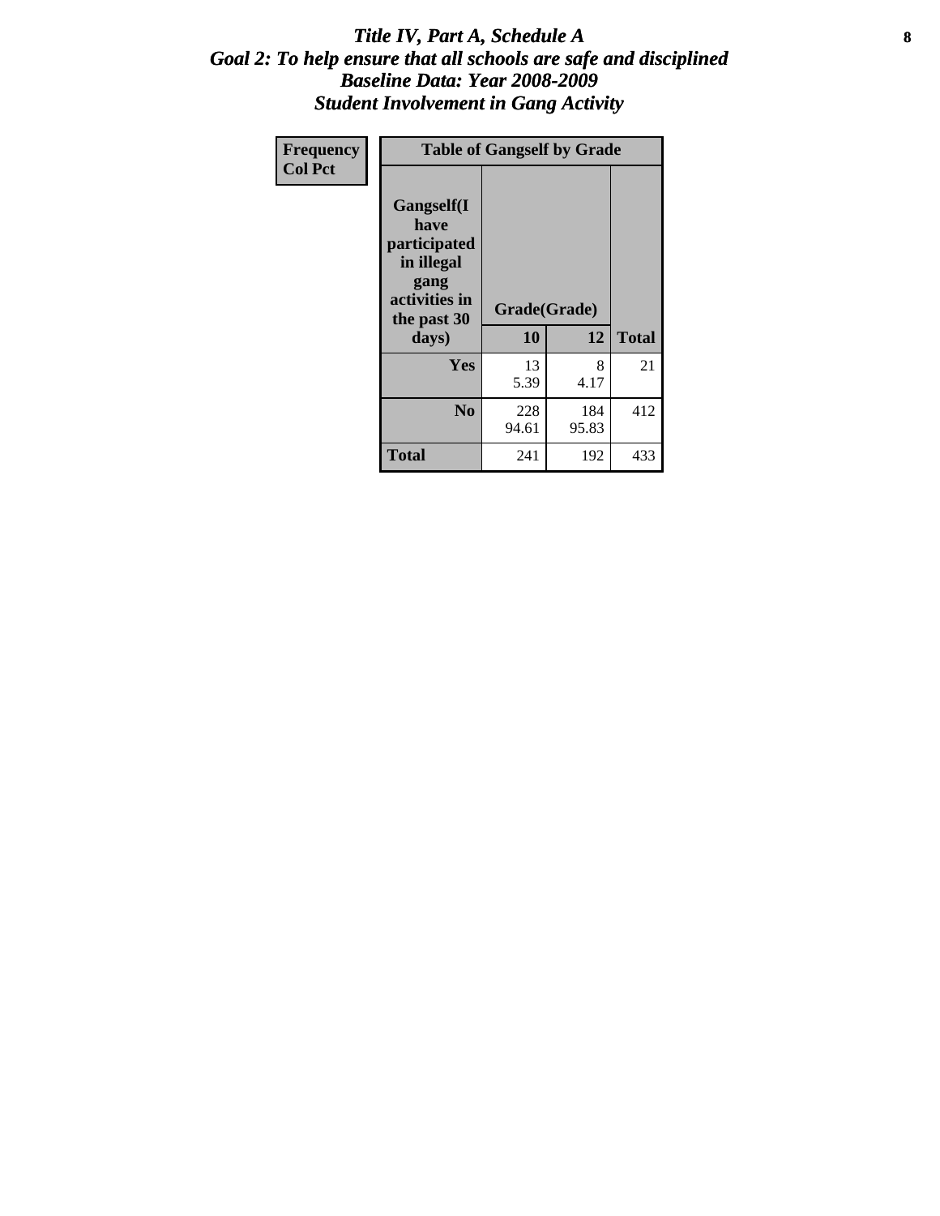# *Title IV, Part A, Schedule A*
## *Goal 2: To help ensure that all schools are safe and disciplined*
## *Baseline Data: Year 2008-2009*
## *Student Involvement in Gang Activity*

| Frequency<br>Col Pct | Table of Gangself by Grade | | |
|---|---|---|---|
| **Gangself(I have participated in illegal gang activities in the past 30 days)** | **Grade(Grade)** | | |
| | **10** | **12** | **Total** |
| **Yes** | 13<br>5.39 | 8<br>4.17 | 21 |
| **No** | 228<br>94.61 | 184<br>95.83 | 412 |
| **Total** | 241 | 192 | 433 |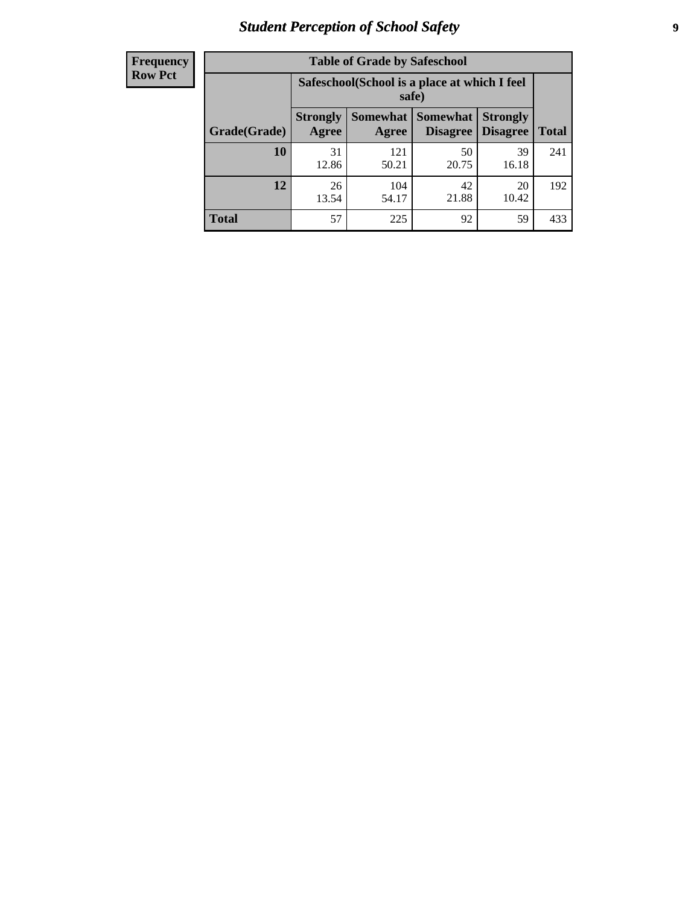| Frequency<br>Row Pct |
|---|

| Table of Grade by Safeschool | | | | | |
|---|---|---|---|---|---|
| | Safeschool(School is a place at which I feel safe) | | | | |
| Grade(Grade) | Strongly Agree | Somewhat Agree | Somewhat Disagree | Strongly Disagree | Total |
| **10** | 31<br>12.86 | 121<br>50.21 | 50<br>20.75 | 39<br>16.18 | 241 |
| **12** | 26<br>13.54 | 104<br>54.17 | 42<br>21.88 | 20<br>10.42 | 192 |
| **Total** | 57 | 225 | 92 | 59 | 433 |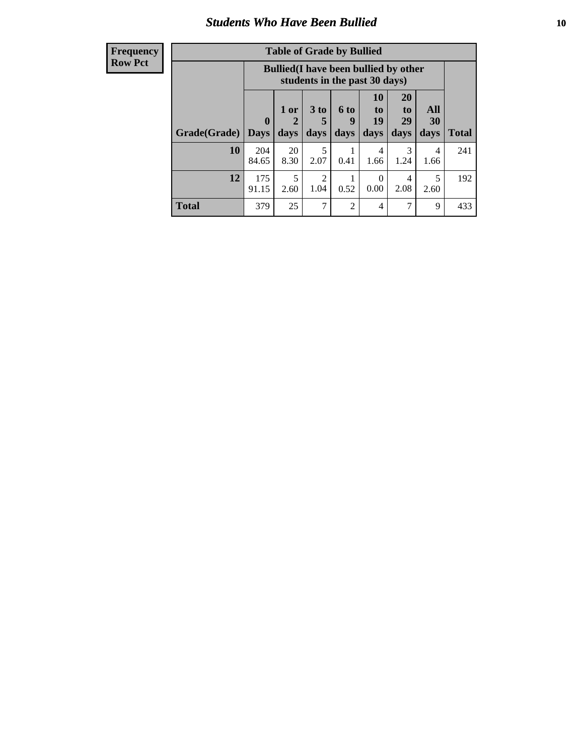## Students Who Have Been Bullied

**Frequency**
**Row Pct**

**Table of Grade by Bullied**

| | Bullied(I have been bullied by other students in the past 30 days) | | | | | | | |
|---|---|---|---|---|---|---|---|---|
| **Grade(Grade)** | **0 Days** | **1 or 2 days** | **3 to 5 days** | **6 to 9 days** | **10 to 19 days** | **20 to 29 days** | **All 30 days** | **Total** |
| **10** | 204<br>84.65 | 20<br>8.30 | 5<br>2.07 | 1<br>0.41 | 4<br>1.66 | 3<br>1.24 | 4<br>1.66 | 241 |
| **12** | 175<br>91.15 | 5<br>2.60 | 2<br>1.04 | 1<br>0.52 | 0<br>0.00 | 4<br>2.08 | 5<br>2.60 | 192 |
| **Total** | 379 | 25 | 7 | 2 | 4 | 7 | 9 | 433 |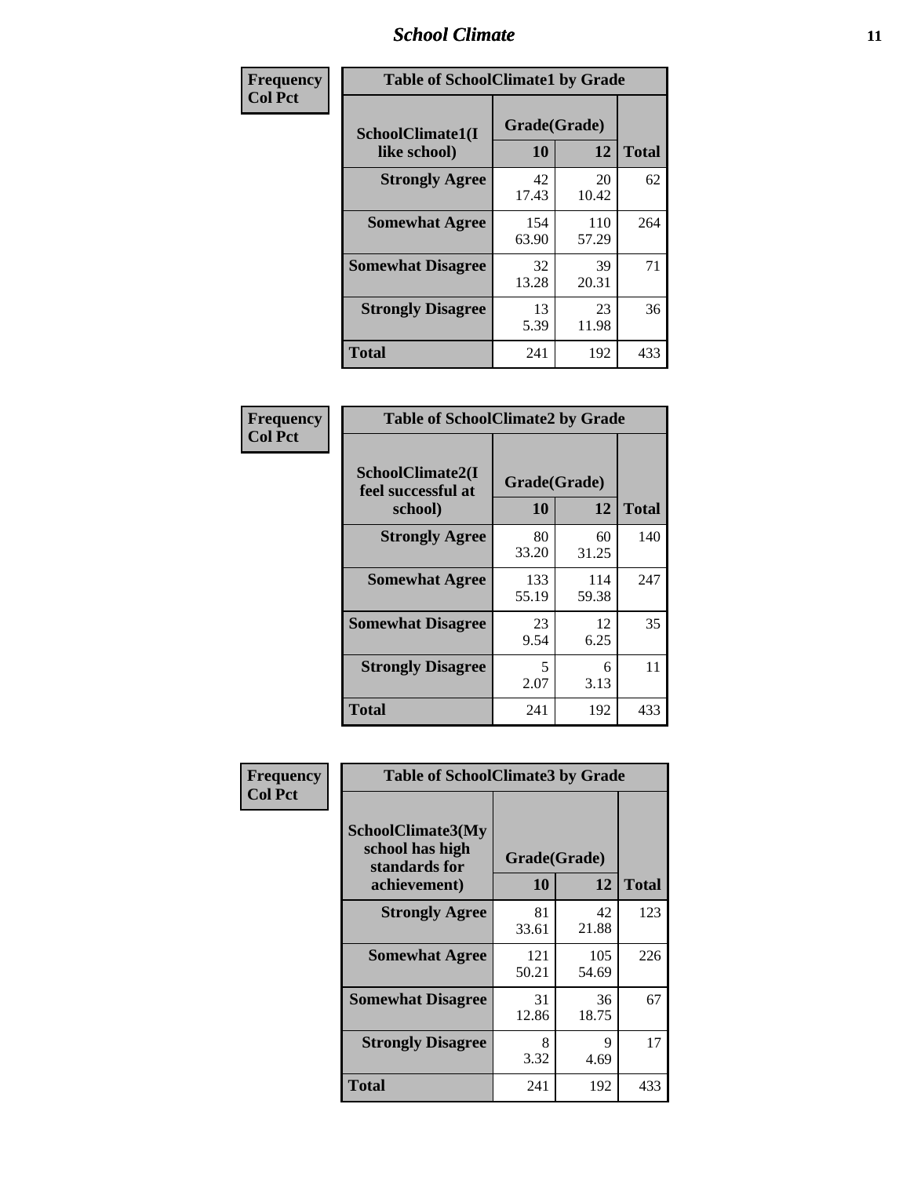| Frequency<br>Col Pct | Table of SchoolClimate1 by Grade | | |
|---|---|---|---|
| SchoolClimate1(I like school) | Grade(Grade) | | Total |
| | 10 | 12 | |
| Strongly Agree | 42<br>17.43 | 20<br>10.42 | 62 |
| Somewhat Agree | 154<br>63.90 | 110<br>57.29 | 264 |
| Somewhat Disagree | 32<br>13.28 | 39<br>20.31 | 71 |
| Strongly Disagree | 13<br>5.39 | 23<br>11.98 | 36 |
| Total | 241 | 192 | 433 |

| Frequency<br>Col Pct | Table of SchoolClimate2 by Grade | | |
|---|---|---|---|
| SchoolClimate2(I feel successful at school) | Grade(Grade) | | Total |
| | 10 | 12 | |
| Strongly Agree | 80<br>33.20 | 60<br>31.25 | 140 |
| Somewhat Agree | 133<br>55.19 | 114<br>59.38 | 247 |
| Somewhat Disagree | 23<br>9.54 | 12<br>6.25 | 35 |
| Strongly Disagree | 5<br>2.07 | 6<br>3.13 | 11 |
| Total | 241 | 192 | 433 |

| Frequency<br>Col Pct | Table of SchoolClimate3 by Grade | | |
|---|---|---|---|
| SchoolClimate3(My school has high standards for achievement) | Grade(Grade) | | Total |
| | 10 | 12 | |
| Strongly Agree | 81<br>33.61 | 42<br>21.88 | 123 |
| Somewhat Agree | 121<br>50.21 | 105<br>54.69 | 226 |
| Somewhat Disagree | 31<br>12.86 | 36<br>18.75 | 67 |
| Strongly Disagree | 8<br>3.32 | 9<br>4.69 | 17 |
| Total | 241 | 192 | 433 |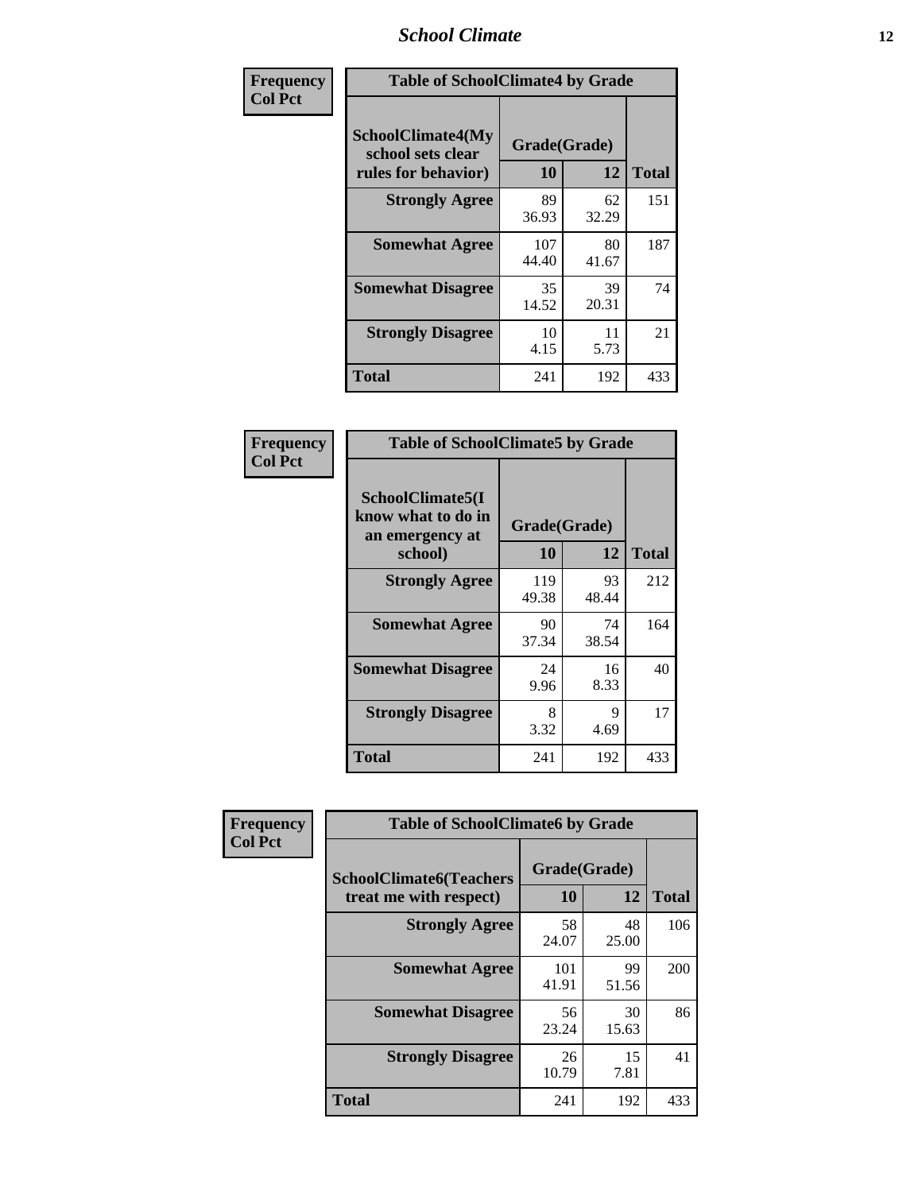| Frequency Col Pct | Table of SchoolClimate4 by Grade | | |
|---|---|---|---|
| SchoolClimate4(My school sets clear rules for behavior) | Grade(Grade) | | |
| | 10 | 12 | Total |
| Strongly Agree | 89<br>36.93 | 62<br>32.29 | 151 |
| Somewhat Agree | 107<br>44.40 | 80<br>41.67 | 187 |
| Somewhat Disagree | 35<br>14.52 | 39<br>20.31 | 74 |
| Strongly Disagree | 10<br>4.15 | 11<br>5.73 | 21 |
| Total | 241 | 192 | 433 |

| Frequency Col Pct | Table of SchoolClimate5 by Grade | | |
|---|---|---|---|
| SchoolClimate5(I know what to do in an emergency at school) | Grade(Grade) | | |
| | 10 | 12 | Total |
| Strongly Agree | 119<br>49.38 | 93<br>48.44 | 212 |
| Somewhat Agree | 90<br>37.34 | 74<br>38.54 | 164 |
| Somewhat Disagree | 24<br>9.96 | 16<br>8.33 | 40 |
| Strongly Disagree | 8<br>3.32 | 9<br>4.69 | 17 |
| Total | 241 | 192 | 433 |

| Frequency Col Pct | Table of SchoolClimate6 by Grade | | |
|---|---|---|---|
| SchoolClimate6(Teachers treat me with respect) | Grade(Grade) | | |
| | 10 | 12 | Total |
| Strongly Agree | 58<br>24.07 | 48<br>25.00 | 106 |
| Somewhat Agree | 101<br>41.91 | 99<br>51.56 | 200 |
| Somewhat Disagree | 56<br>23.24 | 30<br>15.63 | 86 |
| Strongly Disagree | 26<br>10.79 | 15<br>7.81 | 41 |
| Total | 241 | 192 | 433 |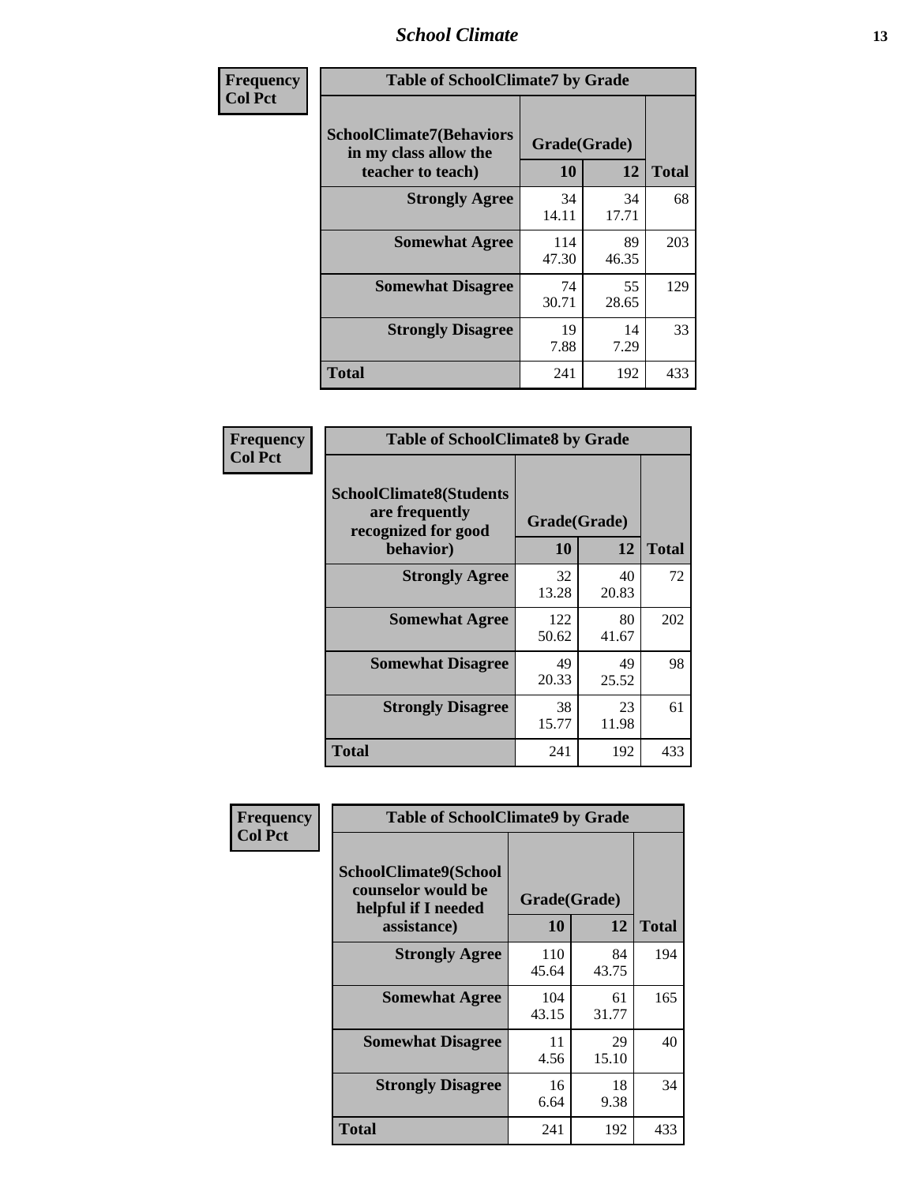| Frequency<br>Col Pct | Table of SchoolClimate7 by Grade | | |
|---|---|---|---|
| SchoolClimate7(Behaviors in my class allow the teacher to teach) | Grade(Grade) | | |
| | 10 | 12 | Total |
| Strongly Agree | 34<br>14.11 | 34<br>17.71 | 68 |
| Somewhat Agree | 114<br>47.30 | 89<br>46.35 | 203 |
| Somewhat Disagree | 74<br>30.71 | 55<br>28.65 | 129 |
| Strongly Disagree | 19<br>7.88 | 14<br>7.29 | 33 |
| Total | 241 | 192 | 433 |

| Frequency<br>Col Pct | Table of SchoolClimate8 by Grade | | |
|---|---|---|---|
| SchoolClimate8(Students are frequently recognized for good behavior) | Grade(Grade) | | |
| | 10 | 12 | Total |
| Strongly Agree | 32<br>13.28 | 40<br>20.83 | 72 |
| Somewhat Agree | 122<br>50.62 | 80<br>41.67 | 202 |
| Somewhat Disagree | 49<br>20.33 | 49<br>25.52 | 98 |
| Strongly Disagree | 38<br>15.77 | 23<br>11.98 | 61 |
| Total | 241 | 192 | 433 |

| Frequency<br>Col Pct | Table of SchoolClimate9 by Grade | | |
|---|---|---|---|
| SchoolClimate9(School counselor would be helpful if I needed assistance) | Grade(Grade) | | |
| | 10 | 12 | Total |
| Strongly Agree | 110<br>45.64 | 84<br>43.75 | 194 |
| Somewhat Agree | 104<br>43.15 | 61<br>31.77 | 165 |
| Somewhat Disagree | 11<br>4.56 | 29<br>15.10 | 40 |
| Strongly Disagree | 16<br>6.64 | 18<br>9.38 | 34 |
| Total | 241 | 192 | 433 |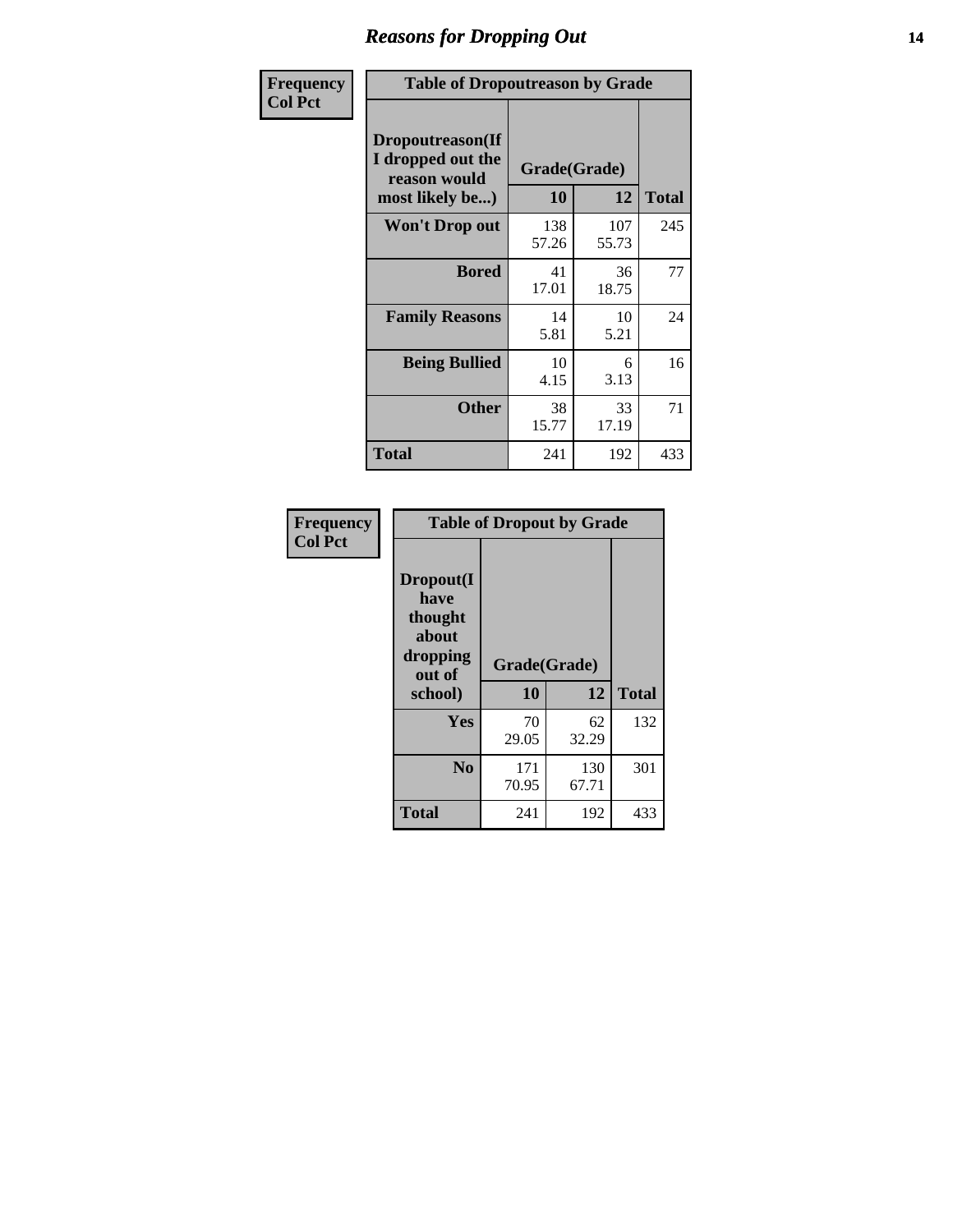## Reasons for Dropping Out

| Frequency<br>Col Pct | Table of Dropoutreason by Grade | | |
|---|---|---|---|
| Dropoutreason(If I dropped out the reason would most likely be...) | Grade(Grade) | | |
| | 10 | 12 | Total |
| Won't Drop out | 138<br>57.26 | 107<br>55.73 | 245 |
| Bored | 41<br>17.01 | 36<br>18.75 | 77 |
| Family Reasons | 14<br>5.81 | 10<br>5.21 | 24 |
| Being Bullied | 10<br>4.15 | 6<br>3.13 | 16 |
| Other | 38<br>15.77 | 33<br>17.19 | 71 |
| Total | 241 | 192 | 433 |

| Frequency<br>Col Pct | Table of Dropout by Grade | | |
|---|---|---|---|
| Dropout(I have thought about dropping out of school) | Grade(Grade) | | |
| | 10 | 12 | Total |
| Yes | 70<br>29.05 | 62<br>32.29 | 132 |
| No | 171<br>70.95 | 130<br>67.71 | 301 |
| Total | 241 | 192 | 433 |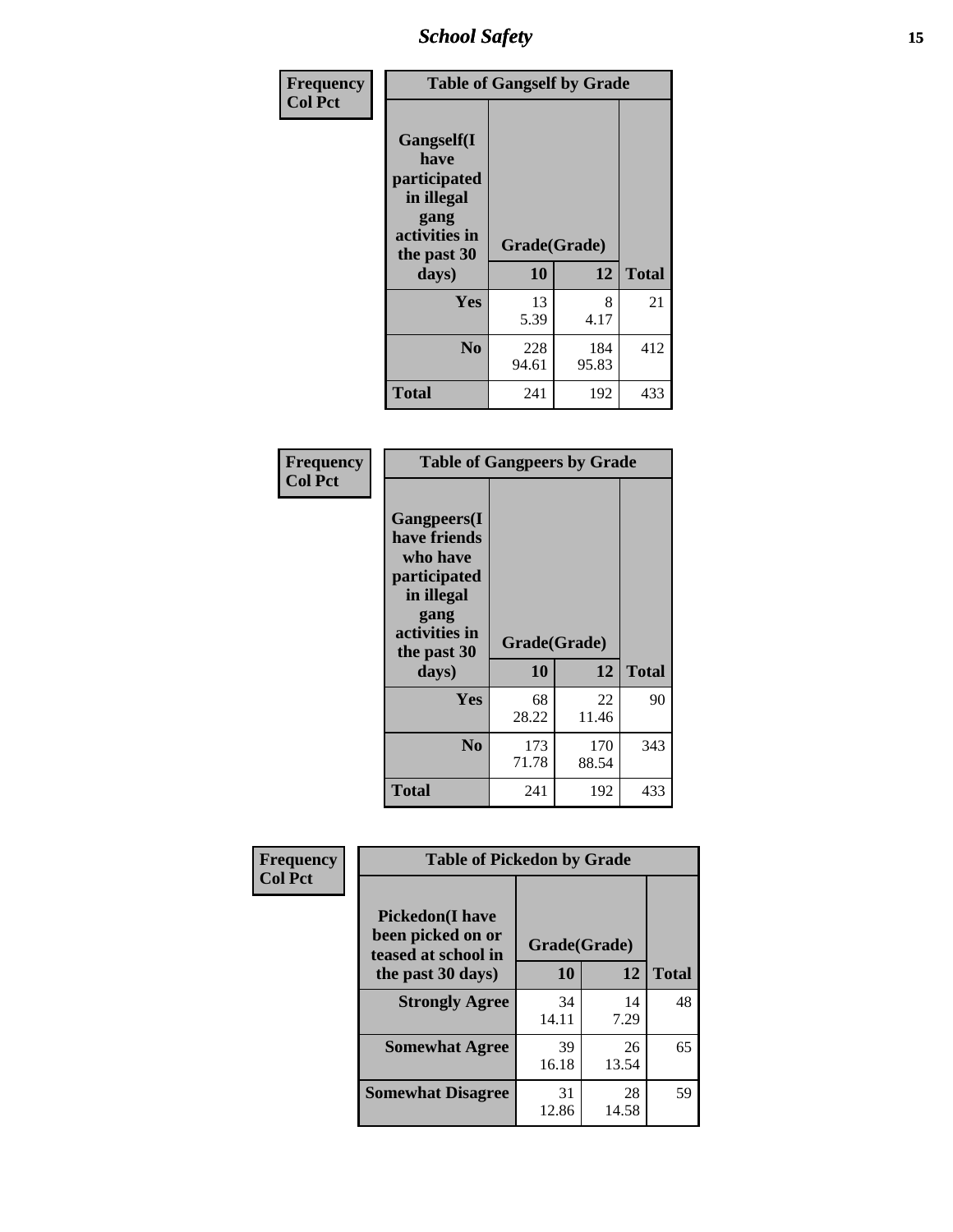| Frequency<br>Col Pct | Table of Gangself by Grade | | |
|---|---|---|---|
| Gangself(I have participated in illegal gang activities in the past 30 days) | Grade(Grade) | | |
| | 10 | 12 | Total |
| Yes | 13<br>5.39 | 8<br>4.17 | 21 |
| No | 228<br>94.61 | 184<br>95.83 | 412 |
| Total | 241 | 192 | 433 |

| Frequency<br>Col Pct | Table of Gangpeers by Grade | | |
|---|---|---|---|
| Gangpeers(I have friends who have participated in illegal gang activities in the past 30 days) | Grade(Grade) | | |
| | 10 | 12 | Total |
| Yes | 68<br>28.22 | 22<br>11.46 | 90 |
| No | 173<br>71.78 | 170<br>88.54 | 343 |
| Total | 241 | 192 | 433 |

| Frequency<br>Col Pct | Table of Pickedon by Grade | | |
|---|---|---|---|
| Pickedon(I have been picked on or teased at school in the past 30 days) | Grade(Grade) | | |
| | 10 | 12 | Total |
| Strongly Agree | 34<br>14.11 | 14<br>7.29 | 48 |
| Somewhat Agree | 39<br>16.18 | 26<br>13.54 | 65 |
| Somewhat Disagree | 31<br>12.86 | 28<br>14.58 | 59 |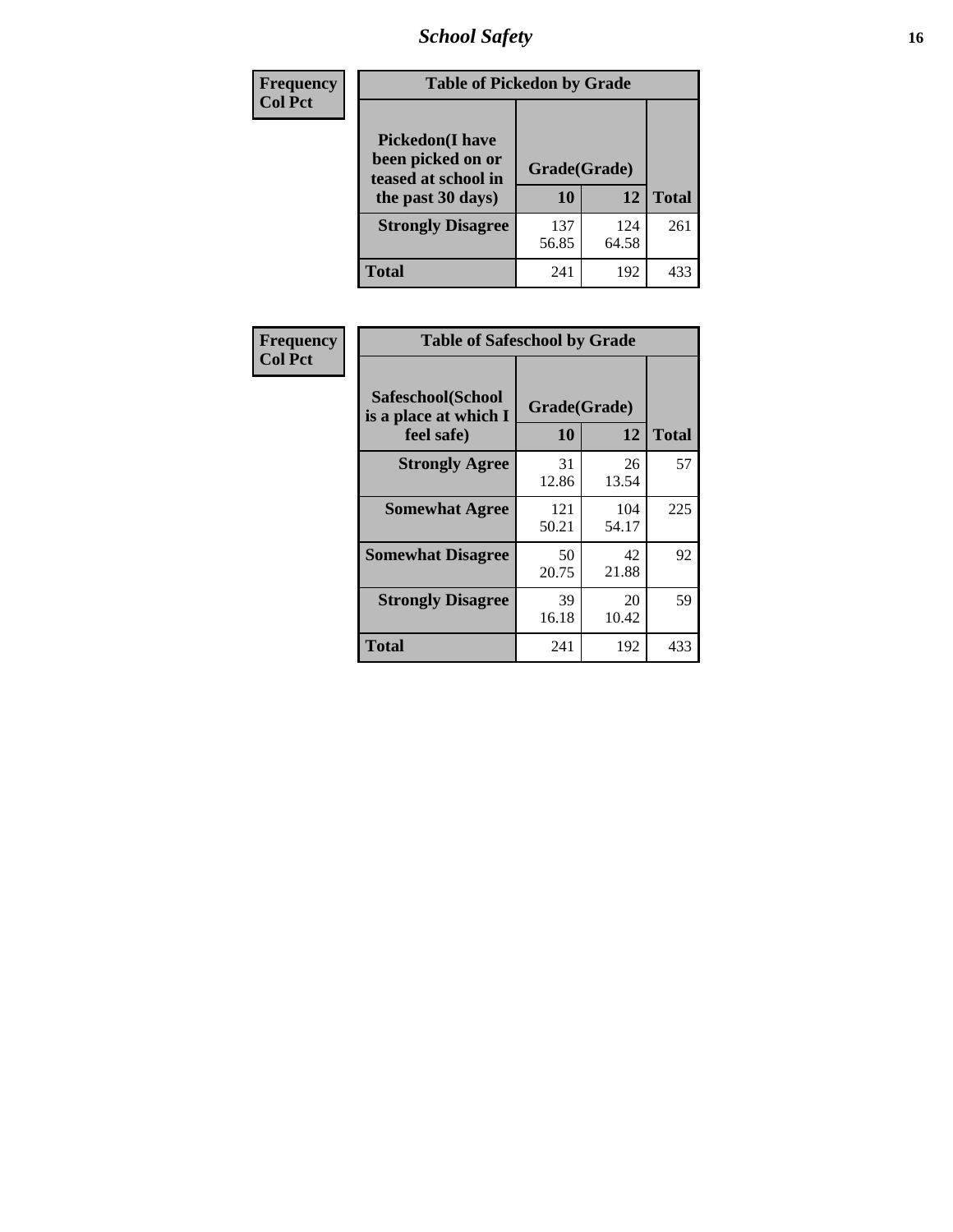**Frequency**
**Col Pct**

| Table of Pickedon by Grade | | | |
|---|---|---|---|
| **Pickedon(I have been picked on or teased at school in the past 30 days)** | **Grade(Grade)** | | |
| | **10** | **12** | **Total** |
| **Strongly Disagree** | 137<br>56.85 | 124<br>64.58 | 261 |
| **Total** | 241 | 192 | 433 |

**Frequency**
**Col Pct**

| Table of Safeschool by Grade | | | |
|---|---|---|---|
| **Safeschool(School is a place at which I feel safe)** | **Grade(Grade)** | | |
| | **10** | **12** | **Total** |
| **Strongly Agree** | 31<br>12.86 | 26<br>13.54 | 57 |
| **Somewhat Agree** | 121<br>50.21 | 104<br>54.17 | 225 |
| **Somewhat Disagree** | 50<br>20.75 | 42<br>21.88 | 92 |
| **Strongly Disagree** | 39<br>16.18 | 20<br>10.42 | 59 |
| **Total** | 241 | 192 | 433 |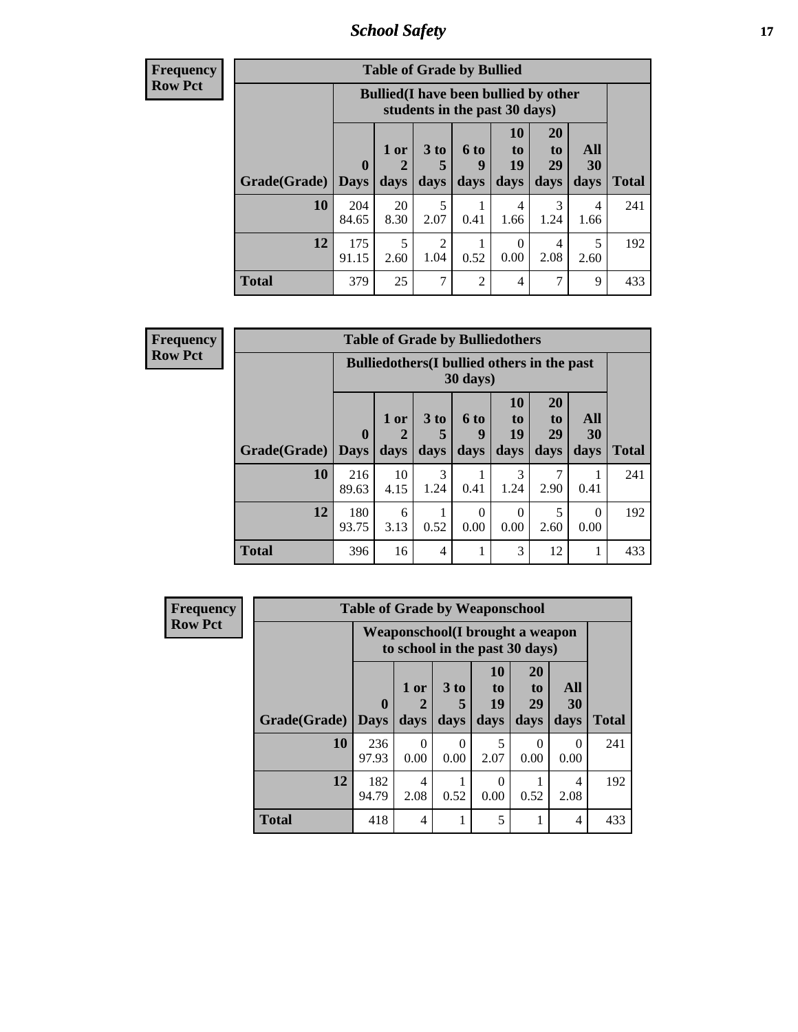# School Safety

**Frequency**
**Row Pct**

| Table of Grade by Bullied | | | | | | | | |
|---|---|---|---|---|---|---|---|---|
| | Bullied(I have been bullied by other students in the past 30 days) | | | | | | | |
| Grade(Grade) | 0 Days | 1 or 2 days | 3 to 5 days | 6 to 9 days | 10 to 19 days | 20 to 29 days | All 30 days | Total |
| 10 | 204<br>84.65 | 20<br>8.30 | 5<br>2.07 | 1<br>0.41 | 4<br>1.66 | 3<br>1.24 | 4<br>1.66 | 241 |
| 12 | 175<br>91.15 | 5<br>2.60 | 2<br>1.04 | 1<br>0.52 | 0<br>0.00 | 4<br>2.08 | 5<br>2.60 | 192 |
| Total | 379 | 25 | 7 | 2 | 4 | 7 | 9 | 433 |

**Frequency**
**Row Pct**

| Table of Grade by Bulliedothers | | | | | | | | |
|---|---|---|---|---|---|---|---|---|
| | Bulliedothers(I bullied others in the past 30 days) | | | | | | | |
| Grade(Grade) | 0 Days | 1 or 2 days | 3 to 5 days | 6 to 9 days | 10 to 19 days | 20 to 29 days | All 30 days | Total |
| 10 | 216<br>89.63 | 10<br>4.15 | 3<br>1.24 | 1<br>0.41 | 3<br>1.24 | 7<br>2.90 | 1<br>0.41 | 241 |
| 12 | 180<br>93.75 | 6<br>3.13 | 1<br>0.52 | 0<br>0.00 | 0<br>0.00 | 5<br>2.60 | 0<br>0.00 | 192 |
| Total | 396 | 16 | 4 | 1 | 3 | 12 | 1 | 433 |

**Frequency**
**Row Pct**

| Table of Grade by Weaponschool | | | | | | | |
|---|---|---|---|---|---|---|---|
| | Weaponschool(I brought a weapon to school in the past 30 days) | | | | | | |
| Grade(Grade) | 0 Days | 1 or 2 days | 3 to 5 days | 10 to 19 days | 20 to 29 days | All 30 days | Total |
| 10 | 236<br>97.93 | 0<br>0.00 | 0<br>0.00 | 5<br>2.07 | 0<br>0.00 | 0<br>0.00 | 241 |
| 12 | 182<br>94.79 | 4<br>2.08 | 1<br>0.52 | 0<br>0.00 | 1<br>0.52 | 4<br>2.08 | 192 |
| Total | 418 | 4 | 1 | 5 | 1 | 4 | 433 |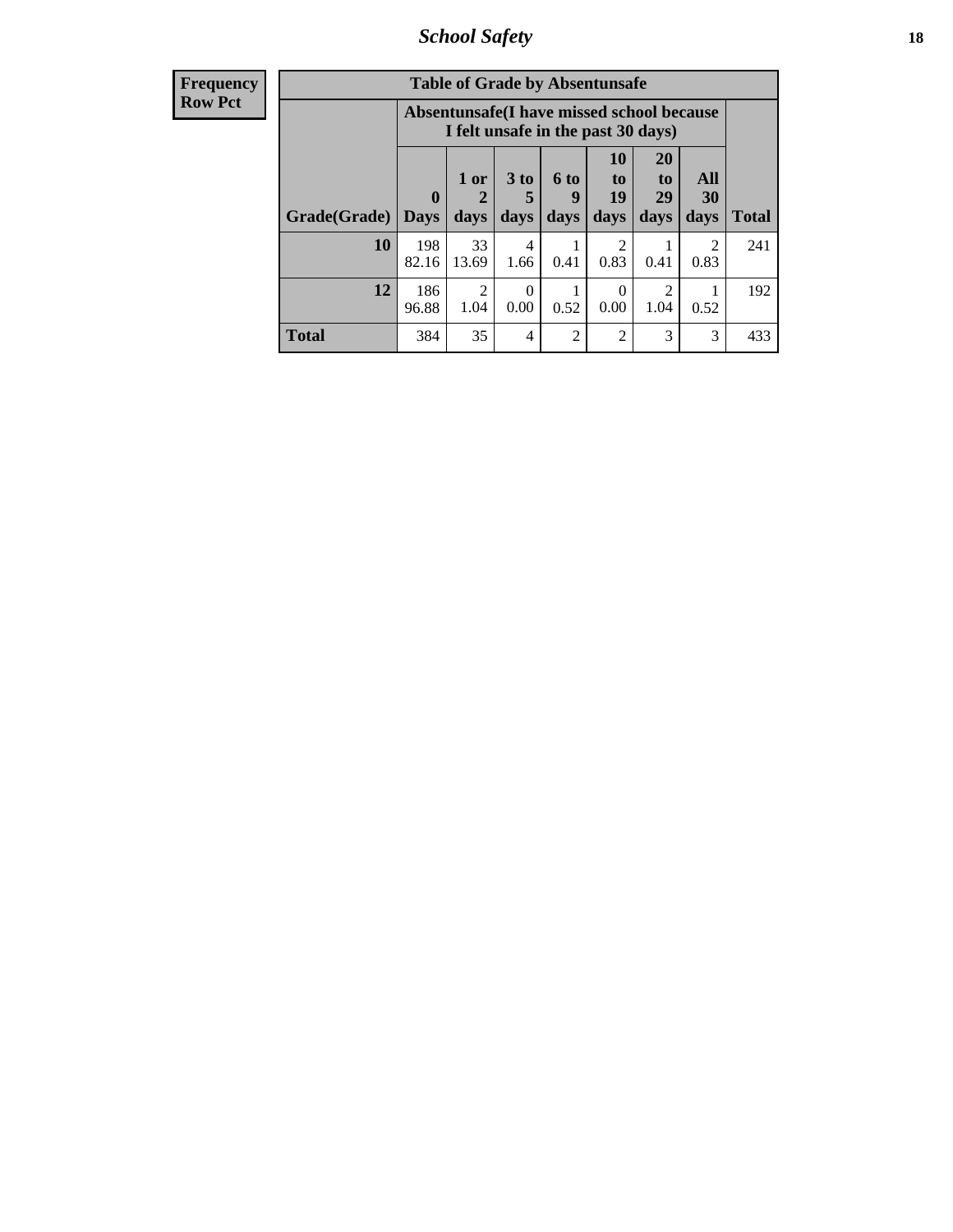| Frequency Row Pct |
|---|

| Table of Grade by Absentunsafe | | | | | | | | |
|---|---|---|---|---|---|---|---|---|
| | Absentunsafe(I have missed school because I felt unsafe in the past 30 days) | | | | | | | |
| Grade(Grade) | 0 Days | 1 or 2 days | 3 to 5 days | 6 to 9 days | 10 to 19 days | 20 to 29 days | All 30 days | Total |
| **10** | 198<br>82.16 | 33<br>13.69 | 4<br>1.66 | 1<br>0.41 | 2<br>0.83 | 1<br>0.41 | 2<br>0.83 | 241 |
| **12** | 186<br>96.88 | 2<br>1.04 | 0<br>0.00 | 1<br>0.52 | 0<br>0.00 | 2<br>1.04 | 1<br>0.52 | 192 |
| **Total** | 384 | 35 | 4 | 2 | 2 | 3 | 3 | 433 |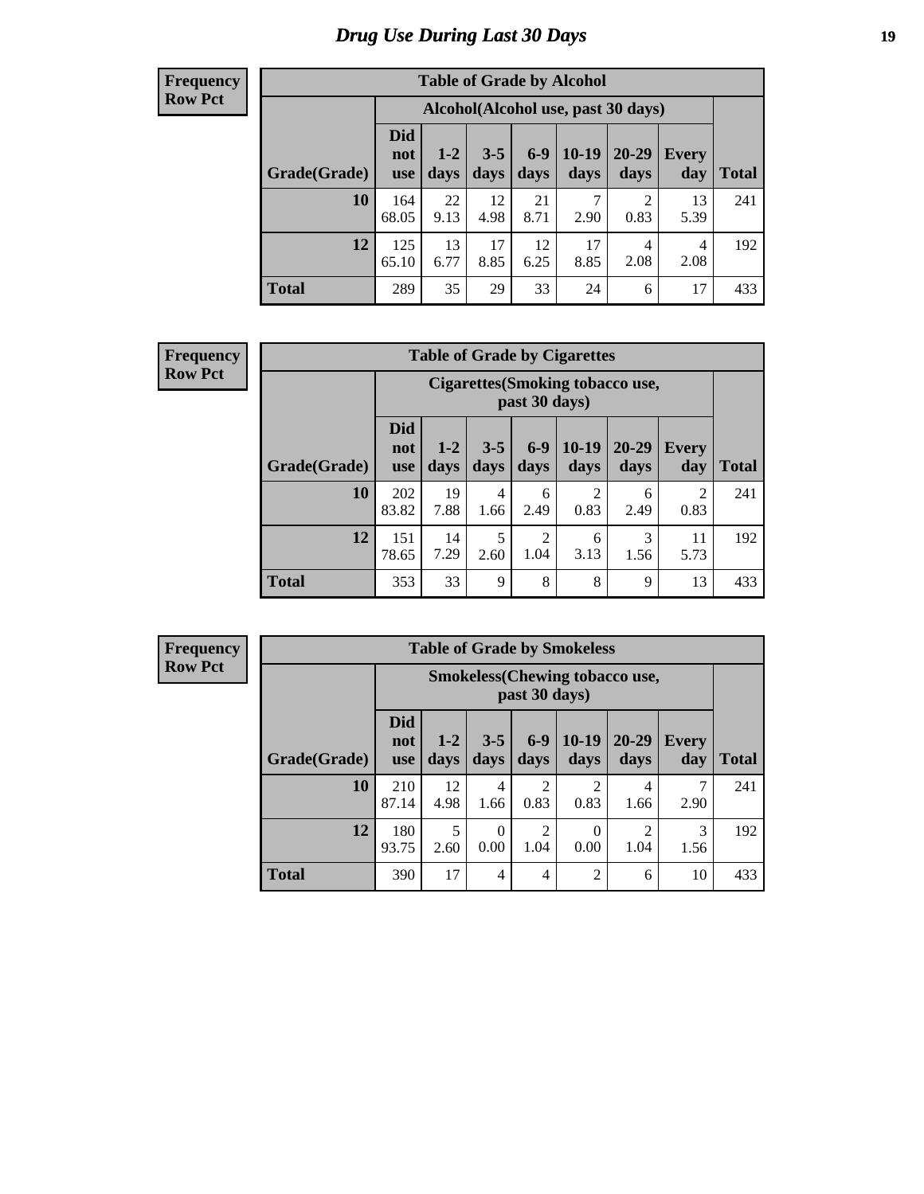# Drug Use During Last 30 Days

**Frequency**
**Row Pct**

| Table of Grade by Alcohol | | | | | | | | |
|---|---|---|---|---|---|---|---|---|
| | Alcohol(Alcohol use, past 30 days) | | | | | | | |
| Grade(Grade) | Did not use | 1-2 days | 3-5 days | 6-9 days | 10-19 days | 20-29 days | Every day | Total |
| 10 | 164<br>68.05 | 22<br>9.13 | 12<br>4.98 | 21<br>8.71 | 7<br>2.90 | 2<br>0.83 | 13<br>5.39 | 241 |
| 12 | 125<br>65.10 | 13<br>6.77 | 17<br>8.85 | 12<br>6.25 | 17<br>8.85 | 4<br>2.08 | 4<br>2.08 | 192 |
| Total | 289 | 35 | 29 | 33 | 24 | 6 | 17 | 433 |

**Frequency**
**Row Pct**

| Table of Grade by Cigarettes | | | | | | | | |
|---|---|---|---|---|---|---|---|---|
| | Cigarettes(Smoking tobacco use, past 30 days) | | | | | | | |
| Grade(Grade) | Did not use | 1-2 days | 3-5 days | 6-9 days | 10-19 days | 20-29 days | Every day | Total |
| 10 | 202<br>83.82 | 19<br>7.88 | 4<br>1.66 | 6<br>2.49 | 2<br>0.83 | 6<br>2.49 | 2<br>0.83 | 241 |
| 12 | 151<br>78.65 | 14<br>7.29 | 5<br>2.60 | 2<br>1.04 | 6<br>3.13 | 3<br>1.56 | 11<br>5.73 | 192 |
| Total | 353 | 33 | 9 | 8 | 8 | 9 | 13 | 433 |

**Frequency**
**Row Pct**

| Table of Grade by Smokeless | | | | | | | | |
|---|---|---|---|---|---|---|---|---|
| | Smokeless(Chewing tobacco use, past 30 days) | | | | | | | |
| Grade(Grade) | Did not use | 1-2 days | 3-5 days | 6-9 days | 10-19 days | 20-29 days | Every day | Total |
| 10 | 210<br>87.14 | 12<br>4.98 | 4<br>1.66 | 2<br>0.83 | 2<br>0.83 | 4<br>1.66 | 7<br>2.90 | 241 |
| 12 | 180<br>93.75 | 5<br>2.60 | 0<br>0.00 | 2<br>1.04 | 0<br>0.00 | 2<br>1.04 | 3<br>1.56 | 192 |
| Total | 390 | 17 | 4 | 4 | 2 | 6 | 10 | 433 |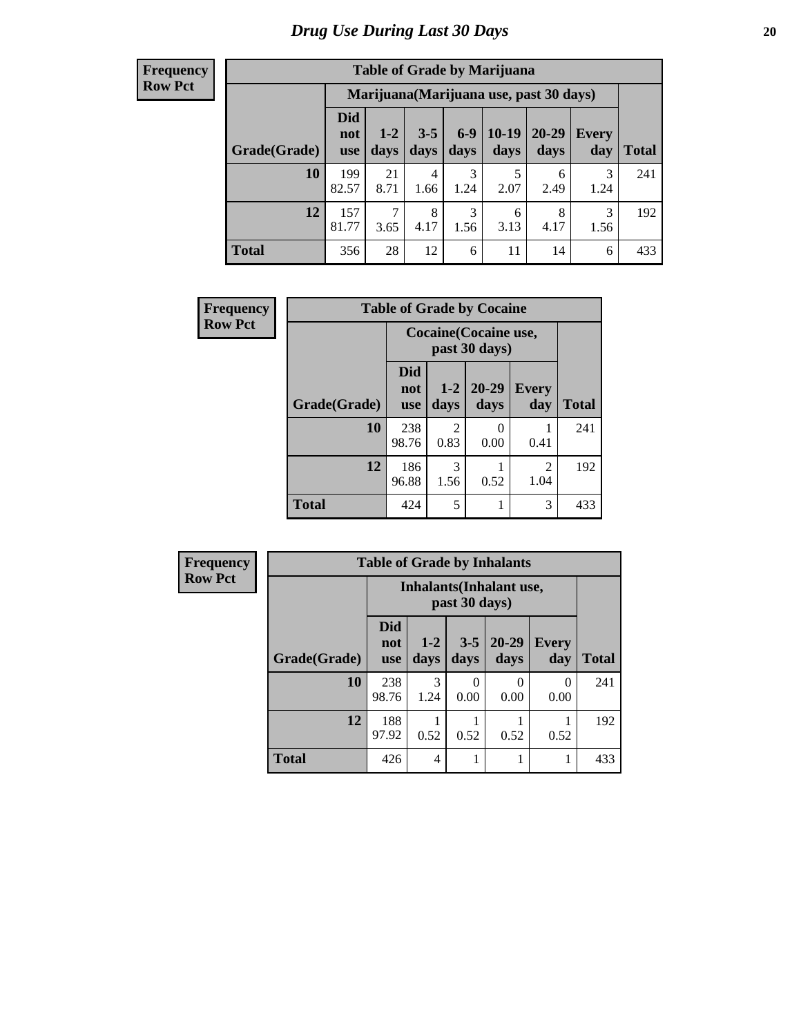# Drug Use During Last 30 Days

| Frequency Row Pct |
|---|

**Table of Grade by Marijuana**

| Grade(Grade) | Marijuana(Marijuana use, past 30 days) | | | | | | | Total |
|---|---|---|---|---|---|---|---|---|
| | Did not use | 1-2 days | 3-5 days | 6-9 days | 10-19 days | 20-29 days | Every day | |
| 10 | 199<br>82.57 | 21<br>8.71 | 4<br>1.66 | 3<br>1.24 | 5<br>2.07 | 6<br>2.49 | 3<br>1.24 | 241 |
| 12 | 157<br>81.77 | 7<br>3.65 | 8<br>4.17 | 3<br>1.56 | 6<br>3.13 | 8<br>4.17 | 3<br>1.56 | 192 |
| Total | 356 | 28 | 12 | 6 | 11 | 14 | 6 | 433 |

| Frequency Row Pct |
|---|

**Table of Grade by Cocaine**

| Grade(Grade) | Cocaine(Cocaine use, past 30 days) | | | | Total |
|---|---|---|---|---|---|
| | Did not use | 1-2 days | 20-29 days | Every day | |
| 10 | 238<br>98.76 | 2<br>0.83 | 0<br>0.00 | 1<br>0.41 | 241 |
| 12 | 186<br>96.88 | 3<br>1.56 | 1<br>0.52 | 2<br>1.04 | 192 |
| Total | 424 | 5 | 1 | 3 | 433 |

| Frequency Row Pct |
|---|

**Table of Grade by Inhalants**

| Grade(Grade) | Inhalants(Inhalant use, past 30 days) | | | | | Total |
|---|---|---|---|---|---|---|
| | Did not use | 1-2 days | 3-5 days | 20-29 days | Every day | |
| 10 | 238<br>98.76 | 3<br>1.24 | 0<br>0.00 | 0<br>0.00 | 0<br>0.00 | 241 |
| 12 | 188<br>97.92 | 1<br>0.52 | 1<br>0.52 | 1<br>0.52 | 1<br>0.52 | 192 |
| Total | 426 | 4 | 1 | 1 | 1 | 433 |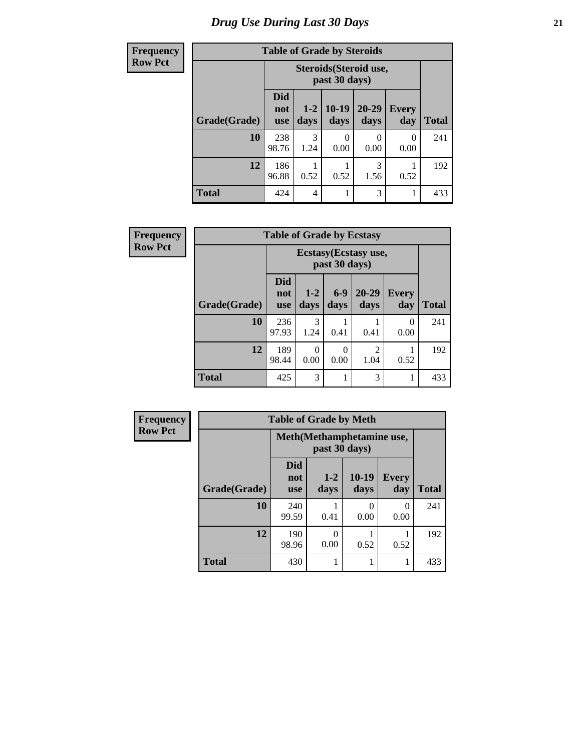# Drug Use During Last 30 Days

| Frequency<br>Row Pct | | | | | | |
|---|---|---|---|---|---|---|

**Table of Grade by Steroids**

| | Steroids(Steroid use, past 30 days) | | | | | |
|---|---|---|---|---|---|---|
| Grade(Grade) | Did not use | 1-2 days | 10-19 days | 20-29 days | Every day | Total |
| 10 | 238<br>98.76 | 3<br>1.24 | 0<br>0.00 | 0<br>0.00 | 0<br>0.00 | 241 |
| 12 | 186<br>96.88 | 1<br>0.52 | 1<br>0.52 | 3<br>1.56 | 1<br>0.52 | 192 |
| Total | 424 | 4 | 1 | 3 | 1 | 433 |

| Frequency<br>Row Pct | | | | | | |
|---|---|---|---|---|---|---|

**Table of Grade by Ecstasy**

| | Ecstasy(Ecstasy use, past 30 days) | | | | | |
|---|---|---|---|---|---|---|
| Grade(Grade) | Did not use | 1-2 days | 6-9 days | 20-29 days | Every day | Total |
| 10 | 236<br>97.93 | 3<br>1.24 | 1<br>0.41 | 1<br>0.41 | 0<br>0.00 | 241 |
| 12 | 189<br>98.44 | 0<br>0.00 | 0<br>0.00 | 2<br>1.04 | 1<br>0.52 | 192 |
| Total | 425 | 3 | 1 | 3 | 1 | 433 |

| Frequency<br>Row Pct | | | | | |
|---|---|---|---|---|---|

**Table of Grade by Meth**

| | Meth(Methamphetamine use, past 30 days) | | | | |
|---|---|---|---|---|---|
| Grade(Grade) | Did not use | 1-2 days | 10-19 days | Every day | Total |
| 10 | 240<br>99.59 | 1<br>0.41 | 0<br>0.00 | 0<br>0.00 | 241 |
| 12 | 190<br>98.96 | 0<br>0.00 | 1<br>0.52 | 1<br>0.52 | 192 |
| Total | 430 | 1 | 1 | 1 | 433 |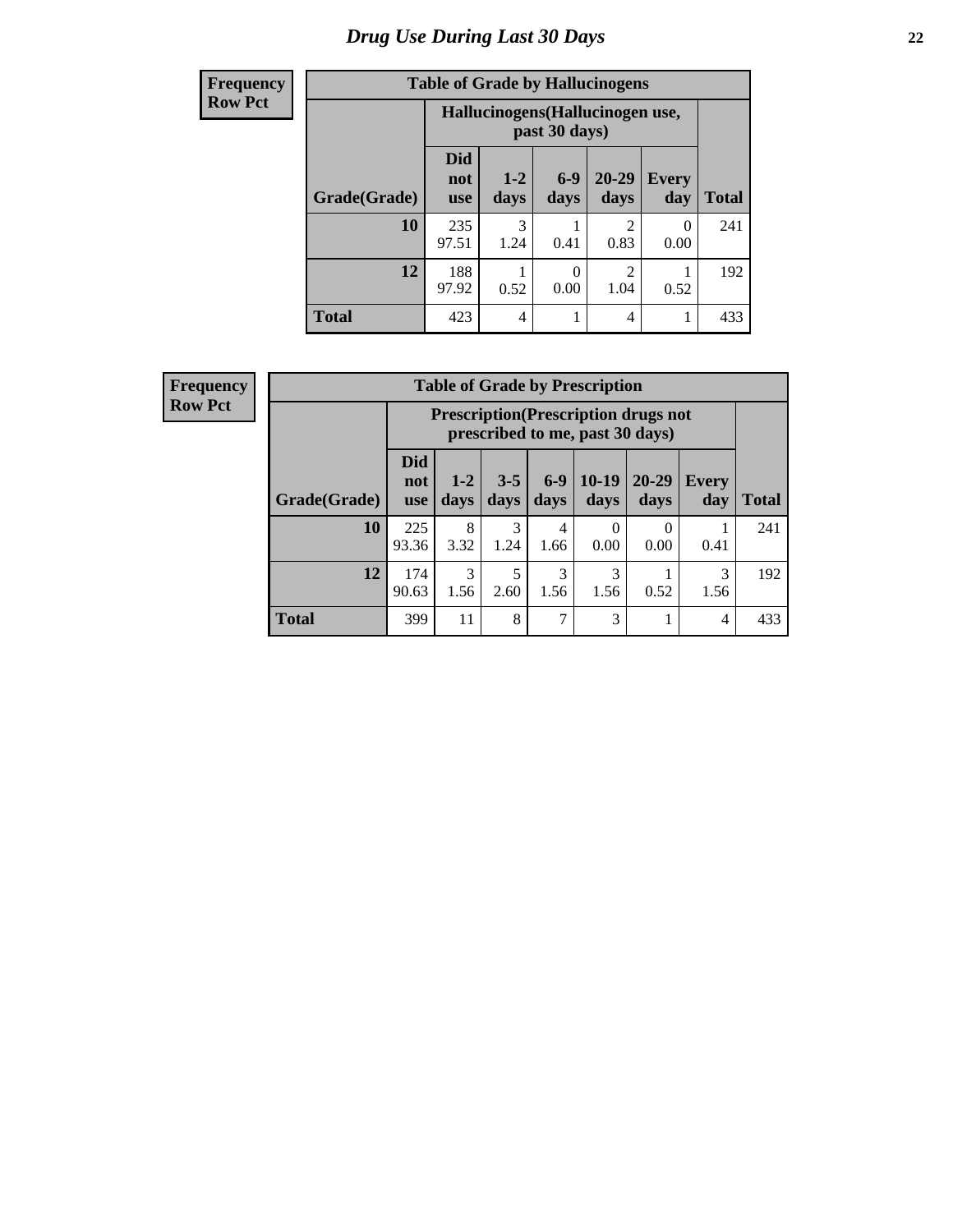# Drug Use During Last 30 Days

**Frequency**
**Row Pct**

**Table of Grade by Hallucinogens**

| Grade(Grade) | Hallucinogens(Hallucinogen use, past 30 days) | | | | | Total |
|---|---|---|---|---|---|---|
| | Did not use | 1-2 days | 6-9 days | 20-29 days | Every day | |
| 10 | 235<br>97.51 | 3<br>1.24 | 1<br>0.41 | 2<br>0.83 | 0<br>0.00 | 241 |
| 12 | 188<br>97.92 | 1<br>0.52 | 0<br>0.00 | 2<br>1.04 | 1<br>0.52 | 192 |
| Total | 423 | 4 | 1 | 4 | 1 | 433 |

**Frequency**
**Row Pct**

**Table of Grade by Prescription**

| Grade(Grade) | Prescription(Prescription drugs not prescribed to me, past 30 days) | | | | | | | Total |
|---|---|---|---|---|---|---|---|---|
| | Did not use | 1-2 days | 3-5 days | 6-9 days | 10-19 days | 20-29 days | Every day | |
| 10 | 225<br>93.36 | 8<br>3.32 | 3<br>1.24 | 4<br>1.66 | 0<br>0.00 | 0<br>0.00 | 1<br>0.41 | 241 |
| 12 | 174<br>90.63 | 3<br>1.56 | 5<br>2.60 | 3<br>1.56 | 3<br>1.56 | 1<br>0.52 | 3<br>1.56 | 192 |
| Total | 399 | 11 | 8 | 7 | 3 | 1 | 4 | 433 |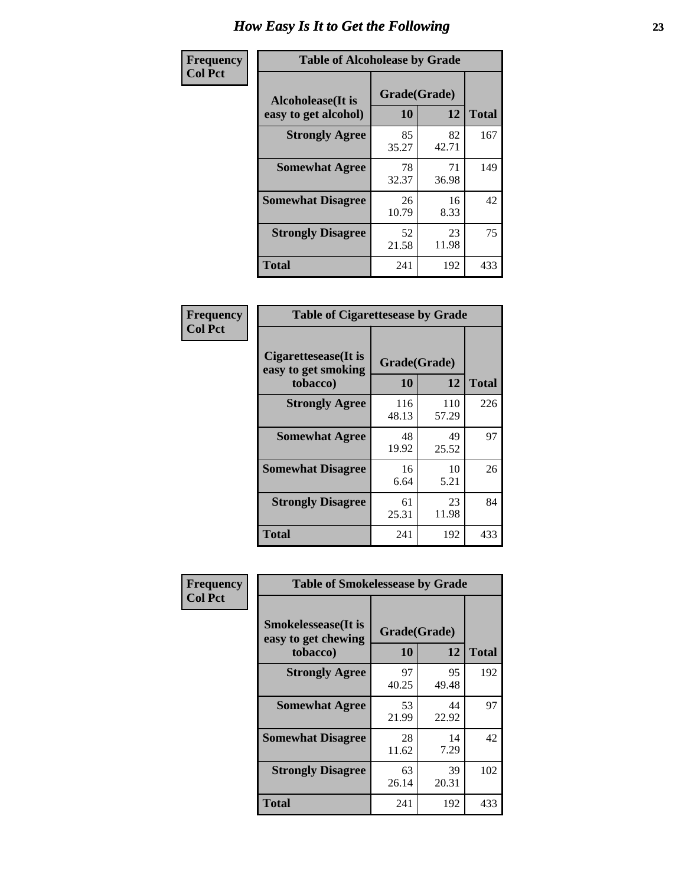# How Easy Is It to Get the Following

**Frequency**
**Col Pct**

**Table of Alcoholease by Grade**

| Alcoholease(It is easy to get alcohol) | Grade(Grade) | | Total |
|---|---|---|---|
| | 10 | 12 | |
| **Strongly Agree** | 85<br>35.27 | 82<br>42.71 | 167 |
| **Somewhat Agree** | 78<br>32.37 | 71<br>36.98 | 149 |
| **Somewhat Disagree** | 26<br>10.79 | 16<br>8.33 | 42 |
| **Strongly Disagree** | 52<br>21.58 | 23<br>11.98 | 75 |
| **Total** | 241 | 192 | 433 |

**Frequency**
**Col Pct**

**Table of Cigarettesease by Grade**

| Cigarettesease(It is easy to get smoking tobacco) | Grade(Grade) | | Total |
|---|---|---|---|
| | 10 | 12 | |
| **Strongly Agree** | 116<br>48.13 | 110<br>57.29 | 226 |
| **Somewhat Agree** | 48<br>19.92 | 49<br>25.52 | 97 |
| **Somewhat Disagree** | 16<br>6.64 | 10<br>5.21 | 26 |
| **Strongly Disagree** | 61<br>25.31 | 23<br>11.98 | 84 |
| **Total** | 241 | 192 | 433 |

**Frequency**
**Col Pct**

**Table of Smokelessease by Grade**

| Smokelessease(It is easy to get chewing tobacco) | Grade(Grade) | | Total |
|---|---|---|---|
| | 10 | 12 | |
| **Strongly Agree** | 97<br>40.25 | 95<br>49.48 | 192 |
| **Somewhat Agree** | 53<br>21.99 | 44<br>22.92 | 97 |
| **Somewhat Disagree** | 28<br>11.62 | 14<br>7.29 | 42 |
| **Strongly Disagree** | 63<br>26.14 | 39<br>20.31 | 102 |
| **Total** | 241 | 192 | 433 |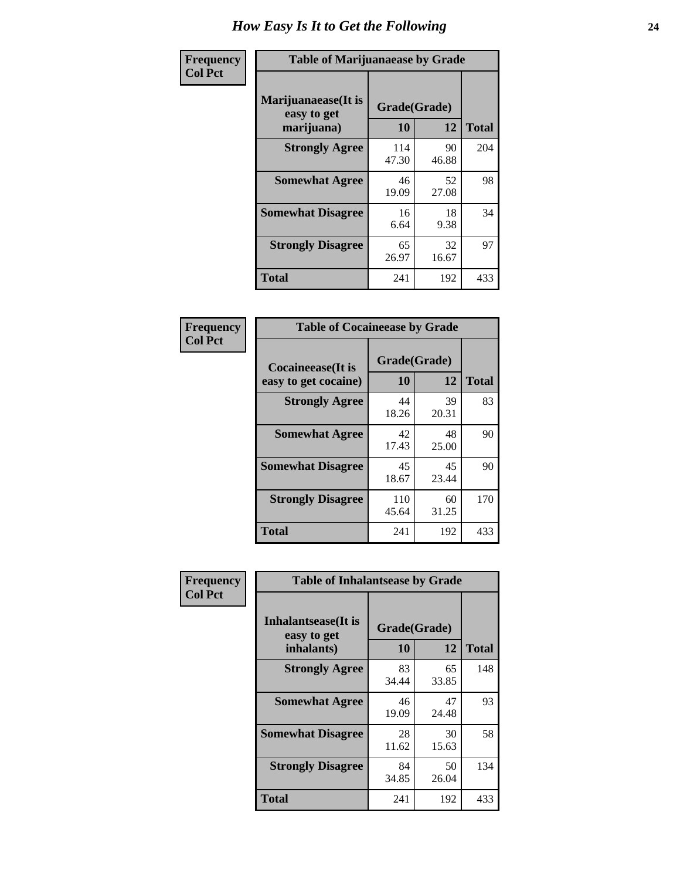# How Easy Is It to Get the Following

**Frequency**
**Col Pct**

**Table of Marijuanaease by Grade**

| Marijuanaease(It is easy to get marijuana) | Grade(Grade) 10 | 12 | Total |
|---|---|---|---|
| **Strongly Agree** | 114<br>47.30 | 90<br>46.88 | 204 |
| **Somewhat Agree** | 46<br>19.09 | 52<br>27.08 | 98 |
| **Somewhat Disagree** | 16<br>6.64 | 18<br>9.38 | 34 |
| **Strongly Disagree** | 65<br>26.97 | 32<br>16.67 | 97 |
| **Total** | 241 | 192 | 433 |

**Frequency**
**Col Pct**

**Table of Cocaineease by Grade**

| Cocaineease(It is easy to get cocaine) | Grade(Grade) 10 | 12 | Total |
|---|---|---|---|
| **Strongly Agree** | 44<br>18.26 | 39<br>20.31 | 83 |
| **Somewhat Agree** | 42<br>17.43 | 48<br>25.00 | 90 |
| **Somewhat Disagree** | 45<br>18.67 | 45<br>23.44 | 90 |
| **Strongly Disagree** | 110<br>45.64 | 60<br>31.25 | 170 |
| **Total** | 241 | 192 | 433 |

**Frequency**
**Col Pct**

**Table of Inhalantsease by Grade**

| Inhalantsease(It is easy to get inhalants) | Grade(Grade) 10 | 12 | Total |
|---|---|---|---|
| **Strongly Agree** | 83<br>34.44 | 65<br>33.85 | 148 |
| **Somewhat Agree** | 46<br>19.09 | 47<br>24.48 | 93 |
| **Somewhat Disagree** | 28<br>11.62 | 30<br>15.63 | 58 |
| **Strongly Disagree** | 84<br>34.85 | 50<br>26.04 | 134 |
| **Total** | 241 | 192 | 433 |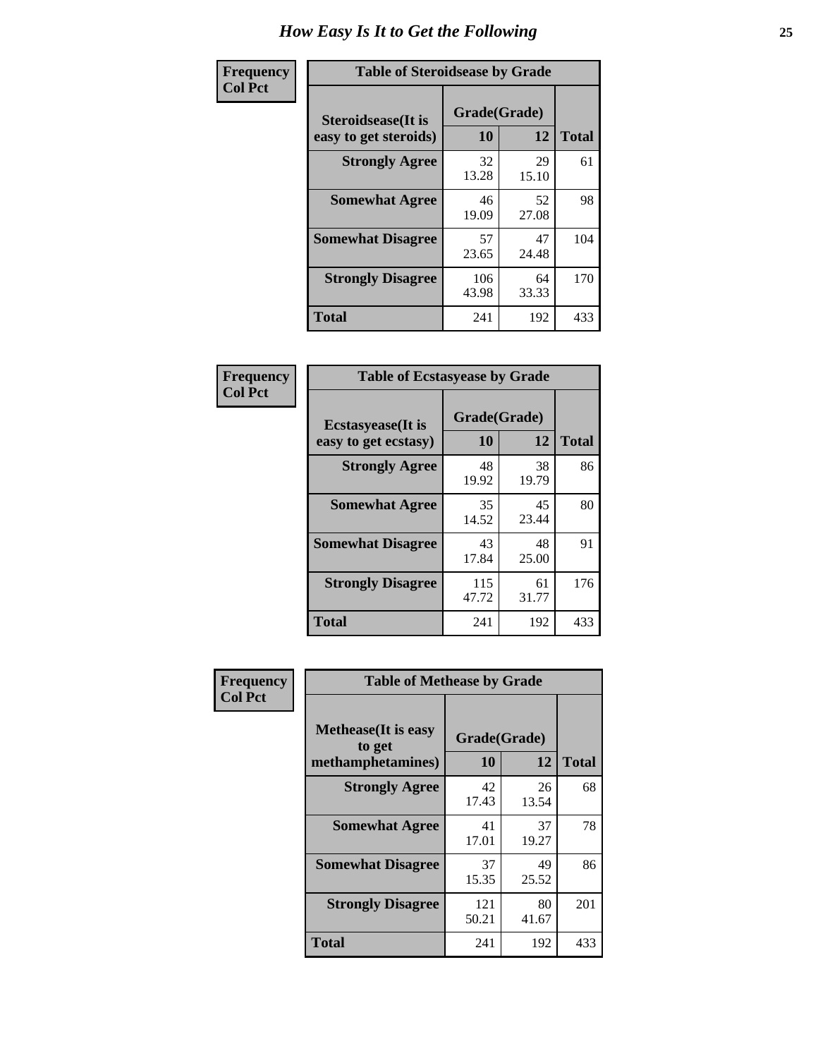# How Easy Is It to Get the Following

**Frequency**
**Col Pct**

**Table of Steroidsease by Grade**

| Steroidsease(It is easy to get steroids) | Grade(Grade) | | Total |
|---|---|---|---|
| | 10 | 12 | |
| Strongly Agree | 32<br>13.28 | 29<br>15.10 | 61 |
| Somewhat Agree | 46<br>19.09 | 52<br>27.08 | 98 |
| Somewhat Disagree | 57<br>23.65 | 47<br>24.48 | 104 |
| Strongly Disagree | 106<br>43.98 | 64<br>33.33 | 170 |
| Total | 241 | 192 | 433 |

**Frequency**
**Col Pct**

**Table of Ecstasyease by Grade**

| Ecstasyease(It is easy to get ecstasy) | Grade(Grade) | | Total |
|---|---|---|---|
| | 10 | 12 | |
| Strongly Agree | 48<br>19.92 | 38<br>19.79 | 86 |
| Somewhat Agree | 35<br>14.52 | 45<br>23.44 | 80 |
| Somewhat Disagree | 43<br>17.84 | 48<br>25.00 | 91 |
| Strongly Disagree | 115<br>47.72 | 61<br>31.77 | 176 |
| Total | 241 | 192 | 433 |

**Frequency**
**Col Pct**

**Table of Methease by Grade**

| Methease(It is easy to get methamphetamines) | Grade(Grade) | | Total |
|---|---|---|---|
| | 10 | 12 | |
| Strongly Agree | 42<br>17.43 | 26<br>13.54 | 68 |
| Somewhat Agree | 41<br>17.01 | 37<br>19.27 | 78 |
| Somewhat Disagree | 37<br>15.35 | 49<br>25.52 | 86 |
| Strongly Disagree | 121<br>50.21 | 80<br>41.67 | 201 |
| Total | 241 | 192 | 433 |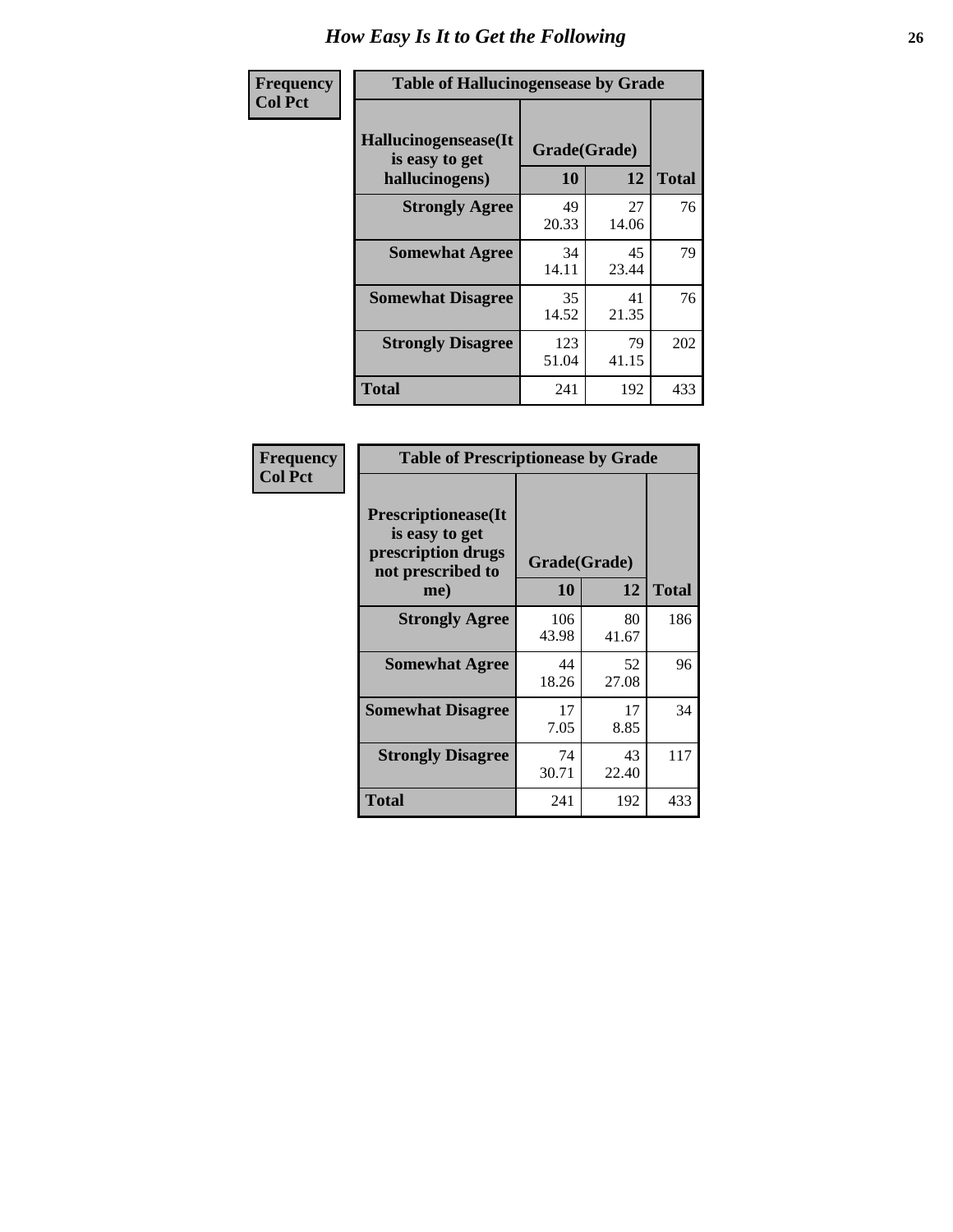# How Easy Is It to Get the Following

**Frequency**
**Col Pct**

| Table of Hallucinogensease by Grade | | | |
|---|---|---|---|
| **Hallucinogensease(It is easy to get hallucinogens)** | **Grade(Grade)** | | **Total** |
| | **10** | **12** | |
| **Strongly Agree** | 49<br>20.33 | 27<br>14.06 | 76 |
| **Somewhat Agree** | 34<br>14.11 | 45<br>23.44 | 79 |
| **Somewhat Disagree** | 35<br>14.52 | 41<br>21.35 | 76 |
| **Strongly Disagree** | 123<br>51.04 | 79<br>41.15 | 202 |
| **Total** | 241 | 192 | 433 |

**Frequency**
**Col Pct**

| Table of Prescriptionease by Grade | | | |
|---|---|---|---|
| **Prescriptionease(It is easy to get prescription drugs not prescribed to me)** | **Grade(Grade)** | | **Total** |
| | **10** | **12** | |
| **Strongly Agree** | 106<br>43.98 | 80<br>41.67 | 186 |
| **Somewhat Agree** | 44<br>18.26 | 52<br>27.08 | 96 |
| **Somewhat Disagree** | 17<br>7.05 | 17<br>8.85 | 34 |
| **Strongly Disagree** | 74<br>30.71 | 43<br>22.40 | 117 |
| **Total** | 241 | 192 | 433 |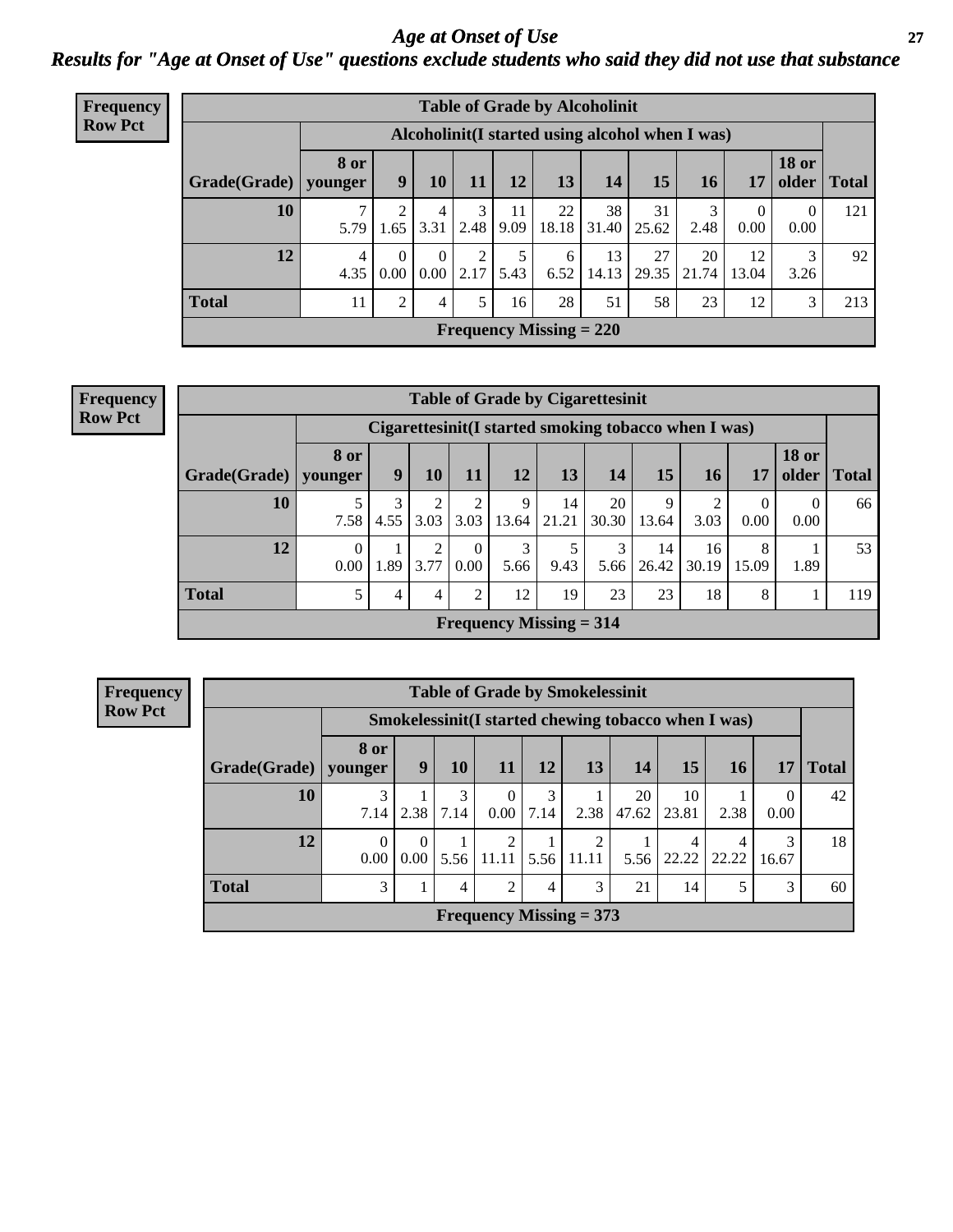# Age at Onset of Use

## Results for "Age at Onset of Use" questions exclude students who said they did not use that substance

**Frequency**
**Row Pct**

**Table of Grade by Alcoholinit**

| | Alcoholinit(I started using alcohol when I was) | | | | | | | | | | | |
|---|---|---|---|---|---|---|---|---|---|---|---|---|
| Grade(Grade) | 8 or younger | 9 | 10 | 11 | 12 | 13 | 14 | 15 | 16 | 17 | 18 or older | Total |
| 10 | 7<br>5.79 | 2<br>1.65 | 4<br>3.31 | 3<br>2.48 | 11<br>9.09 | 22<br>18.18 | 38<br>31.40 | 31<br>25.62 | 3<br>2.48 | 0<br>0.00 | 0<br>0.00 | 121 |
| 12 | 4<br>4.35 | 0<br>0.00 | 0<br>0.00 | 2<br>2.17 | 5<br>5.43 | 6<br>6.52 | 13<br>14.13 | 27<br>29.35 | 20<br>21.74 | 12<br>13.04 | 3<br>3.26 | 92 |
| **Total** | 11 | 2 | 4 | 5 | 16 | 28 | 51 | 58 | 23 | 12 | 3 | 213 |

**Frequency Missing = 220**

**Frequency**
**Row Pct**

**Table of Grade by Cigarettesinit**

| | Cigarettesinit(I started smoking tobacco when I was) | | | | | | | | | | | |
|---|---|---|---|---|---|---|---|---|---|---|---|---|
| Grade(Grade) | 8 or younger | 9 | 10 | 11 | 12 | 13 | 14 | 15 | 16 | 17 | 18 or older | Total |
| 10 | 5<br>7.58 | 3<br>4.55 | 2<br>3.03 | 2<br>3.03 | 9<br>13.64 | 14<br>21.21 | 20<br>30.30 | 9<br>13.64 | 2<br>3.03 | 0<br>0.00 | 0<br>0.00 | 66 |
| 12 | 0<br>0.00 | 1<br>1.89 | 2<br>3.77 | 0<br>0.00 | 3<br>5.66 | 5<br>9.43 | 3<br>5.66 | 14<br>26.42 | 16<br>30.19 | 8<br>15.09 | 1<br>1.89 | 53 |
| **Total** | 5 | 4 | 4 | 2 | 12 | 19 | 23 | 23 | 18 | 8 | 1 | 119 |

**Frequency Missing = 314**

**Frequency**
**Row Pct**

**Table of Grade by Smokelessinit**

| | Smokelessinit(I started chewing tobacco when I was) | | | | | | | | | | |
|---|---|---|---|---|---|---|---|---|---|---|---|
| Grade(Grade) | 8 or younger | 9 | 10 | 11 | 12 | 13 | 14 | 15 | 16 | 17 | Total |
| 10 | 3<br>7.14 | 1<br>2.38 | 3<br>7.14 | 0<br>0.00 | 3<br>7.14 | 1<br>2.38 | 20<br>47.62 | 10<br>23.81 | 1<br>2.38 | 0<br>0.00 | 42 |
| 12 | 0<br>0.00 | 0<br>0.00 | 1<br>5.56 | 2<br>11.11 | 1<br>5.56 | 2<br>11.11 | 1<br>5.56 | 4<br>22.22 | 4<br>22.22 | 3<br>16.67 | 18 |
| **Total** | 3 | 1 | 4 | 2 | 4 | 3 | 21 | 14 | 5 | 3 | 60 |

**Frequency Missing = 373**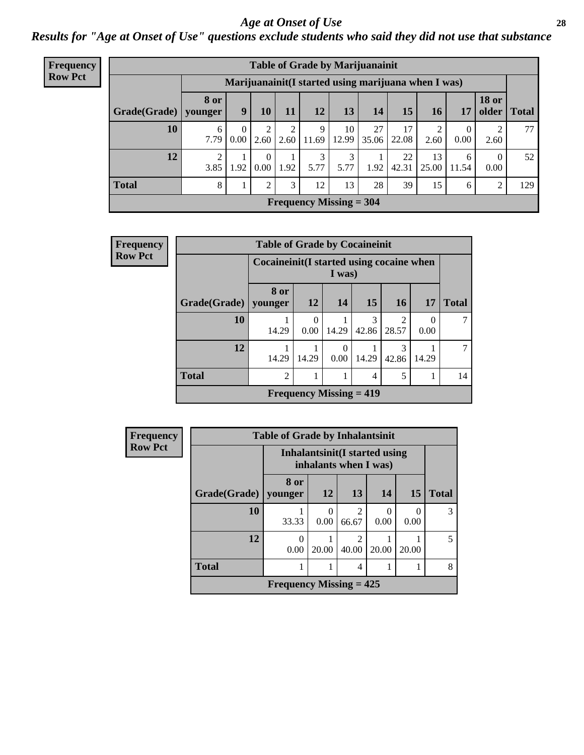# *Age at Onset of Use*

## *Results for "Age at Onset of Use" questions exclude students who said they did not use that substance*

**Frequency**
**Row Pct**

| Table of Grade by Marijuanainit | | | | | | | | | | | | |
|---|---|---|---|---|---|---|---|---|---|---|---|---|
| | Marijuanainit(I started using marijuana when I was) | | | | | | | | | | | |
| Grade(Grade) | 8 or younger | 9 | 10 | 11 | 12 | 13 | 14 | 15 | 16 | 17 | 18 or older | Total |
| 10 | 6<br>7.79 | 0<br>0.00 | 2<br>2.60 | 2<br>2.60 | 9<br>11.69 | 10<br>12.99 | 27<br>35.06 | 17<br>22.08 | 2<br>2.60 | 0<br>0.00 | 2<br>2.60 | 77 |
| 12 | 2<br>3.85 | 1<br>1.92 | 0<br>0.00 | 1<br>1.92 | 3<br>5.77 | 3<br>5.77 | 1<br>1.92 | 22<br>42.31 | 13<br>25.00 | 6<br>11.54 | 0<br>0.00 | 52 |
| Total | 8 | 1 | 2 | 3 | 12 | 13 | 28 | 39 | 15 | 6 | 2 | 129 |
| Frequency Missing = 304 | | | | | | | | | | | | |

**Frequency**
**Row Pct**

| Table of Grade by Cocaineinit | | | | | | | |
|---|---|---|---|---|---|---|---|
| | Cocaineinit(I started using cocaine when I was) | | | | | | |
| Grade(Grade) | 8 or younger | 12 | 14 | 15 | 16 | 17 | Total |
| 10 | 1<br>14.29 | 0<br>0.00 | 1<br>14.29 | 3<br>42.86 | 2<br>28.57 | 0<br>0.00 | 7 |
| 12 | 1<br>14.29 | 1<br>14.29 | 0<br>0.00 | 1<br>14.29 | 3<br>42.86 | 1<br>14.29 | 7 |
| Total | 2 | 1 | 1 | 4 | 5 | 1 | 14 |
| Frequency Missing = 419 | | | | | | | |

**Frequency**
**Row Pct**

| Table of Grade by Inhalantsinit | | | | | | |
|---|---|---|---|---|---|---|
| | Inhalantsinit(I started using inhalants when I was) | | | | | |
| Grade(Grade) | 8 or younger | 12 | 13 | 14 | 15 | Total |
| 10 | 1<br>33.33 | 0<br>0.00 | 2<br>66.67 | 0<br>0.00 | 0<br>0.00 | 3 |
| 12 | 0<br>0.00 | 1<br>20.00 | 2<br>40.00 | 1<br>20.00 | 1<br>20.00 | 5 |
| Total | 1 | 1 | 4 | 1 | 1 | 8 |
| Frequency Missing = 425 | | | | | | |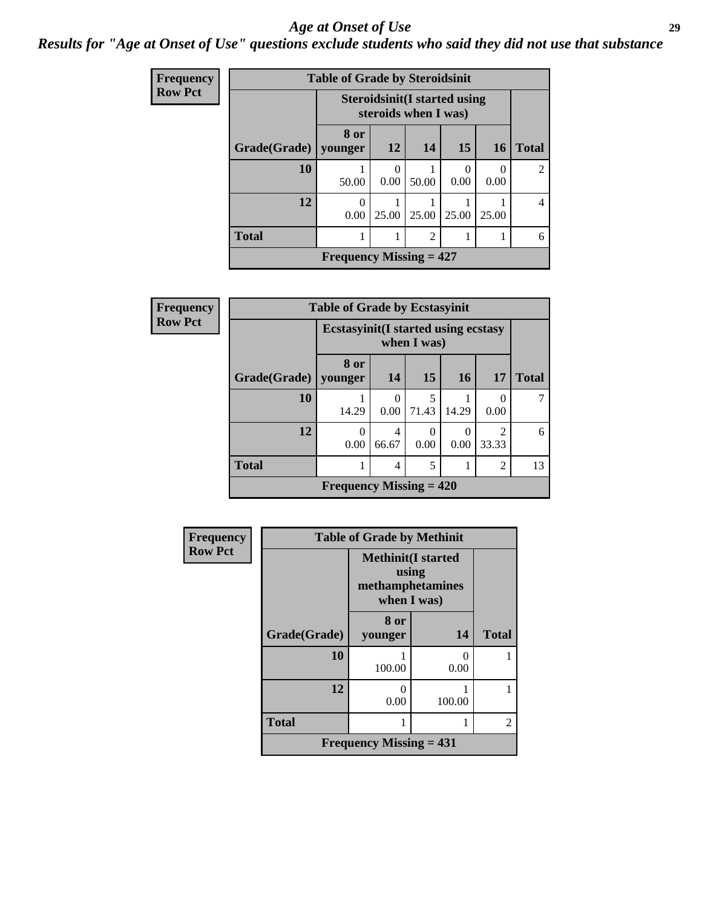# *Age at Onset of Use*

***Results for "Age at Onset of Use" questions exclude students who said they did not use that substance***

**Frequency**
**Row Pct**

**Table of Grade by Steroidsinit**

| Grade(Grade) | Steroidsinit(I started using steroids when I was) | | | | | Total |
|---|---|---|---|---|---|---|
| | 8 or younger | 12 | 14 | 15 | 16 | |
| **10** | 1<br>50.00 | 0<br>0.00 | 1<br>50.00 | 0<br>0.00 | 0<br>0.00 | 2 |
| **12** | 0<br>0.00 | 1<br>25.00 | 1<br>25.00 | 1<br>25.00 | 1<br>25.00 | 4 |
| **Total** | 1 | 1 | 2 | 1 | 1 | 6 |

**Frequency Missing = 427**

**Frequency**
**Row Pct**

**Table of Grade by Ecstasyinit**

| Grade(Grade) | Ecstasyinit(I started using ecstasy when I was) | | | | | Total |
|---|---|---|---|---|---|---|
| | 8 or younger | 14 | 15 | 16 | 17 | |
| **10** | 1<br>14.29 | 0<br>0.00 | 5<br>71.43 | 1<br>14.29 | 0<br>0.00 | 7 |
| **12** | 0<br>0.00 | 4<br>66.67 | 0<br>0.00 | 0<br>0.00 | 2<br>33.33 | 6 |
| **Total** | 1 | 4 | 5 | 1 | 2 | 13 |

**Frequency Missing = 420**

**Frequency**
**Row Pct**

**Table of Grade by Methinit**

| Grade(Grade) | Methinit(I started using methamphetamines when I was) | | Total |
|---|---|---|---|
| | 8 or younger | 14 | |
| **10** | 1<br>100.00 | 0<br>0.00 | 1 |
| **12** | 0<br>0.00 | 1<br>100.00 | 1 |
| **Total** | 1 | 1 | 2 |

**Frequency Missing = 431**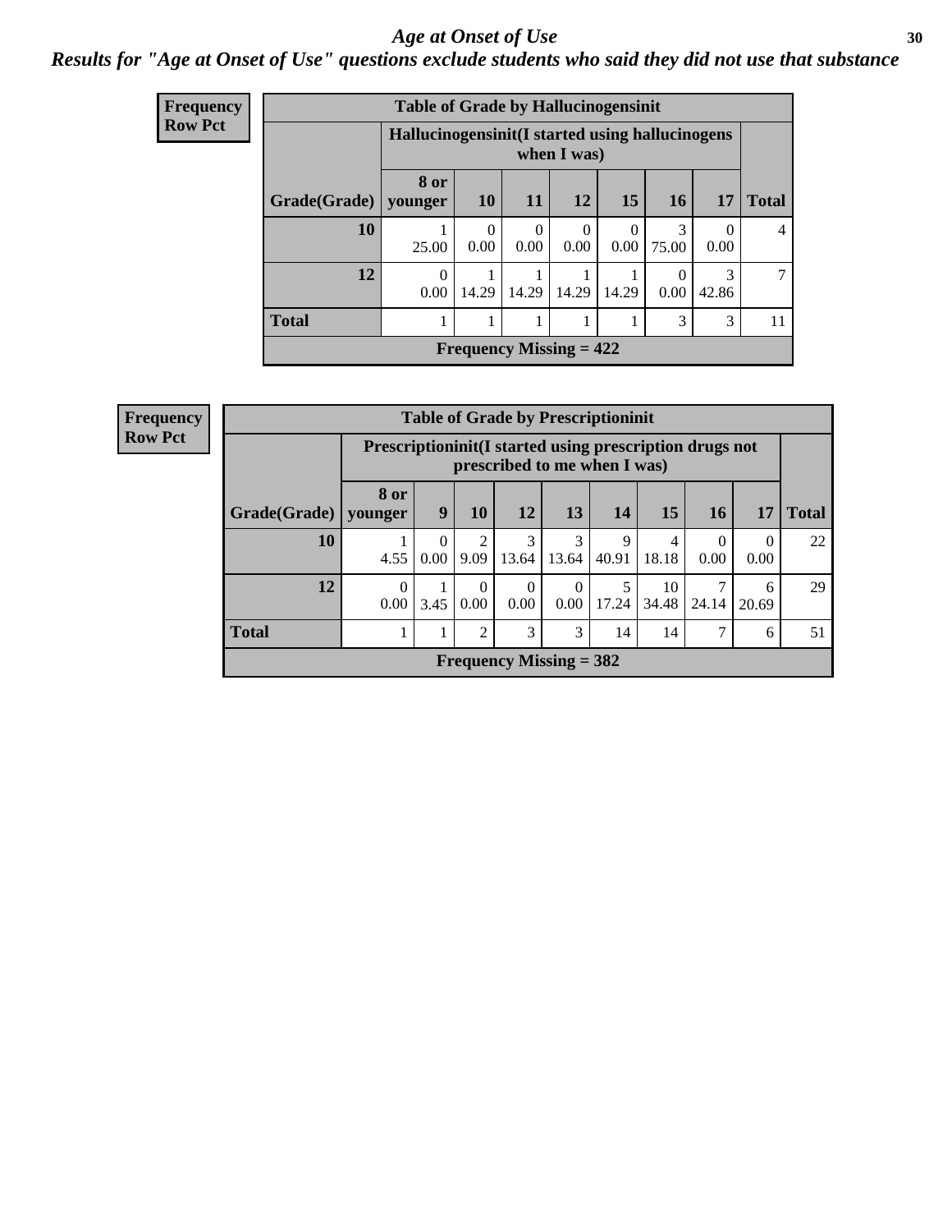*Age at Onset of Use*

***Results for "Age at Onset of Use" questions exclude students who said they did not use that substance***

**Frequency**
**Row Pct**

**Table of Grade by Hallucinogensinit**

| Grade(Grade) | Hallucinogensinit(I started using hallucinogens when I was) 8 or younger | 10 | 11 | 12 | 15 | 16 | 17 | Total |
|---|---|---|---|---|---|---|---|---|
| 10 | 1<br>25.00 | 0<br>0.00 | 0<br>0.00 | 0<br>0.00 | 0<br>0.00 | 3<br>75.00 | 0<br>0.00 | 4 |
| 12 | 0<br>0.00 | 1<br>14.29 | 1<br>14.29 | 1<br>14.29 | 1<br>14.29 | 0<br>0.00 | 3<br>42.86 | 7 |
| Total | 1 | 1 | 1 | 1 | 1 | 3 | 3 | 11 |

**Frequency Missing = 422**

**Frequency**
**Row Pct**

**Table of Grade by Prescriptioninit**

| Grade(Grade) | Prescriptioninit(I started using prescription drugs not prescribed to me when I was) 8 or younger | 9 | 10 | 12 | 13 | 14 | 15 | 16 | 17 | Total |
|---|---|---|---|---|---|---|---|---|---|---|
| 10 | 1<br>4.55 | 0<br>0.00 | 2<br>9.09 | 3<br>13.64 | 3<br>13.64 | 9<br>40.91 | 4<br>18.18 | 0<br>0.00 | 0<br>0.00 | 22 |
| 12 | 0<br>0.00 | 1<br>3.45 | 0<br>0.00 | 0<br>0.00 | 0<br>0.00 | 5<br>17.24 | 10<br>34.48 | 7<br>24.14 | 6<br>20.69 | 29 |
| Total | 1 | 1 | 2 | 3 | 3 | 14 | 14 | 7 | 6 | 51 |

**Frequency Missing = 382**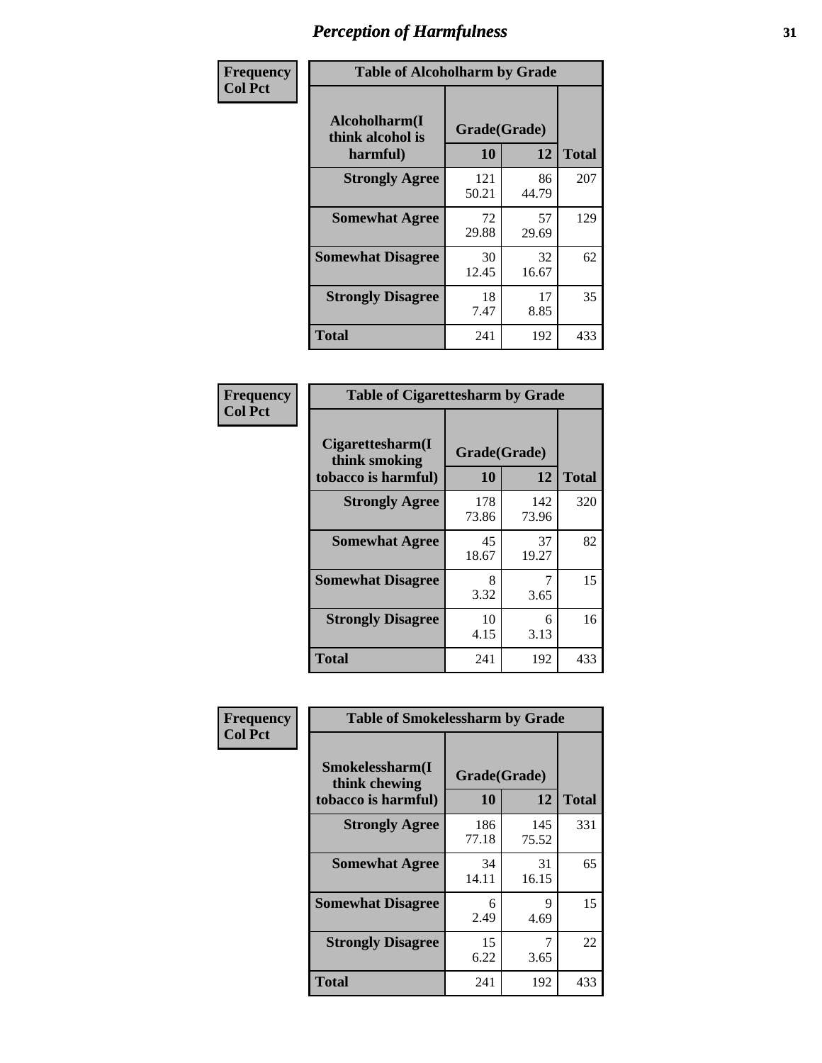# Perception of Harmfulness

**Frequency**
**Col Pct**

**Table of Alcoholharm by Grade**

| Alcoholharm(I think alcohol is harmful) | Grade(Grade) | | Total |
|---|---|---|---|
| | 10 | 12 | |
| **Strongly Agree** | 121<br>50.21 | 86<br>44.79 | 207 |
| **Somewhat Agree** | 72<br>29.88 | 57<br>29.69 | 129 |
| **Somewhat Disagree** | 30<br>12.45 | 32<br>16.67 | 62 |
| **Strongly Disagree** | 18<br>7.47 | 17<br>8.85 | 35 |
| **Total** | 241 | 192 | 433 |

**Frequency**
**Col Pct**

**Table of Cigarettesharm by Grade**

| Cigarettesharm(I think smoking tobacco is harmful) | Grade(Grade) | | Total |
|---|---|---|---|
| | 10 | 12 | |
| **Strongly Agree** | 178<br>73.86 | 142<br>73.96 | 320 |
| **Somewhat Agree** | 45<br>18.67 | 37<br>19.27 | 82 |
| **Somewhat Disagree** | 8<br>3.32 | 7<br>3.65 | 15 |
| **Strongly Disagree** | 10<br>4.15 | 6<br>3.13 | 16 |
| **Total** | 241 | 192 | 433 |

**Frequency**
**Col Pct**

**Table of Smokelessharm by Grade**

| Smokelessharm(I think chewing tobacco is harmful) | Grade(Grade) | | Total |
|---|---|---|---|
| | 10 | 12 | |
| **Strongly Agree** | 186<br>77.18 | 145<br>75.52 | 331 |
| **Somewhat Agree** | 34<br>14.11 | 31<br>16.15 | 65 |
| **Somewhat Disagree** | 6<br>2.49 | 9<br>4.69 | 15 |
| **Strongly Disagree** | 15<br>6.22 | 7<br>3.65 | 22 |
| **Total** | 241 | 192 | 433 |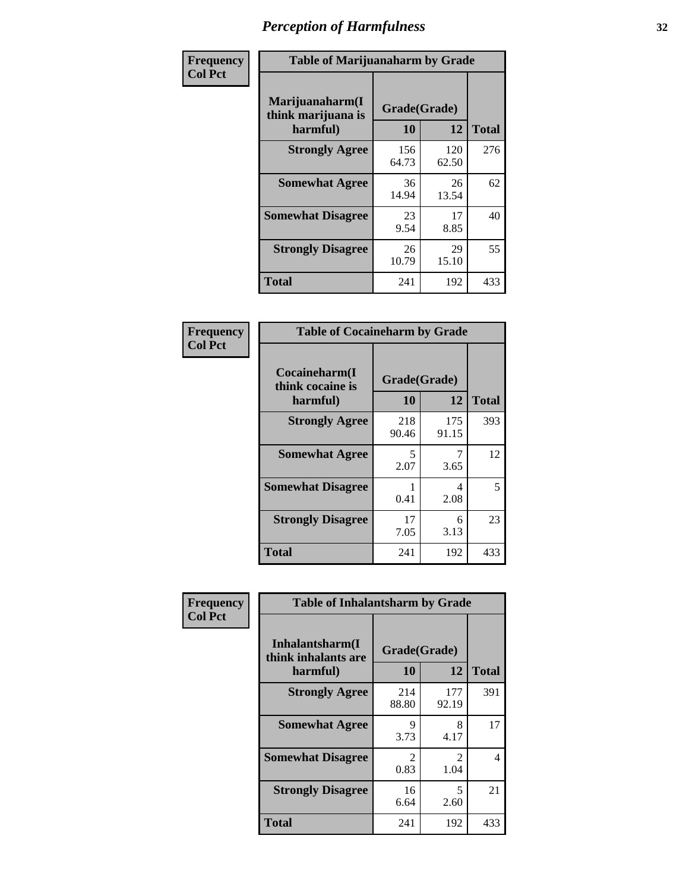# Perception of Harmfulness

**Frequency**
**Col Pct**

| Table of Marijuanaharm by Grade | | | |
|---|---|---|---|
| Marijuanaharm(I think marijuana is harmful) | Grade(Grade) | | Total |
| | 10 | 12 | |
| Strongly Agree | 156<br>64.73 | 120<br>62.50 | 276 |
| Somewhat Agree | 36<br>14.94 | 26<br>13.54 | 62 |
| Somewhat Disagree | 23<br>9.54 | 17<br>8.85 | 40 |
| Strongly Disagree | 26<br>10.79 | 29<br>15.10 | 55 |
| Total | 241 | 192 | 433 |

**Frequency**
**Col Pct**

| Table of Cocaineharm by Grade | | | |
|---|---|---|---|
| Cocaineharm(I think cocaine is harmful) | Grade(Grade) | | Total |
| | 10 | 12 | |
| Strongly Agree | 218<br>90.46 | 175<br>91.15 | 393 |
| Somewhat Agree | 5<br>2.07 | 7<br>3.65 | 12 |
| Somewhat Disagree | 1<br>0.41 | 4<br>2.08 | 5 |
| Strongly Disagree | 17<br>7.05 | 6<br>3.13 | 23 |
| Total | 241 | 192 | 433 |

**Frequency**
**Col Pct**

| Table of Inhalantsharm by Grade | | | |
|---|---|---|---|
| Inhalantsharm(I think inhalants are harmful) | Grade(Grade) | | Total |
| | 10 | 12 | |
| Strongly Agree | 214<br>88.80 | 177<br>92.19 | 391 |
| Somewhat Agree | 9<br>3.73 | 8<br>4.17 | 17 |
| Somewhat Disagree | 2<br>0.83 | 2<br>1.04 | 4 |
| Strongly Disagree | 16<br>6.64 | 5<br>2.60 | 21 |
| Total | 241 | 192 | 433 |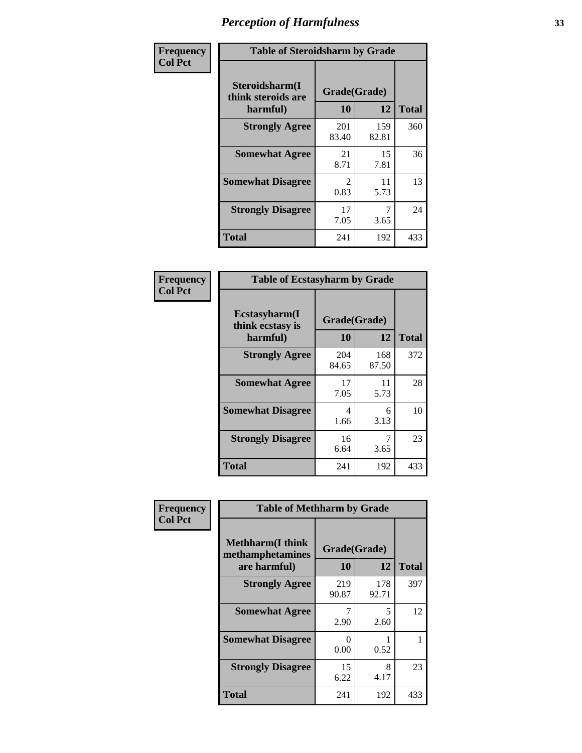| Frequency Col Pct | Table of Steroidsharm by Grade | | |
|---|---|---|---|
| **Steroidsharm(I think steroids are harmful)** | **Grade(Grade)** | | **Total** |
| | **10** | **12** | |
| **Strongly Agree** | 201<br>83.40 | 159<br>82.81 | 360 |
| **Somewhat Agree** | 21<br>8.71 | 15<br>7.81 | 36 |
| **Somewhat Disagree** | 2<br>0.83 | 11<br>5.73 | 13 |
| **Strongly Disagree** | 17<br>7.05 | 7<br>3.65 | 24 |
| **Total** | 241 | 192 | 433 |

| Frequency Col Pct | Table of Ecstasyharm by Grade | | |
|---|---|---|---|
| **Ecstasyharm(I think ecstasy is harmful)** | **Grade(Grade)** | | **Total** |
| | **10** | **12** | |
| **Strongly Agree** | 204<br>84.65 | 168<br>87.50 | 372 |
| **Somewhat Agree** | 17<br>7.05 | 11<br>5.73 | 28 |
| **Somewhat Disagree** | 4<br>1.66 | 6<br>3.13 | 10 |
| **Strongly Disagree** | 16<br>6.64 | 7<br>3.65 | 23 |
| **Total** | 241 | 192 | 433 |

| Frequency Col Pct | Table of Methharm by Grade | | |
|---|---|---|---|
| **Methharm(I think methamphetamines are harmful)** | **Grade(Grade)** | | **Total** |
| | **10** | **12** | |
| **Strongly Agree** | 219<br>90.87 | 178<br>92.71 | 397 |
| **Somewhat Agree** | 7<br>2.90 | 5<br>2.60 | 12 |
| **Somewhat Disagree** | 0<br>0.00 | 1<br>0.52 | 1 |
| **Strongly Disagree** | 15<br>6.22 | 8<br>4.17 | 23 |
| **Total** | 241 | 192 | 433 |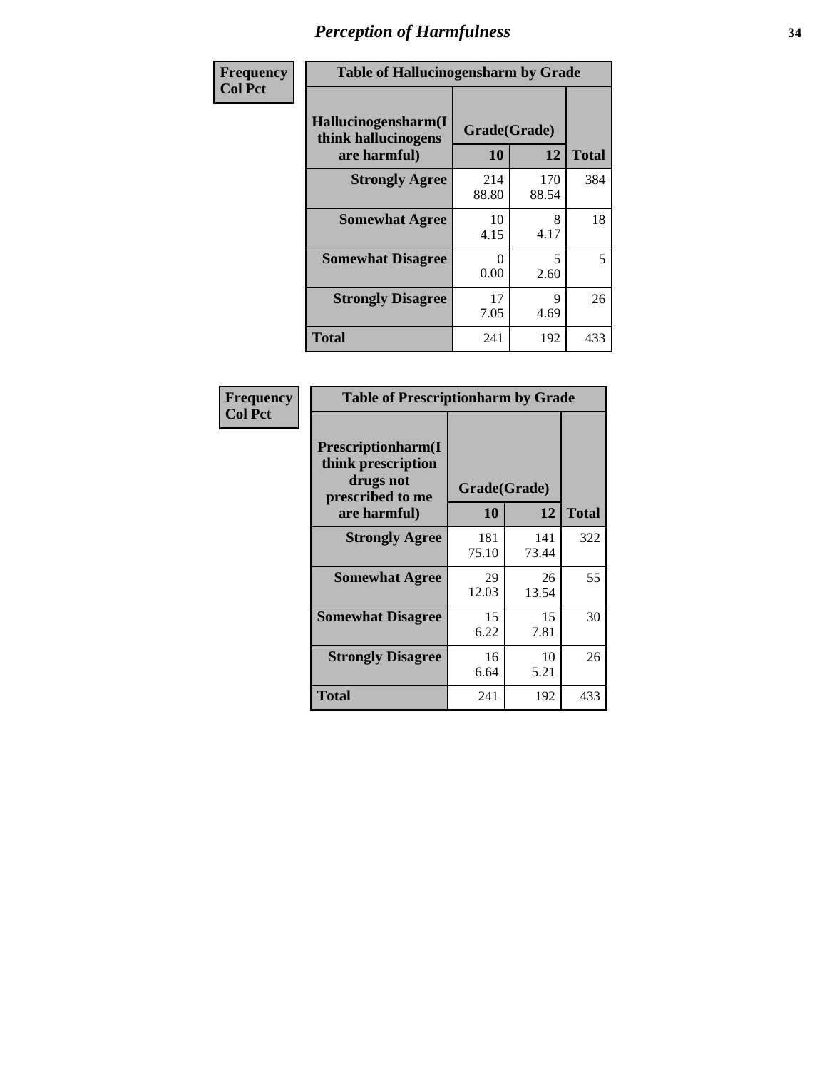# *Perception of Harmfulness*

| Frequency<br>Col Pct | Table of Hallucinogensharm by Grade | | |
|---|---|---|---|
| Hallucinogensharm(I think hallucinogens are harmful) | Grade(Grade) | | |
| | 10 | 12 | Total |
| Strongly Agree | 214<br>88.80 | 170<br>88.54 | 384 |
| Somewhat Agree | 10<br>4.15 | 8<br>4.17 | 18 |
| Somewhat Disagree | 0<br>0.00 | 5<br>2.60 | 5 |
| Strongly Disagree | 17<br>7.05 | 9<br>4.69 | 26 |
| Total | 241 | 192 | 433 |

| Frequency<br>Col Pct | Table of Prescriptionharm by Grade | | |
|---|---|---|---|
| Prescriptionharm(I think prescription drugs not prescribed to me are harmful) | Grade(Grade) | | |
| | 10 | 12 | Total |
| Strongly Agree | 181<br>75.10 | 141<br>73.44 | 322 |
| Somewhat Agree | 29<br>12.03 | 26<br>13.54 | 55 |
| Somewhat Disagree | 15<br>6.22 | 15<br>7.81 | 30 |
| Strongly Disagree | 16<br>6.64 | 10<br>5.21 | 26 |
| Total | 241 | 192 | 433 |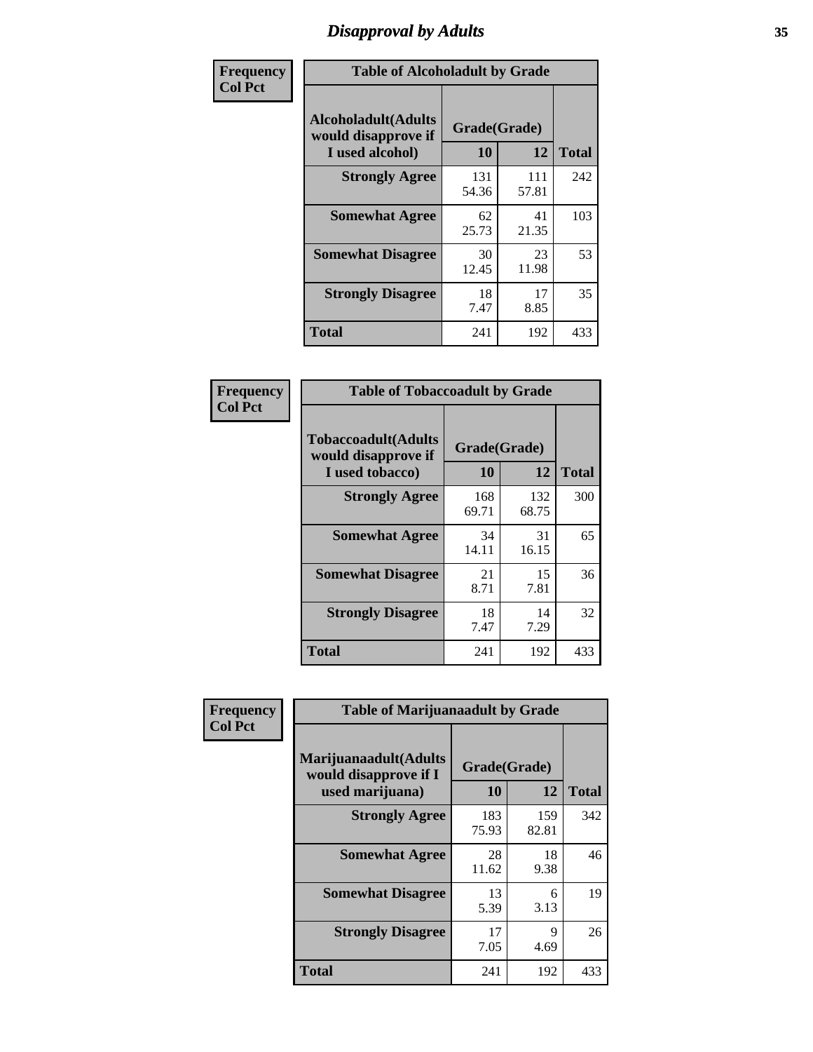# Disapproval by Adults

| Frequency Col Pct |
|---|

**Table of Alcoholadult by Grade**

| Alcoholadult(Adults would disapprove if I used alcohol) | Grade(Grade) 10 | 12 | Total |
|---|---|---|---|
| Strongly Agree | 131<br>54.36 | 111<br>57.81 | 242 |
| Somewhat Agree | 62<br>25.73 | 41<br>21.35 | 103 |
| Somewhat Disagree | 30<br>12.45 | 23<br>11.98 | 53 |
| Strongly Disagree | 18<br>7.47 | 17<br>8.85 | 35 |
| Total | 241 | 192 | 433 |

| Frequency Col Pct |
|---|

**Table of Tobaccoadult by Grade**

| Tobaccoadult(Adults would disapprove if I used tobacco) | Grade(Grade) 10 | 12 | Total |
|---|---|---|---|
| Strongly Agree | 168<br>69.71 | 132<br>68.75 | 300 |
| Somewhat Agree | 34<br>14.11 | 31<br>16.15 | 65 |
| Somewhat Disagree | 21<br>8.71 | 15<br>7.81 | 36 |
| Strongly Disagree | 18<br>7.47 | 14<br>7.29 | 32 |
| Total | 241 | 192 | 433 |

| Frequency Col Pct |
|---|

**Table of Marijuanaadult by Grade**

| Marijuanaadult(Adults would disapprove if I used marijuana) | Grade(Grade) 10 | 12 | Total |
|---|---|---|---|
| Strongly Agree | 183<br>75.93 | 159<br>82.81 | 342 |
| Somewhat Agree | 28<br>11.62 | 18<br>9.38 | 46 |
| Somewhat Disagree | 13<br>5.39 | 6<br>3.13 | 19 |
| Strongly Disagree | 17<br>7.05 | 9<br>4.69 | 26 |
| Total | 241 | 192 | 433 |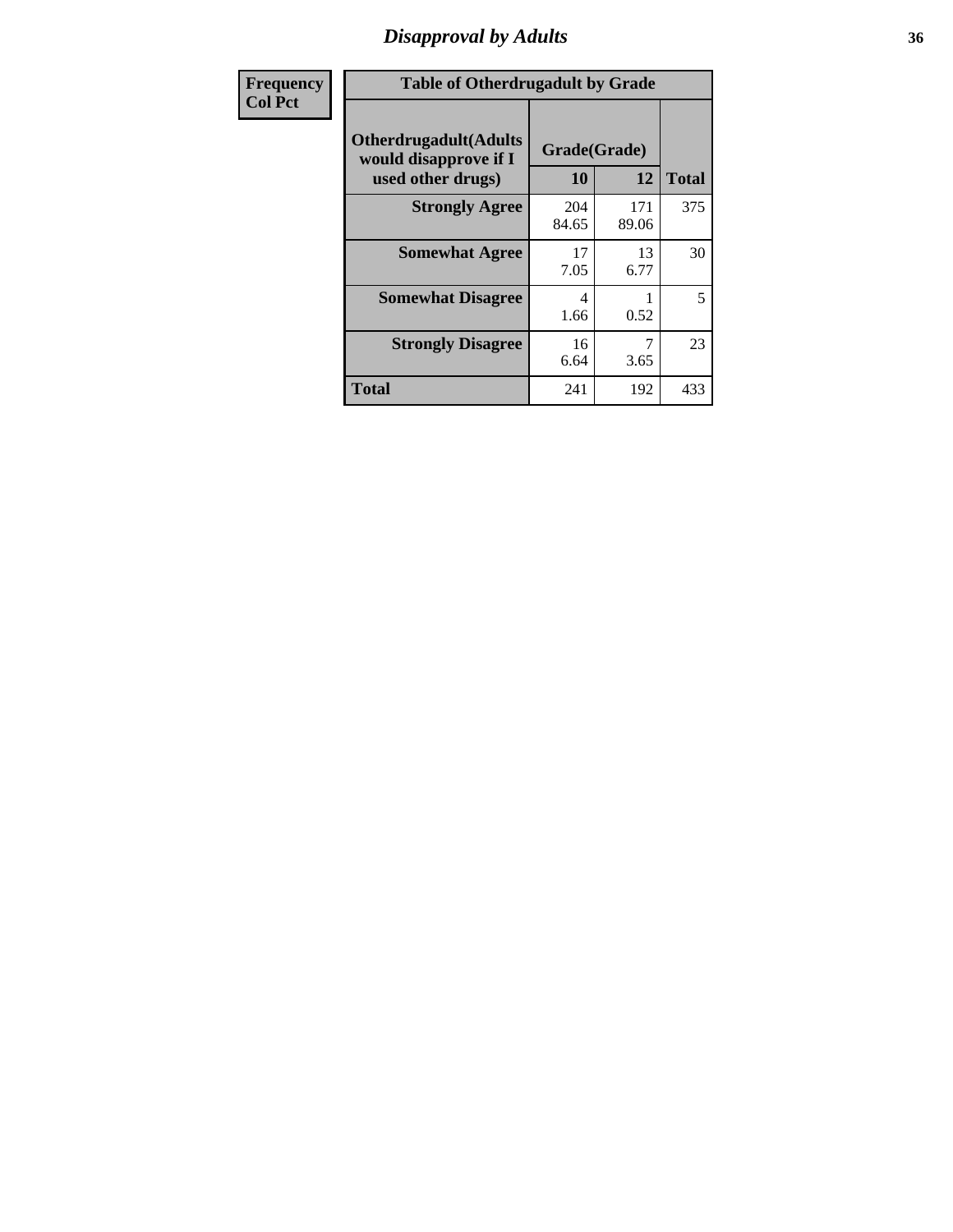# Disapproval by Adults

| Frequency<br>Col Pct |
|---|

**Table of Otherdrugadult by Grade**

| Otherdrugadult(Adults would disapprove if I used other drugs) | Grade(Grade) 10 | 12 | Total |
|---|---|---|---|
| **Strongly Agree** | 204<br>84.65 | 171<br>89.06 | 375 |
| **Somewhat Agree** | 17<br>7.05 | 13<br>6.77 | 30 |
| **Somewhat Disagree** | 4<br>1.66 | 1<br>0.52 | 5 |
| **Strongly Disagree** | 16<br>6.64 | 7<br>3.65 | 23 |
| **Total** | 241 | 192 | 433 |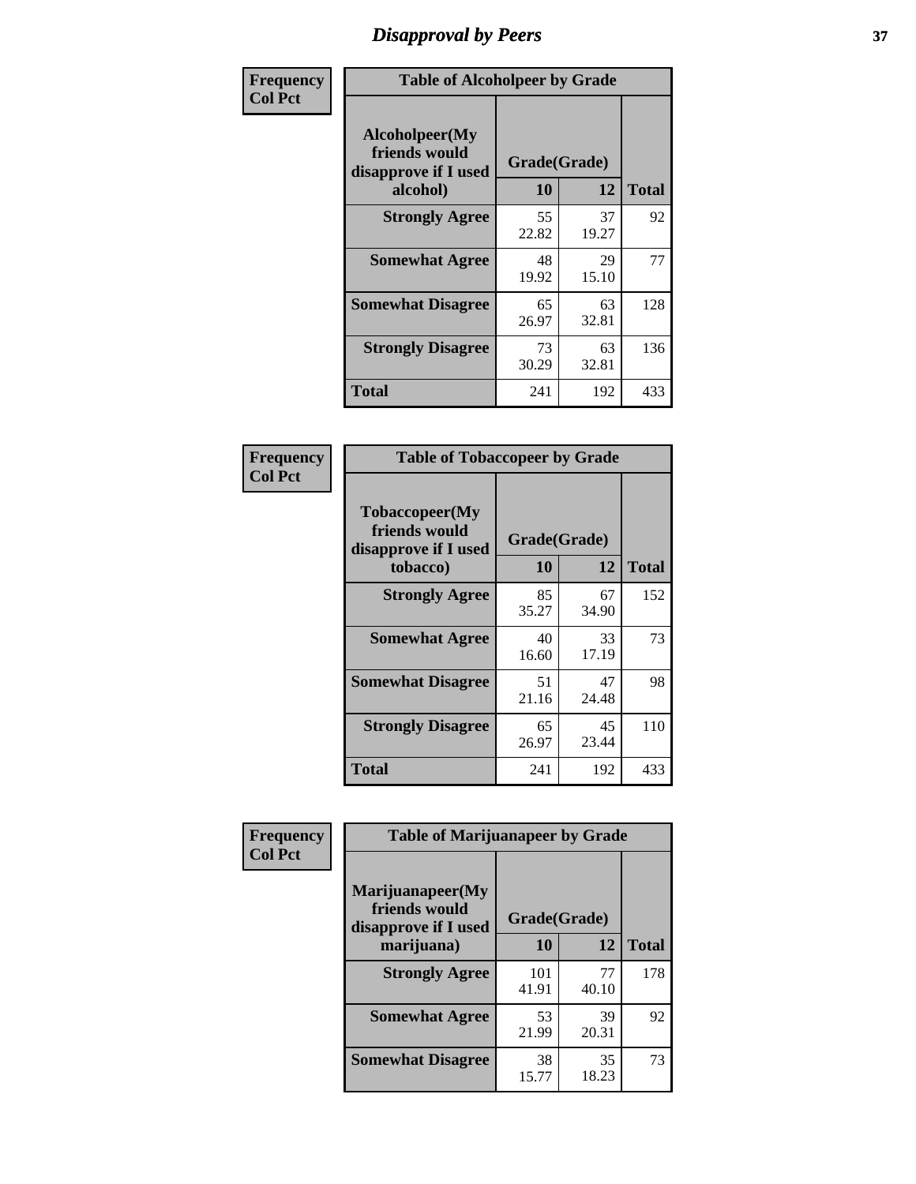# Disapproval by Peers

| Frequency Col Pct | Table of Alcoholpeer by Grade | | |
|---|---|---|---|
| Alcoholpeer(My friends would disapprove if I used alcohol) | Grade(Grade) | | |
| | 10 | 12 | Total |
| Strongly Agree | 55<br>22.82 | 37<br>19.27 | 92 |
| Somewhat Agree | 48<br>19.92 | 29<br>15.10 | 77 |
| Somewhat Disagree | 65<br>26.97 | 63<br>32.81 | 128 |
| Strongly Disagree | 73<br>30.29 | 63<br>32.81 | 136 |
| Total | 241 | 192 | 433 |

| Frequency Col Pct | Table of Tobaccopeer by Grade | | |
|---|---|---|---|
| Tobaccopeer(My friends would disapprove if I used tobacco) | Grade(Grade) | | |
| | 10 | 12 | Total |
| Strongly Agree | 85<br>35.27 | 67<br>34.90 | 152 |
| Somewhat Agree | 40<br>16.60 | 33<br>17.19 | 73 |
| Somewhat Disagree | 51<br>21.16 | 47<br>24.48 | 98 |
| Strongly Disagree | 65<br>26.97 | 45<br>23.44 | 110 |
| Total | 241 | 192 | 433 |

| Frequency Col Pct | Table of Marijuanapeer by Grade | | |
|---|---|---|---|
| Marijuanapeer(My friends would disapprove if I used marijuana) | Grade(Grade) | | |
| | 10 | 12 | Total |
| Strongly Agree | 101<br>41.91 | 77<br>40.10 | 178 |
| Somewhat Agree | 53<br>21.99 | 39<br>20.31 | 92 |
| Somewhat Disagree | 38<br>15.77 | 35<br>18.23 | 73 |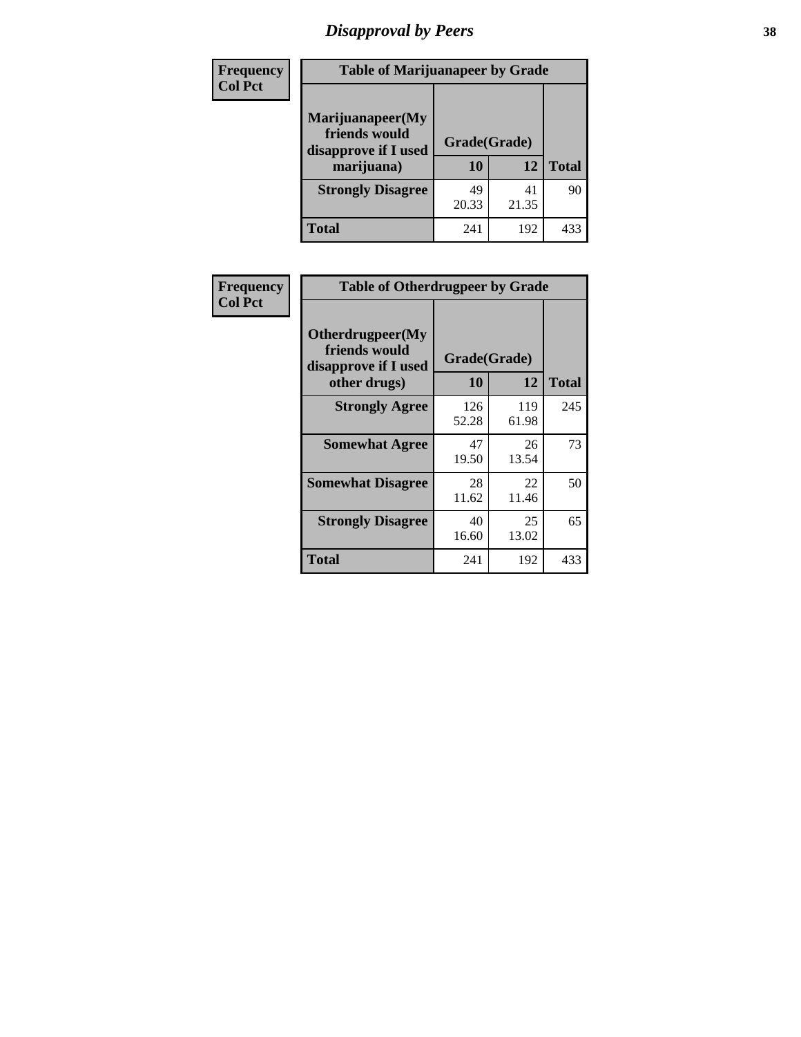# Disapproval by Peers

| Frequency Col Pct | Table of Marijuanapeer by Grade | | |
|---|---|---|---|
| Marijuanapeer(My friends would disapprove if I used marijuana) | Grade(Grade) | | |
| | 10 | 12 | Total |
| Strongly Disagree | 49<br>20.33 | 41<br>21.35 | 90 |
| Total | 241 | 192 | 433 |

| Frequency Col Pct | Table of Otherdrugpeer by Grade | | |
|---|---|---|---|
| Otherdrugpeer(My friends would disapprove if I used other drugs) | Grade(Grade) | | |
| | 10 | 12 | Total |
| Strongly Agree | 126<br>52.28 | 119<br>61.98 | 245 |
| Somewhat Agree | 47<br>19.50 | 26<br>13.54 | 73 |
| Somewhat Disagree | 28<br>11.62 | 22<br>11.46 | 50 |
| Strongly Disagree | 40<br>16.60 | 25<br>13.02 | 65 |
| Total | 241 | 192 | 433 |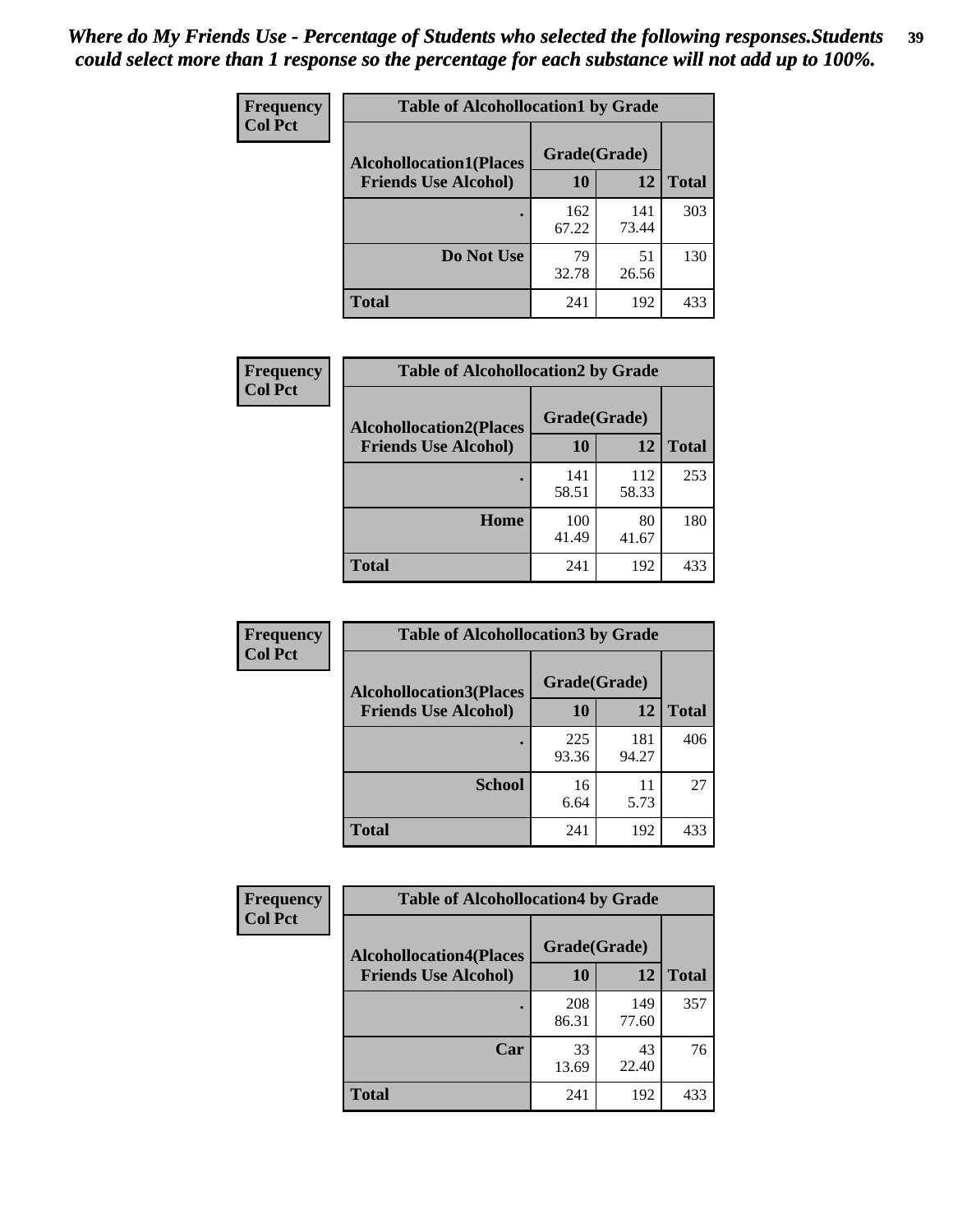*Where do My Friends Use - Percentage of Students who selected the following responses.Students could select more than 1 response so the percentage for each substance will not add up to 100%.*

| Frequency Col Pct | Table of Alcohollocation1 by Grade | | |
|---|---|---|---|
| **Alcohollocation1(Places Friends Use Alcohol)** | **Grade(Grade)** | | |
| | **10** | **12** | **Total** |
| **.** | 162<br>67.22 | 141<br>73.44 | 303 |
| **Do Not Use** | 79<br>32.78 | 51<br>26.56 | 130 |
| **Total** | 241 | 192 | 433 |

| Frequency Col Pct | Table of Alcohollocation2 by Grade | | |
|---|---|---|---|
| **Alcohollocation2(Places Friends Use Alcohol)** | **Grade(Grade)** | | |
| | **10** | **12** | **Total** |
| **.** | 141<br>58.51 | 112<br>58.33 | 253 |
| **Home** | 100<br>41.49 | 80<br>41.67 | 180 |
| **Total** | 241 | 192 | 433 |

| Frequency Col Pct | Table of Alcohollocation3 by Grade | | |
|---|---|---|---|
| **Alcohollocation3(Places Friends Use Alcohol)** | **Grade(Grade)** | | |
| | **10** | **12** | **Total** |
| **.** | 225<br>93.36 | 181<br>94.27 | 406 |
| **School** | 16<br>6.64 | 11<br>5.73 | 27 |
| **Total** | 241 | 192 | 433 |

| Frequency Col Pct | Table of Alcohollocation4 by Grade | | |
|---|---|---|---|
| **Alcohollocation4(Places Friends Use Alcohol)** | **Grade(Grade)** | | |
| | **10** | **12** | **Total** |
| **.** | 208<br>86.31 | 149<br>77.60 | 357 |
| **Car** | 33<br>13.69 | 43<br>22.40 | 76 |
| **Total** | 241 | 192 | 433 |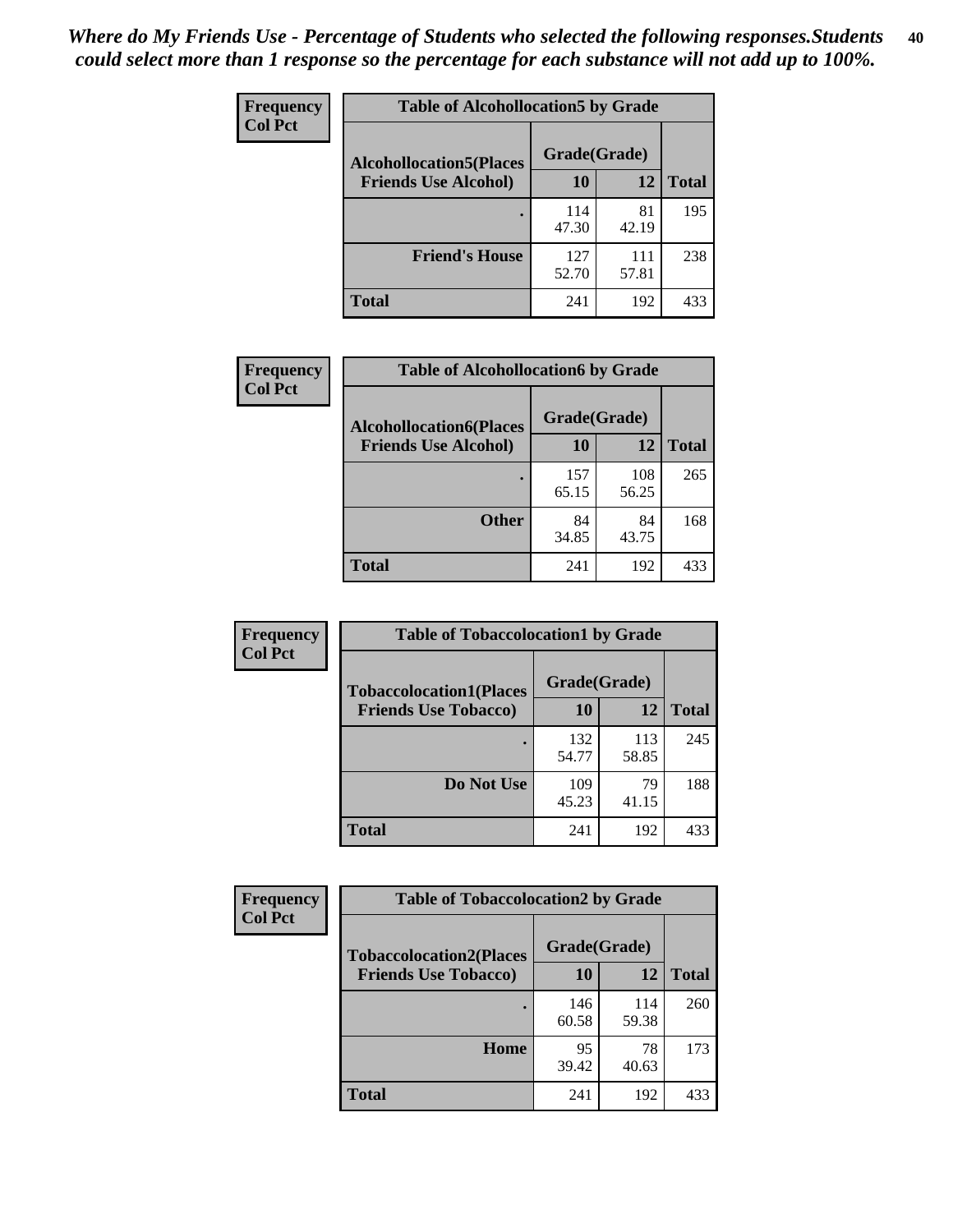*Where do My Friends Use - Percentage of Students who selected the following responses.Students could select more than 1 response so the percentage for each substance will not add up to 100%.*

**Frequency**
**Col Pct**

**Table of Alcohollocation5 by Grade**

| Alcohollocation5(Places Friends Use Alcohol) | Grade(Grade) 10 | 12 | Total |
|---|---|---|---|
| . | 114<br>47.30 | 81<br>42.19 | 195 |
| Friend's House | 127<br>52.70 | 111<br>57.81 | 238 |
| Total | 241 | 192 | 433 |

**Frequency**
**Col Pct**

**Table of Alcohollocation6 by Grade**

| Alcohollocation6(Places Friends Use Alcohol) | Grade(Grade) 10 | 12 | Total |
|---|---|---|---|
| . | 157<br>65.15 | 108<br>56.25 | 265 |
| Other | 84<br>34.85 | 84<br>43.75 | 168 |
| Total | 241 | 192 | 433 |

**Frequency**
**Col Pct**

**Table of Tobaccolocation1 by Grade**

| Tobaccolocation1(Places Friends Use Tobacco) | Grade(Grade) 10 | 12 | Total |
|---|---|---|---|
| . | 132<br>54.77 | 113<br>58.85 | 245 |
| Do Not Use | 109<br>45.23 | 79<br>41.15 | 188 |
| Total | 241 | 192 | 433 |

**Frequency**
**Col Pct**

**Table of Tobaccolocation2 by Grade**

| Tobaccolocation2(Places Friends Use Tobacco) | Grade(Grade) 10 | 12 | Total |
|---|---|---|---|
| . | 146<br>60.58 | 114<br>59.38 | 260 |
| Home | 95<br>39.42 | 78<br>40.63 | 173 |
| Total | 241 | 192 | 433 |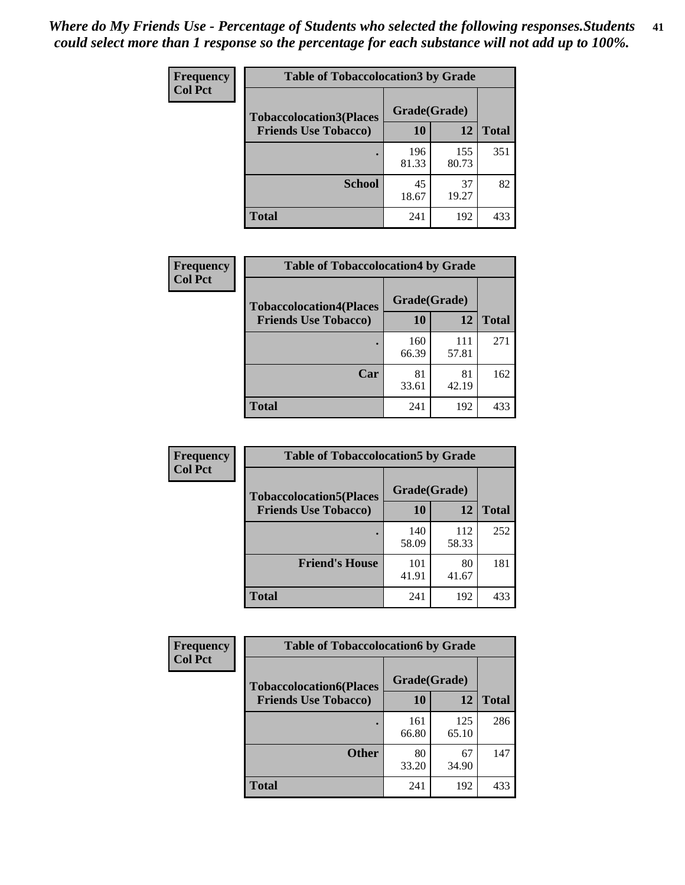*Where do My Friends Use - Percentage of Students who selected the following responses.Students could select more than 1 response so the percentage for each substance will not add up to 100%.*

**Frequency**
**Col Pct**

**Table of Tobaccolocation3 by Grade**

| Tobaccolocation3(Places Friends Use Tobacco) | Grade(Grade) 10 | 12 | Total |
|---|---|---|---|
| . | 196<br>81.33 | 155<br>80.73 | 351 |
| School | 45<br>18.67 | 37<br>19.27 | 82 |
| Total | 241 | 192 | 433 |

**Frequency**
**Col Pct**

**Table of Tobaccolocation4 by Grade**

| Tobaccolocation4(Places Friends Use Tobacco) | Grade(Grade) 10 | 12 | Total |
|---|---|---|---|
| . | 160<br>66.39 | 111<br>57.81 | 271 |
| Car | 81<br>33.61 | 81<br>42.19 | 162 |
| Total | 241 | 192 | 433 |

**Frequency**
**Col Pct**

**Table of Tobaccolocation5 by Grade**

| Tobaccolocation5(Places Friends Use Tobacco) | Grade(Grade) 10 | 12 | Total |
|---|---|---|---|
| . | 140<br>58.09 | 112<br>58.33 | 252 |
| Friend's House | 101<br>41.91 | 80<br>41.67 | 181 |
| Total | 241 | 192 | 433 |

**Frequency**
**Col Pct**

**Table of Tobaccolocation6 by Grade**

| Tobaccolocation6(Places Friends Use Tobacco) | Grade(Grade) 10 | 12 | Total |
|---|---|---|---|
| . | 161<br>66.80 | 125<br>65.10 | 286 |
| Other | 80<br>33.20 | 67<br>34.90 | 147 |
| Total | 241 | 192 | 433 |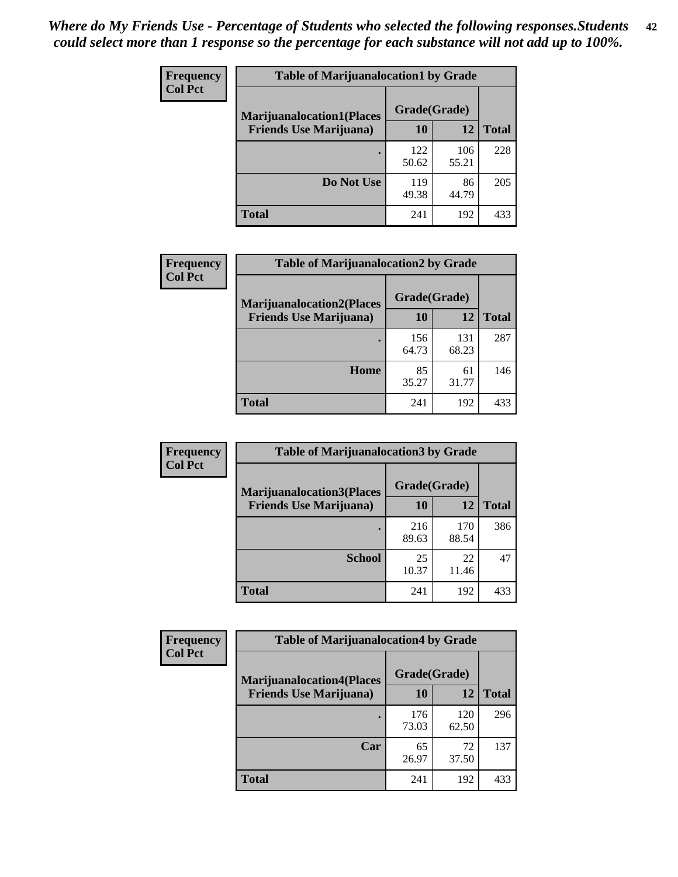*Where do My Friends Use - Percentage of Students who selected the following responses.Students could select more than 1 response so the percentage for each substance will not add up to 100%.*

| Frequency Col Pct | Table of Marijuanalocation1 by Grade | | |
|---|---|---|---|
| **Marijuanalocation1(Places Friends Use Marijuana)** | **Grade(Grade)** | | |
| | **10** | **12** | **Total** |
| . | 122<br>50.62 | 106<br>55.21 | 228 |
| **Do Not Use** | 119<br>49.38 | 86<br>44.79 | 205 |
| **Total** | 241 | 192 | 433 |

| Frequency Col Pct | Table of Marijuanalocation2 by Grade | | |
|---|---|---|---|
| **Marijuanalocation2(Places Friends Use Marijuana)** | **Grade(Grade)** | | |
| | **10** | **12** | **Total** |
| . | 156<br>64.73 | 131<br>68.23 | 287 |
| **Home** | 85<br>35.27 | 61<br>31.77 | 146 |
| **Total** | 241 | 192 | 433 |

| Frequency Col Pct | Table of Marijuanalocation3 by Grade | | |
|---|---|---|---|
| **Marijuanalocation3(Places Friends Use Marijuana)** | **Grade(Grade)** | | |
| | **10** | **12** | **Total** |
| . | 216<br>89.63 | 170<br>88.54 | 386 |
| **School** | 25<br>10.37 | 22<br>11.46 | 47 |
| **Total** | 241 | 192 | 433 |

| Frequency Col Pct | Table of Marijuanalocation4 by Grade | | |
|---|---|---|---|
| **Marijuanalocation4(Places Friends Use Marijuana)** | **Grade(Grade)** | | |
| | **10** | **12** | **Total** |
| . | 176<br>73.03 | 120<br>62.50 | 296 |
| **Car** | 65<br>26.97 | 72<br>37.50 | 137 |
| **Total** | 241 | 192 | 433 |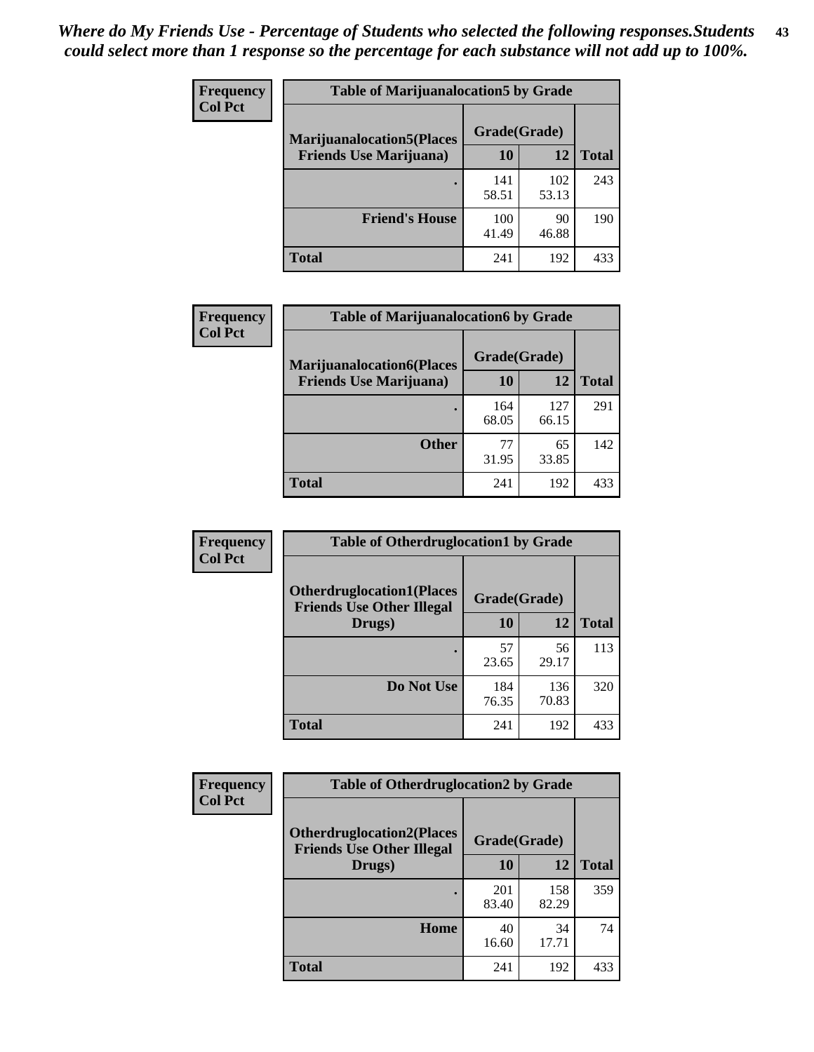*Where do My Friends Use - Percentage of Students who selected the following responses.Students could select more than 1 response so the percentage for each substance will not add up to 100%.*

**Frequency**
**Col Pct**

**Table of Marijuanalocation5 by Grade**

| Marijuanalocation5(Places Friends Use Marijuana) | Grade(Grade) | | Total |
|---|---|---|---|
| | 10 | 12 | |
| . | 141<br>58.51 | 102<br>53.13 | 243 |
| Friend's House | 100<br>41.49 | 90<br>46.88 | 190 |
| Total | 241 | 192 | 433 |

**Frequency**
**Col Pct**

**Table of Marijuanalocation6 by Grade**

| Marijuanalocation6(Places Friends Use Marijuana) | Grade(Grade) | | Total |
|---|---|---|---|
| | 10 | 12 | |
| . | 164<br>68.05 | 127<br>66.15 | 291 |
| Other | 77<br>31.95 | 65<br>33.85 | 142 |
| Total | 241 | 192 | 433 |

**Frequency**
**Col Pct**

**Table of Otherdruglocation1 by Grade**

| Otherdruglocation1(Places Friends Use Other Illegal Drugs) | Grade(Grade) | | Total |
|---|---|---|---|
| | 10 | 12 | |
| . | 57<br>23.65 | 56<br>29.17 | 113 |
| Do Not Use | 184<br>76.35 | 136<br>70.83 | 320 |
| Total | 241 | 192 | 433 |

**Frequency**
**Col Pct**

**Table of Otherdruglocation2 by Grade**

| Otherdruglocation2(Places Friends Use Other Illegal Drugs) | Grade(Grade) | | Total |
|---|---|---|---|
| | 10 | 12 | |
| . | 201<br>83.40 | 158<br>82.29 | 359 |
| Home | 40<br>16.60 | 34<br>17.71 | 74 |
| Total | 241 | 192 | 433 |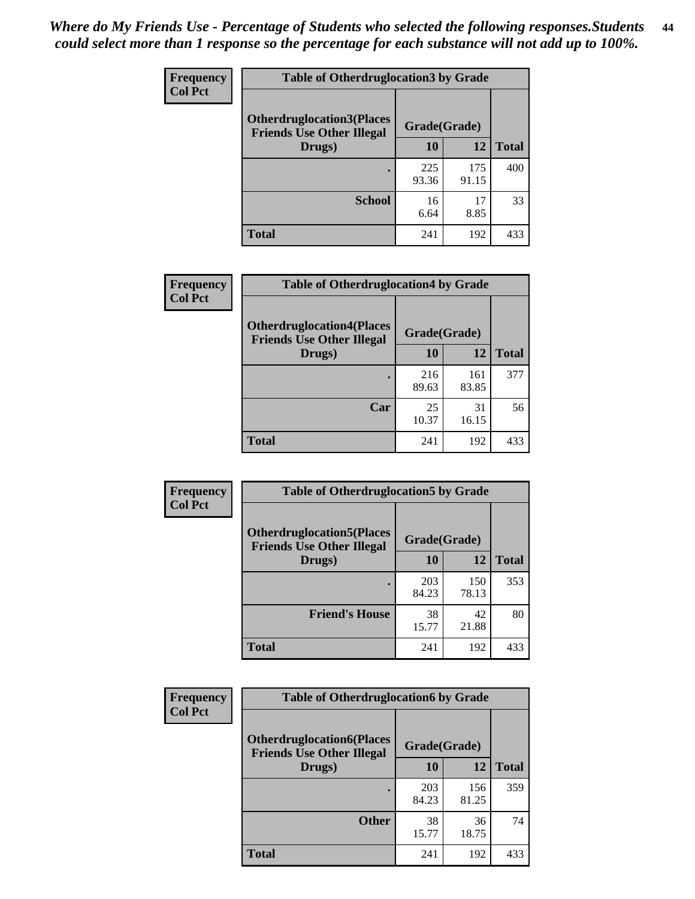*Where do My Friends Use - Percentage of Students who selected the following responses.Students could select more than 1 response so the percentage for each substance will not add up to 100%.*

**Frequency**
**Col Pct**

| Table of Otherdruglocation3 by Grade | | | |
|---|---|---|---|
| **Otherdruglocation3(Places Friends Use Other Illegal Drugs)** | **Grade(Grade)** | | **Total** |
| | **10** | **12** | |
| **.** | 225<br>93.36 | 175<br>91.15 | 400 |
| **School** | 16<br>6.64 | 17<br>8.85 | 33 |
| **Total** | 241 | 192 | 433 |

**Frequency**
**Col Pct**

| Table of Otherdruglocation4 by Grade | | | |
|---|---|---|---|
| **Otherdruglocation4(Places Friends Use Other Illegal Drugs)** | **Grade(Grade)** | | **Total** |
| | **10** | **12** | |
| **.** | 216<br>89.63 | 161<br>83.85 | 377 |
| **Car** | 25<br>10.37 | 31<br>16.15 | 56 |
| **Total** | 241 | 192 | 433 |

**Frequency**
**Col Pct**

| Table of Otherdruglocation5 by Grade | | | |
|---|---|---|---|
| **Otherdruglocation5(Places Friends Use Other Illegal Drugs)** | **Grade(Grade)** | | **Total** |
| | **10** | **12** | |
| **.** | 203<br>84.23 | 150<br>78.13 | 353 |
| **Friend's House** | 38<br>15.77 | 42<br>21.88 | 80 |
| **Total** | 241 | 192 | 433 |

**Frequency**
**Col Pct**

| Table of Otherdruglocation6 by Grade | | | |
|---|---|---|---|
| **Otherdruglocation6(Places Friends Use Other Illegal Drugs)** | **Grade(Grade)** | | **Total** |
| | **10** | **12** | |
| **.** | 203<br>84.23 | 156<br>81.25 | 359 |
| **Other** | 38<br>15.77 | 36<br>18.75 | 74 |
| **Total** | 241 | 192 | 433 |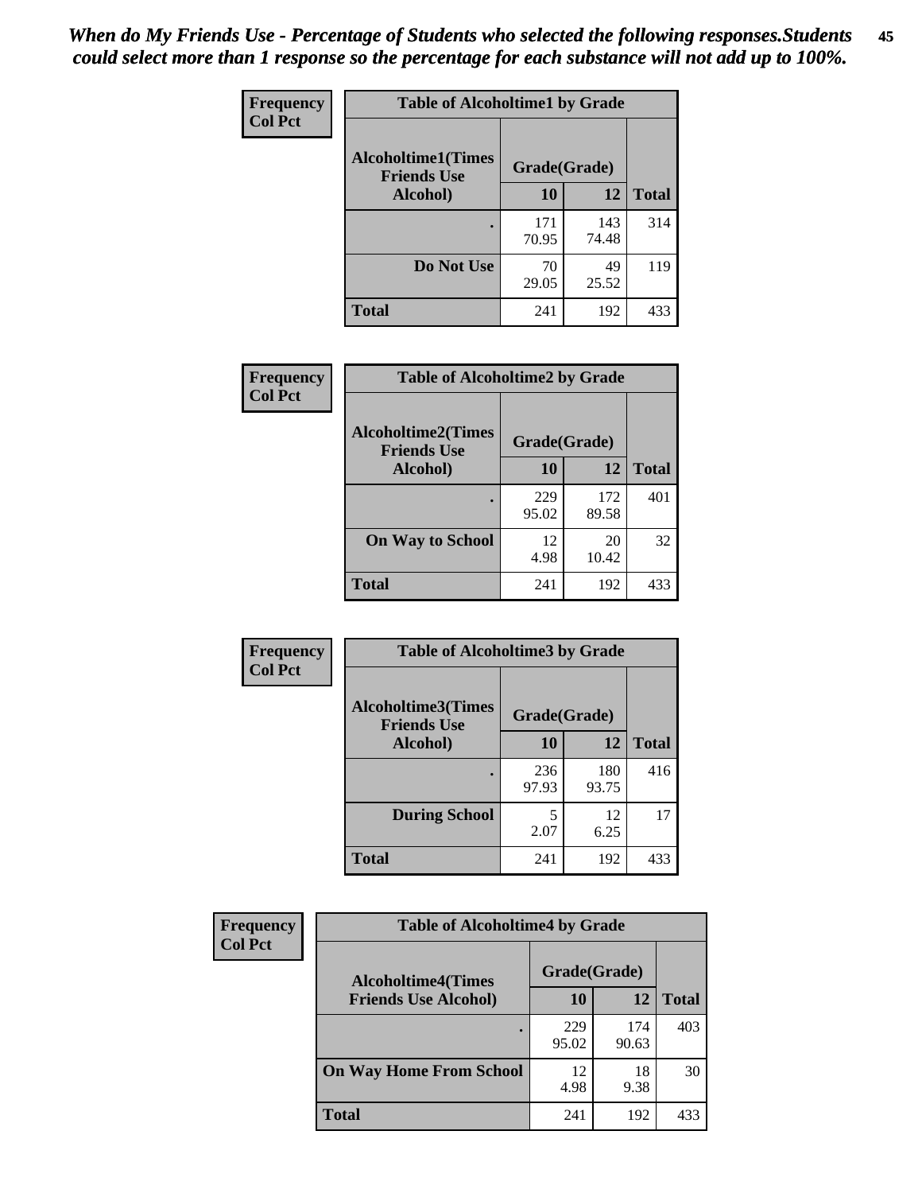*When do My Friends Use - Percentage of Students who selected the following responses.Students could select more than 1 response so the percentage for each substance will not add up to 100%.*

**Frequency**
**Col Pct**

| Table of Alcoholtime1 by Grade | | | |
|---|---|---|---|
| **Alcoholtime1(Times Friends Use Alcohol)** | **Grade(Grade)** | | |
| | **10** | **12** | **Total** |
| **.** | 171<br>70.95 | 143<br>74.48 | 314 |
| **Do Not Use** | 70<br>29.05 | 49<br>25.52 | 119 |
| **Total** | 241 | 192 | 433 |

**Frequency**
**Col Pct**

| Table of Alcoholtime2 by Grade | | | |
|---|---|---|---|
| **Alcoholtime2(Times Friends Use Alcohol)** | **Grade(Grade)** | | |
| | **10** | **12** | **Total** |
| **.** | 229<br>95.02 | 172<br>89.58 | 401 |
| **On Way to School** | 12<br>4.98 | 20<br>10.42 | 32 |
| **Total** | 241 | 192 | 433 |

**Frequency**
**Col Pct**

| Table of Alcoholtime3 by Grade | | | |
|---|---|---|---|
| **Alcoholtime3(Times Friends Use Alcohol)** | **Grade(Grade)** | | |
| | **10** | **12** | **Total** |
| **.** | 236<br>97.93 | 180<br>93.75 | 416 |
| **During School** | 5<br>2.07 | 12<br>6.25 | 17 |
| **Total** | 241 | 192 | 433 |

**Frequency**
**Col Pct**

| Table of Alcoholtime4 by Grade | | | |
|---|---|---|---|
| **Alcoholtime4(Times Friends Use Alcohol)** | **Grade(Grade)** | | |
| | **10** | **12** | **Total** |
| **.** | 229<br>95.02 | 174<br>90.63 | 403 |
| **On Way Home From School** | 12<br>4.98 | 18<br>9.38 | 30 |
| **Total** | 241 | 192 | 433 |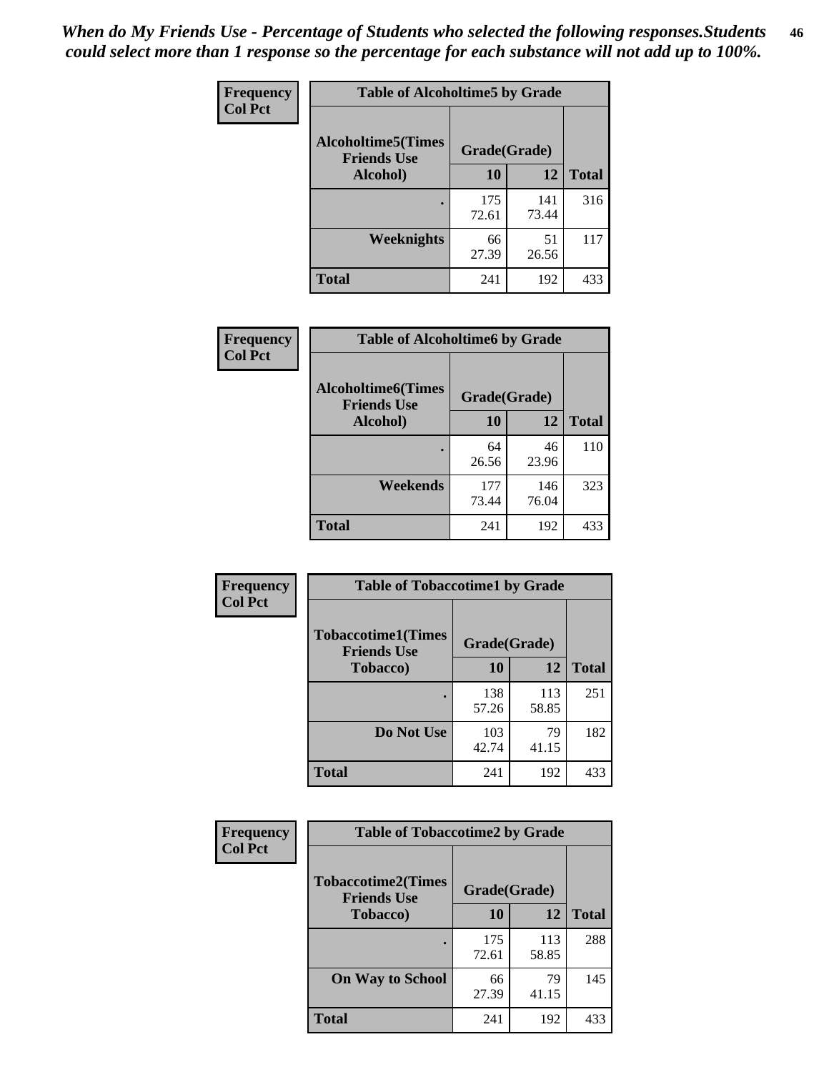*When do My Friends Use - Percentage of Students who selected the following responses.Students could select more than 1 response so the percentage for each substance will not add up to 100%.*

| Frequency Col Pct | Table of Alcoholtime5 by Grade | | |
|---|---|---|---|
| Alcoholtime5(Times Friends Use Alcohol) | Grade(Grade) | | |
| | 10 | 12 | Total |
| . | 175 72.61 | 141 73.44 | 316 |
| Weeknights | 66 27.39 | 51 26.56 | 117 |
| Total | 241 | 192 | 433 |

| Frequency Col Pct | Table of Alcoholtime6 by Grade | | |
|---|---|---|---|
| Alcoholtime6(Times Friends Use Alcohol) | Grade(Grade) | | |
| | 10 | 12 | Total |
| . | 64 26.56 | 46 23.96 | 110 |
| Weekends | 177 73.44 | 146 76.04 | 323 |
| Total | 241 | 192 | 433 |

| Frequency Col Pct | Table of Tobaccotime1 by Grade | | |
|---|---|---|---|
| Tobaccotime1(Times Friends Use Tobacco) | Grade(Grade) | | |
| | 10 | 12 | Total |
| . | 138 57.26 | 113 58.85 | 251 |
| Do Not Use | 103 42.74 | 79 41.15 | 182 |
| Total | 241 | 192 | 433 |

| Frequency Col Pct | Table of Tobaccotime2 by Grade | | |
|---|---|---|---|
| Tobaccotime2(Times Friends Use Tobacco) | Grade(Grade) | | |
| | 10 | 12 | Total |
| . | 175 72.61 | 113 58.85 | 288 |
| On Way to School | 66 27.39 | 79 41.15 | 145 |
| Total | 241 | 192 | 433 |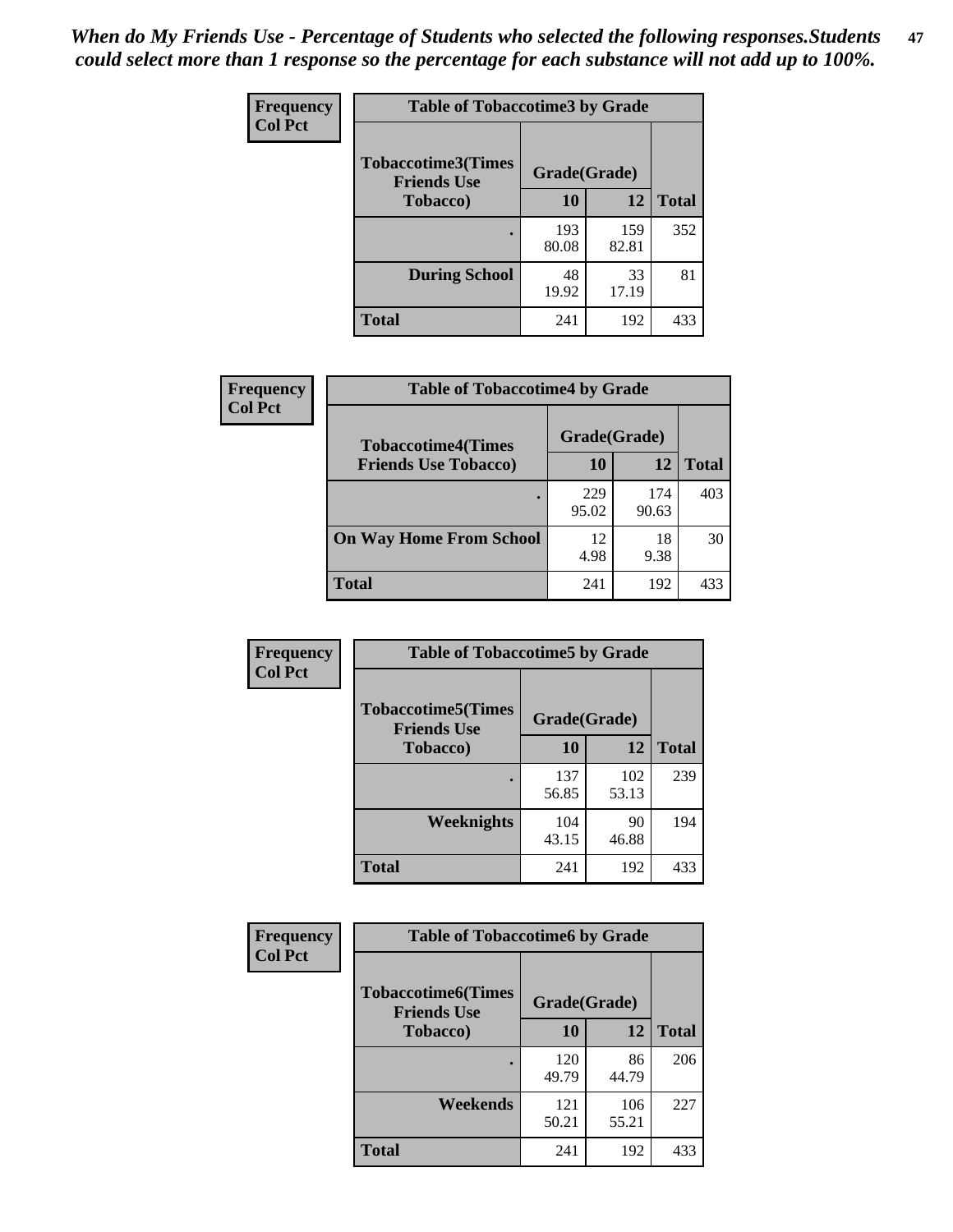*When do My Friends Use - Percentage of Students who selected the following responses.Students could select more than 1 response so the percentage for each substance will not add up to 100%.*

**Frequency**
**Col Pct**

| Table of Tobaccotime3 by Grade | | | |
|---|---|---|---|
| **Tobaccotime3(Times Friends Use Tobacco)** | **Grade(Grade)** | | **Total** |
| | **10** | **12** | |
| **.** | 193<br>80.08 | 159<br>82.81 | 352 |
| **During School** | 48<br>19.92 | 33<br>17.19 | 81 |
| **Total** | 241 | 192 | 433 |

**Frequency**
**Col Pct**

| Table of Tobaccotime4 by Grade | | | |
|---|---|---|---|
| **Tobaccotime4(Times Friends Use Tobacco)** | **Grade(Grade)** | | **Total** |
| | **10** | **12** | |
| **.** | 229<br>95.02 | 174<br>90.63 | 403 |
| **On Way Home From School** | 12<br>4.98 | 18<br>9.38 | 30 |
| **Total** | 241 | 192 | 433 |

**Frequency**
**Col Pct**

| Table of Tobaccotime5 by Grade | | | |
|---|---|---|---|
| **Tobaccotime5(Times Friends Use Tobacco)** | **Grade(Grade)** | | **Total** |
| | **10** | **12** | |
| **.** | 137<br>56.85 | 102<br>53.13 | 239 |
| **Weeknights** | 104<br>43.15 | 90<br>46.88 | 194 |
| **Total** | 241 | 192 | 433 |

**Frequency**
**Col Pct**

| Table of Tobaccotime6 by Grade | | | |
|---|---|---|---|
| **Tobaccotime6(Times Friends Use Tobacco)** | **Grade(Grade)** | | **Total** |
| | **10** | **12** | |
| **.** | 120<br>49.79 | 86<br>44.79 | 206 |
| **Weekends** | 121<br>50.21 | 106<br>55.21 | 227 |
| **Total** | 241 | 192 | 433 |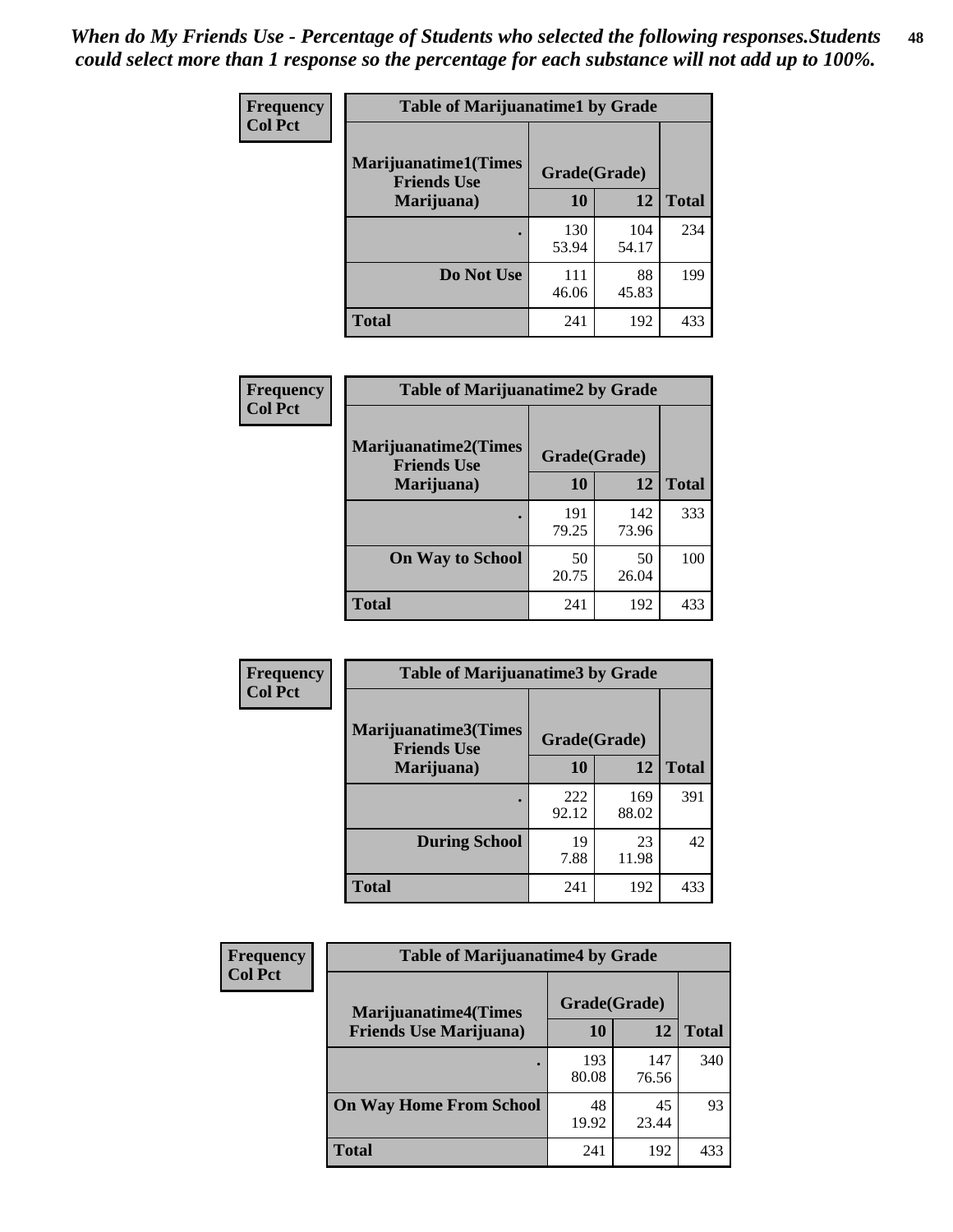*When do My Friends Use - Percentage of Students who selected the following responses.Students could select more than 1 response so the percentage for each substance will not add up to 100%.*

**Frequency**
**Col Pct**

| Table of Marijuanatime1 by Grade | | | |
|---|---|---|---|
| Marijuanatime1(Times Friends Use Marijuana) | Grade(Grade) | | |
| | 10 | 12 | Total |
| . | 130<br>53.94 | 104<br>54.17 | 234 |
| Do Not Use | 111<br>46.06 | 88<br>45.83 | 199 |
| Total | 241 | 192 | 433 |

**Frequency**
**Col Pct**

| Table of Marijuanatime2 by Grade | | | |
|---|---|---|---|
| Marijuanatime2(Times Friends Use Marijuana) | Grade(Grade) | | |
| | 10 | 12 | Total |
| . | 191<br>79.25 | 142<br>73.96 | 333 |
| On Way to School | 50<br>20.75 | 50<br>26.04 | 100 |
| Total | 241 | 192 | 433 |

**Frequency**
**Col Pct**

| Table of Marijuanatime3 by Grade | | | |
|---|---|---|---|
| Marijuanatime3(Times Friends Use Marijuana) | Grade(Grade) | | |
| | 10 | 12 | Total |
| . | 222<br>92.12 | 169<br>88.02 | 391 |
| During School | 19<br>7.88 | 23<br>11.98 | 42 |
| Total | 241 | 192 | 433 |

**Frequency**
**Col Pct**

| Table of Marijuanatime4 by Grade | | | |
|---|---|---|---|
| Marijuanatime4(Times Friends Use Marijuana) | Grade(Grade) | | |
| | 10 | 12 | Total |
| . | 193<br>80.08 | 147<br>76.56 | 340 |
| On Way Home From School | 48<br>19.92 | 45<br>23.44 | 93 |
| Total | 241 | 192 | 433 |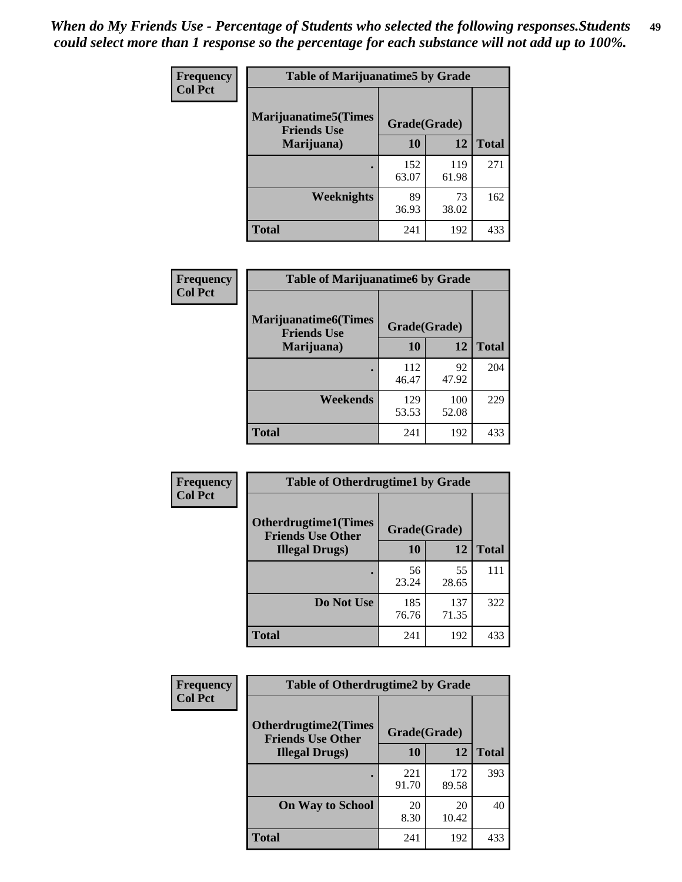*When do My Friends Use - Percentage of Students who selected the following responses.Students could select more than 1 response so the percentage for each substance will not add up to 100%.*

**Frequency Col Pct**

| Table of Marijuanatime5 by Grade | | | |
|---|---|---|---|
| **Marijuanatime5(Times Friends Use Marijuana)** | **Grade(Grade)** | | **Total** |
| | **10** | **12** | |
| **.** | 152<br>63.07 | 119<br>61.98 | 271 |
| **Weeknights** | 89<br>36.93 | 73<br>38.02 | 162 |
| **Total** | 241 | 192 | 433 |

**Frequency Col Pct**

| Table of Marijuanatime6 by Grade | | | |
|---|---|---|---|
| **Marijuanatime6(Times Friends Use Marijuana)** | **Grade(Grade)** | | **Total** |
| | **10** | **12** | |
| **.** | 112<br>46.47 | 92<br>47.92 | 204 |
| **Weekends** | 129<br>53.53 | 100<br>52.08 | 229 |
| **Total** | 241 | 192 | 433 |

**Frequency Col Pct**

| Table of Otherdrugtime1 by Grade | | | |
|---|---|---|---|
| **Otherdrugtime1(Times Friends Use Other Illegal Drugs)** | **Grade(Grade)** | | **Total** |
| | **10** | **12** | |
| **.** | 56<br>23.24 | 55<br>28.65 | 111 |
| **Do Not Use** | 185<br>76.76 | 137<br>71.35 | 322 |
| **Total** | 241 | 192 | 433 |

**Frequency Col Pct**

| Table of Otherdrugtime2 by Grade | | | |
|---|---|---|---|
| **Otherdrugtime2(Times Friends Use Other Illegal Drugs)** | **Grade(Grade)** | | **Total** |
| | **10** | **12** | |
| **.** | 221<br>91.70 | 172<br>89.58 | 393 |
| **On Way to School** | 20<br>8.30 | 20<br>10.42 | 40 |
| **Total** | 241 | 192 | 433 |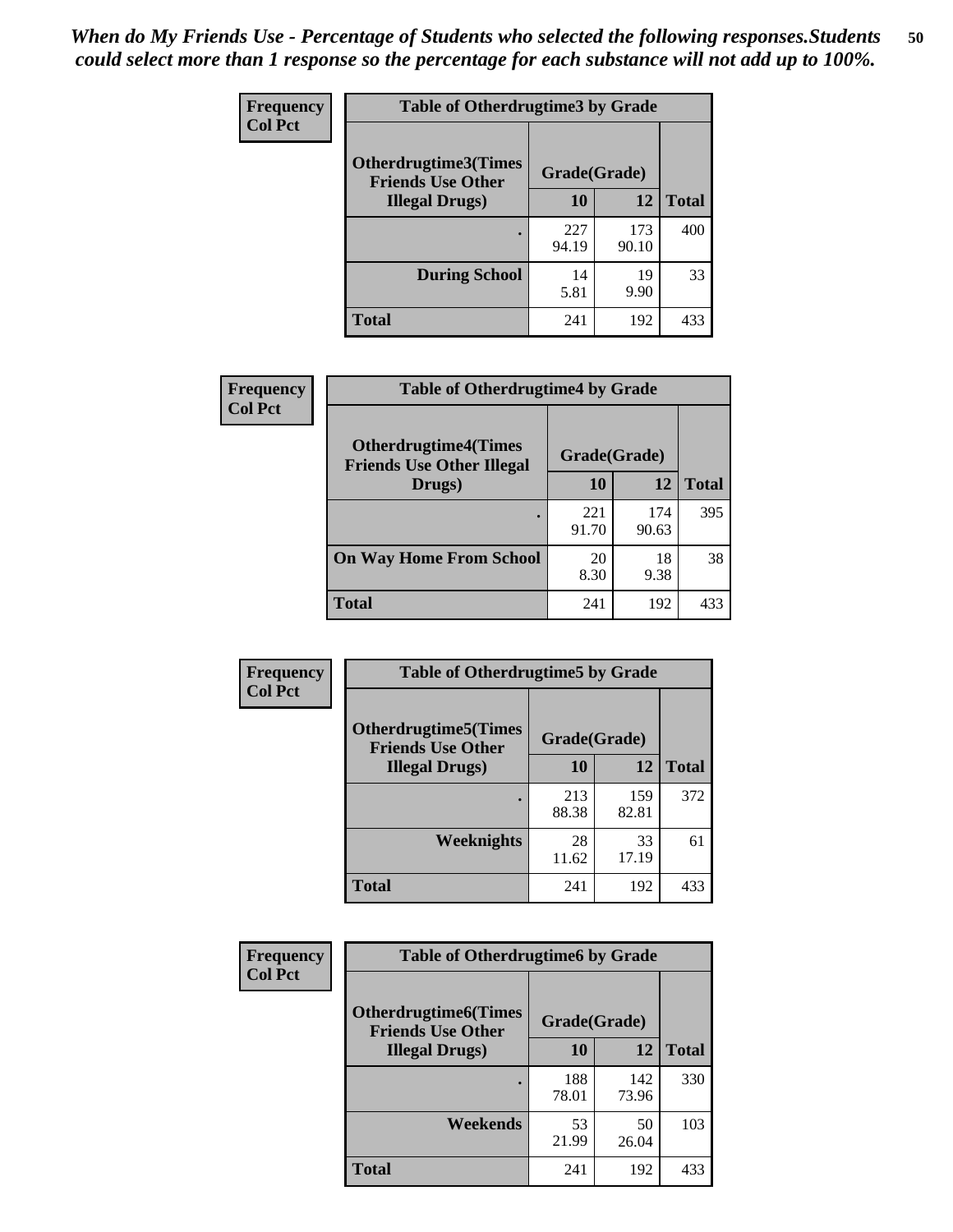*When do My Friends Use - Percentage of Students who selected the following responses.Students could select more than 1 response so the percentage for each substance will not add up to 100%.*

**Frequency**
**Col Pct**

| Table of Otherdrugtime3 by Grade | | | |
|---|---|---|---|
| Otherdrugtime3(Times Friends Use Other Illegal Drugs) | Grade(Grade) | | |
| | 10 | 12 | Total |
| . | 227<br>94.19 | 173<br>90.10 | 400 |
| During School | 14<br>5.81 | 19<br>9.90 | 33 |
| Total | 241 | 192 | 433 |

**Frequency**
**Col Pct**

| Table of Otherdrugtime4 by Grade | | | |
|---|---|---|---|
| Otherdrugtime4(Times Friends Use Other Illegal Drugs) | Grade(Grade) | | |
| | 10 | 12 | Total |
| . | 221<br>91.70 | 174<br>90.63 | 395 |
| On Way Home From School | 20<br>8.30 | 18<br>9.38 | 38 |
| Total | 241 | 192 | 433 |

**Frequency**
**Col Pct**

| Table of Otherdrugtime5 by Grade | | | |
|---|---|---|---|
| Otherdrugtime5(Times Friends Use Other Illegal Drugs) | Grade(Grade) | | |
| | 10 | 12 | Total |
| . | 213<br>88.38 | 159<br>82.81 | 372 |
| Weeknights | 28<br>11.62 | 33<br>17.19 | 61 |
| Total | 241 | 192 | 433 |

**Frequency**
**Col Pct**

| Table of Otherdrugtime6 by Grade | | | |
|---|---|---|---|
| Otherdrugtime6(Times Friends Use Other Illegal Drugs) | Grade(Grade) | | |
| | 10 | 12 | Total |
| . | 188<br>78.01 | 142<br>73.96 | 330 |
| Weekends | 53<br>21.99 | 50<br>26.04 | 103 |
| Total | 241 | 192 | 433 |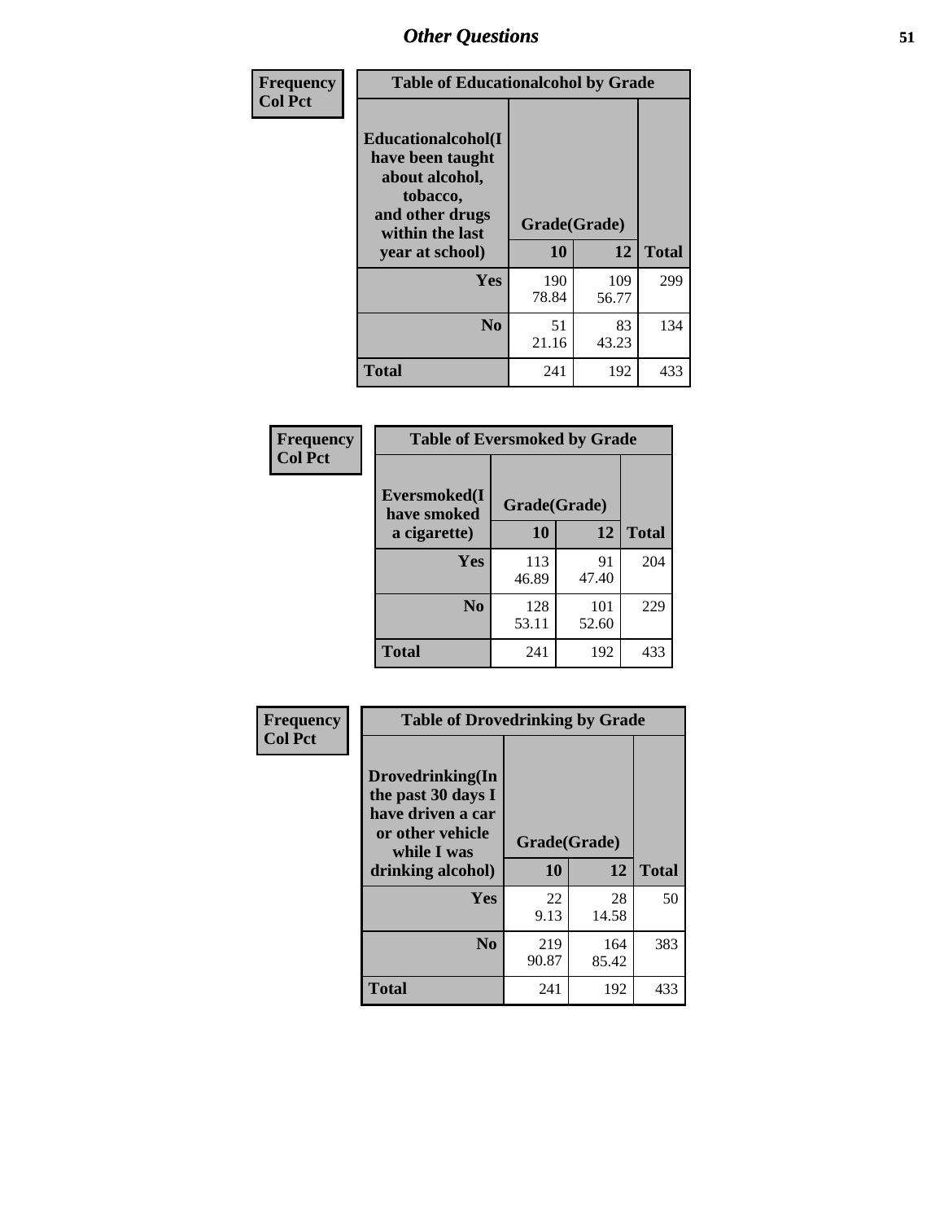# Other Questions

Frequency
Col Pct

**Table of Educationalcohol by Grade**

| Educationalcohol(I have been taught about alcohol, tobacco, and other drugs within the last year at school) | Grade(Grade) | | |
|---|---|---|---|
| | 10 | 12 | Total |
| Yes | 190<br>78.84 | 109<br>56.77 | 299 |
| No | 51<br>21.16 | 83<br>43.23 | 134 |
| Total | 241 | 192 | 433 |

Frequency
Col Pct

**Table of Eversmoked by Grade**

| Eversmoked(I have smoked a cigarette) | Grade(Grade) | | |
|---|---|---|---|
| | 10 | 12 | Total |
| Yes | 113<br>46.89 | 91<br>47.40 | 204 |
| No | 128<br>53.11 | 101<br>52.60 | 229 |
| Total | 241 | 192 | 433 |

Frequency
Col Pct

**Table of Drovedrinking by Grade**

| Drovedrinking(In the past 30 days I have driven a car or other vehicle while I was drinking alcohol) | Grade(Grade) | | |
|---|---|---|---|
| | 10 | 12 | Total |
| Yes | 22<br>9.13 | 28<br>14.58 | 50 |
| No | 219<br>90.87 | 164<br>85.42 | 383 |
| Total | 241 | 192 | 433 |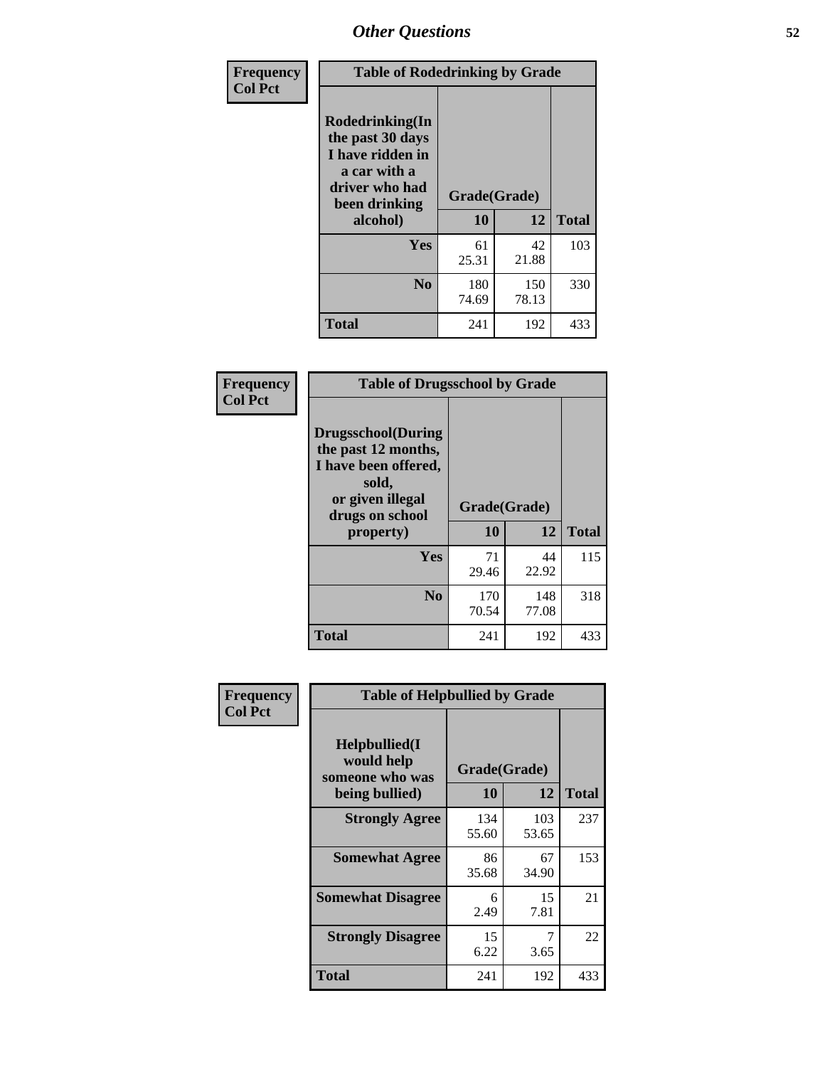# Other Questions

**Frequency**
**Col Pct**

| Table of Rodedrinking by Grade | | | |
|---|---|---|---|
| **Rodedrinking(In the past 30 days I have ridden in a car with a driver who had been drinking alcohol)** | **Grade(Grade)** | | |
| | **10** | **12** | **Total** |
| **Yes** | 61<br>25.31 | 42<br>21.88 | 103 |
| **No** | 180<br>74.69 | 150<br>78.13 | 330 |
| **Total** | 241 | 192 | 433 |

**Frequency**
**Col Pct**

| Table of Drugsschool by Grade | | | |
|---|---|---|---|
| **Drugsschool(During the past 12 months, I have been offered, sold, or given illegal drugs on school property)** | **Grade(Grade)** | | |
| | **10** | **12** | **Total** |
| **Yes** | 71<br>29.46 | 44<br>22.92 | 115 |
| **No** | 170<br>70.54 | 148<br>77.08 | 318 |
| **Total** | 241 | 192 | 433 |

**Frequency**
**Col Pct**

| Table of Helpbullied by Grade | | | |
|---|---|---|---|
| **Helpbullied(I would help someone who was being bullied)** | **Grade(Grade)** | | |
| | **10** | **12** | **Total** |
| **Strongly Agree** | 134<br>55.60 | 103<br>53.65 | 237 |
| **Somewhat Agree** | 86<br>35.68 | 67<br>34.90 | 153 |
| **Somewhat Disagree** | 6<br>2.49 | 15<br>7.81 | 21 |
| **Strongly Disagree** | 15<br>6.22 | 7<br>3.65 | 22 |
| **Total** | 241 | 192 | 433 |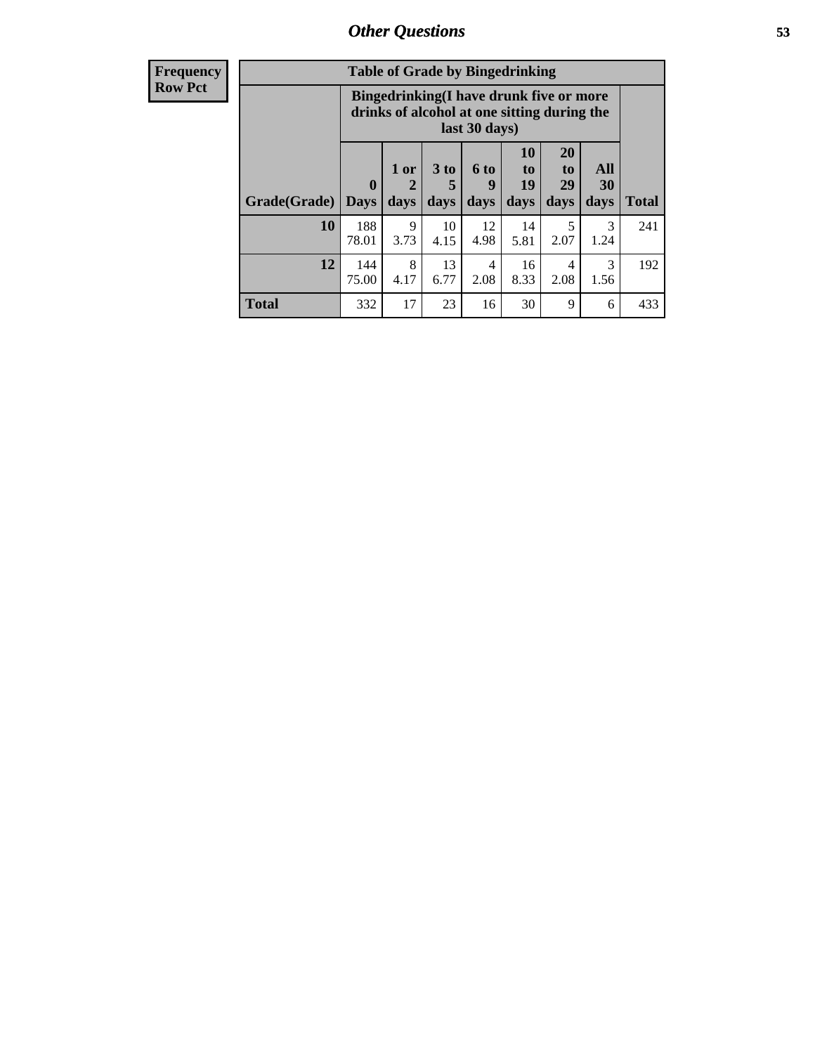## Other Questions

**Frequency**
**Row Pct**

| Table of Grade by Bingedrinking | | | | | | | | |
|---|---|---|---|---|---|---|---|---|
| | Bingedrinking(I have drunk five or more drinks of alcohol at one sitting during the last 30 days) | | | | | | | |
| Grade(Grade) | 0 Days | 1 or 2 days | 3 to 5 days | 6 to 9 days | 10 to 19 days | 20 to 29 days | All 30 days | Total |
| **10** | 188<br>78.01 | 9<br>3.73 | 10<br>4.15 | 12<br>4.98 | 14<br>5.81 | 5<br>2.07 | 3<br>1.24 | 241 |
| **12** | 144<br>75.00 | 8<br>4.17 | 13<br>6.77 | 4<br>2.08 | 16<br>8.33 | 4<br>2.08 | 3<br>1.56 | 192 |
| **Total** | 332 | 17 | 23 | 16 | 30 | 9 | 6 | 433 |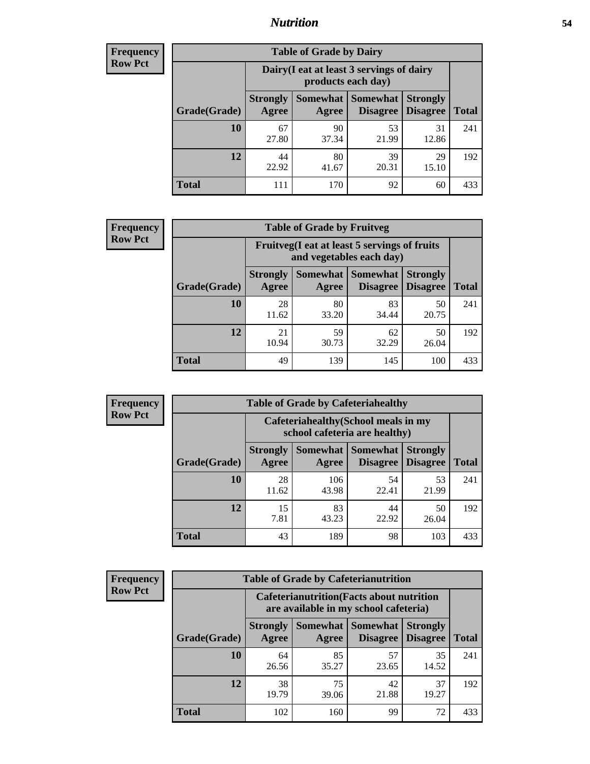**Frequency Row Pct**

| Table of Grade by Dairy | | | | | |
|---|---|---|---|---|---|
| | Dairy(I eat at least 3 servings of dairy products each day) | | | | |
| Grade(Grade) | Strongly Agree | Somewhat Agree | Somewhat Disagree | Strongly Disagree | Total |
| 10 | 67<br>27.80 | 90<br>37.34 | 53<br>21.99 | 31<br>12.86 | 241 |
| 12 | 44<br>22.92 | 80<br>41.67 | 39<br>20.31 | 29<br>15.10 | 192 |
| Total | 111 | 170 | 92 | 60 | 433 |

**Frequency Row Pct**

| Table of Grade by Fruitveg | | | | | |
|---|---|---|---|---|---|
| | Fruitveg(I eat at least 5 servings of fruits and vegetables each day) | | | | |
| Grade(Grade) | Strongly Agree | Somewhat Agree | Somewhat Disagree | Strongly Disagree | Total |
| 10 | 28<br>11.62 | 80<br>33.20 | 83<br>34.44 | 50<br>20.75 | 241 |
| 12 | 21<br>10.94 | 59<br>30.73 | 62<br>32.29 | 50<br>26.04 | 192 |
| Total | 49 | 139 | 145 | 100 | 433 |

**Frequency Row Pct**

| Table of Grade by Cafeteriahealthy | | | | | |
|---|---|---|---|---|---|
| | Cafeteriahealthy(School meals in my school cafeteria are healthy) | | | | |
| Grade(Grade) | Strongly Agree | Somewhat Agree | Somewhat Disagree | Strongly Disagree | Total |
| 10 | 28<br>11.62 | 106<br>43.98 | 54<br>22.41 | 53<br>21.99 | 241 |
| 12 | 15<br>7.81 | 83<br>43.23 | 44<br>22.92 | 50<br>26.04 | 192 |
| Total | 43 | 189 | 98 | 103 | 433 |

**Frequency Row Pct**

| Table of Grade by Cafeterianutrition | | | | | |
|---|---|---|---|---|---|
| | Cafeterianutrition(Facts about nutrition are available in my school cafeteria) | | | | |
| Grade(Grade) | Strongly Agree | Somewhat Agree | Somewhat Disagree | Strongly Disagree | Total |
| 10 | 64<br>26.56 | 85<br>35.27 | 57<br>23.65 | 35<br>14.52 | 241 |
| 12 | 38<br>19.79 | 75<br>39.06 | 42<br>21.88 | 37<br>19.27 | 192 |
| Total | 102 | 160 | 99 | 72 | 433 |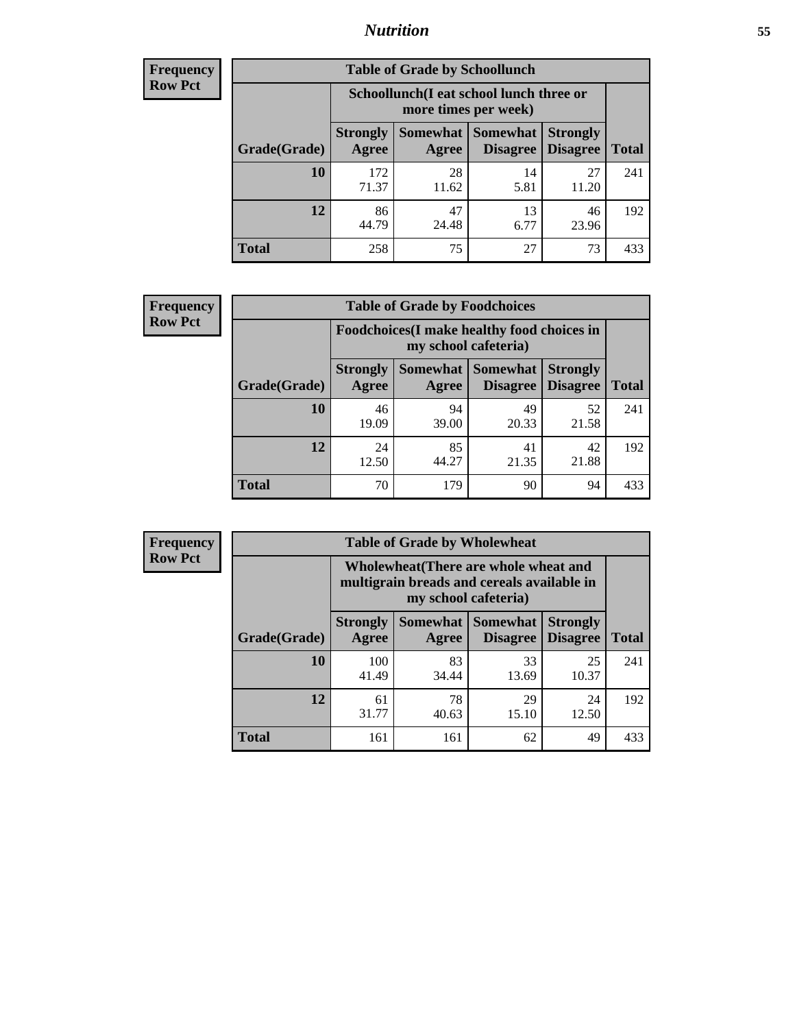**Frequency**
**Row Pct**

| Table of Grade by Schoollunch | | | | | |
|---|---|---|---|---|---|
| | Schoollunch(I eat school lunch three or more times per week) | | | | |
| Grade(Grade) | Strongly Agree | Somewhat Agree | Somewhat Disagree | Strongly Disagree | Total |
| 10 | 172<br>71.37 | 28<br>11.62 | 14<br>5.81 | 27<br>11.20 | 241 |
| 12 | 86<br>44.79 | 47<br>24.48 | 13<br>6.77 | 46<br>23.96 | 192 |
| Total | 258 | 75 | 27 | 73 | 433 |

**Frequency**
**Row Pct**

| Table of Grade by Foodchoices | | | | | |
|---|---|---|---|---|---|
| | Foodchoices(I make healthy food choices in my school cafeteria) | | | | |
| Grade(Grade) | Strongly Agree | Somewhat Agree | Somewhat Disagree | Strongly Disagree | Total |
| 10 | 46<br>19.09 | 94<br>39.00 | 49<br>20.33 | 52<br>21.58 | 241 |
| 12 | 24<br>12.50 | 85<br>44.27 | 41<br>21.35 | 42<br>21.88 | 192 |
| Total | 70 | 179 | 90 | 94 | 433 |

**Frequency**
**Row Pct**

| Table of Grade by Wholewheat | | | | | |
|---|---|---|---|---|---|
| | Wholewheat(There are whole wheat and multigrain breads and cereals available in my school cafeteria) | | | | |
| Grade(Grade) | Strongly Agree | Somewhat Agree | Somewhat Disagree | Strongly Disagree | Total |
| 10 | 100<br>41.49 | 83<br>34.44 | 33<br>13.69 | 25<br>10.37 | 241 |
| 12 | 61<br>31.77 | 78<br>40.63 | 29<br>15.10 | 24<br>12.50 | 192 |
| Total | 161 | 161 | 62 | 49 | 433 |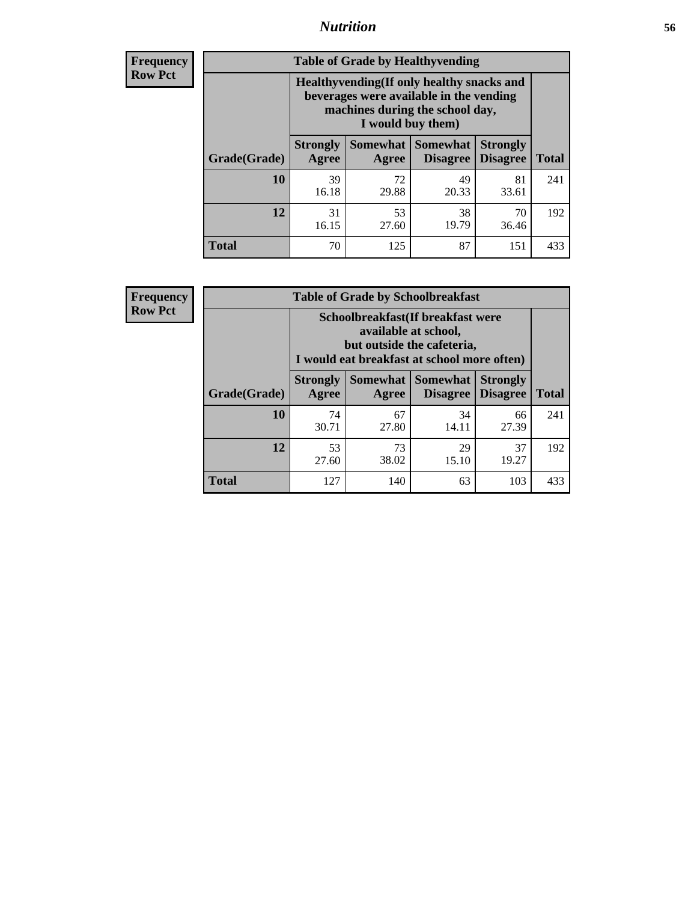# Nutrition

**Frequency Row Pct**

| Table of Grade by Healthyvending | | | | | |
|---|---|---|---|---|---|
| | Healthyvending(If only healthy snacks and beverages were available in the vending machines during the school day, I would buy them) | | | | |
| Grade(Grade) | Strongly Agree | Somewhat Agree | Somewhat Disagree | Strongly Disagree | Total |
| **10** | 39<br>16.18 | 72<br>29.88 | 49<br>20.33 | 81<br>33.61 | 241 |
| **12** | 31<br>16.15 | 53<br>27.60 | 38<br>19.79 | 70<br>36.46 | 192 |
| **Total** | 70 | 125 | 87 | 151 | 433 |

**Frequency Row Pct**

| Table of Grade by Schoolbreakfast | | | | | |
|---|---|---|---|---|---|
| | Schoolbreakfast(If breakfast were available at school, but outside the cafeteria, I would eat breakfast at school more often) | | | | |
| Grade(Grade) | Strongly Agree | Somewhat Agree | Somewhat Disagree | Strongly Disagree | Total |
| **10** | 74<br>30.71 | 67<br>27.80 | 34<br>14.11 | 66<br>27.39 | 241 |
| **12** | 53<br>27.60 | 73<br>38.02 | 29<br>15.10 | 37<br>19.27 | 192 |
| **Total** | 127 | 140 | 63 | 103 | 433 |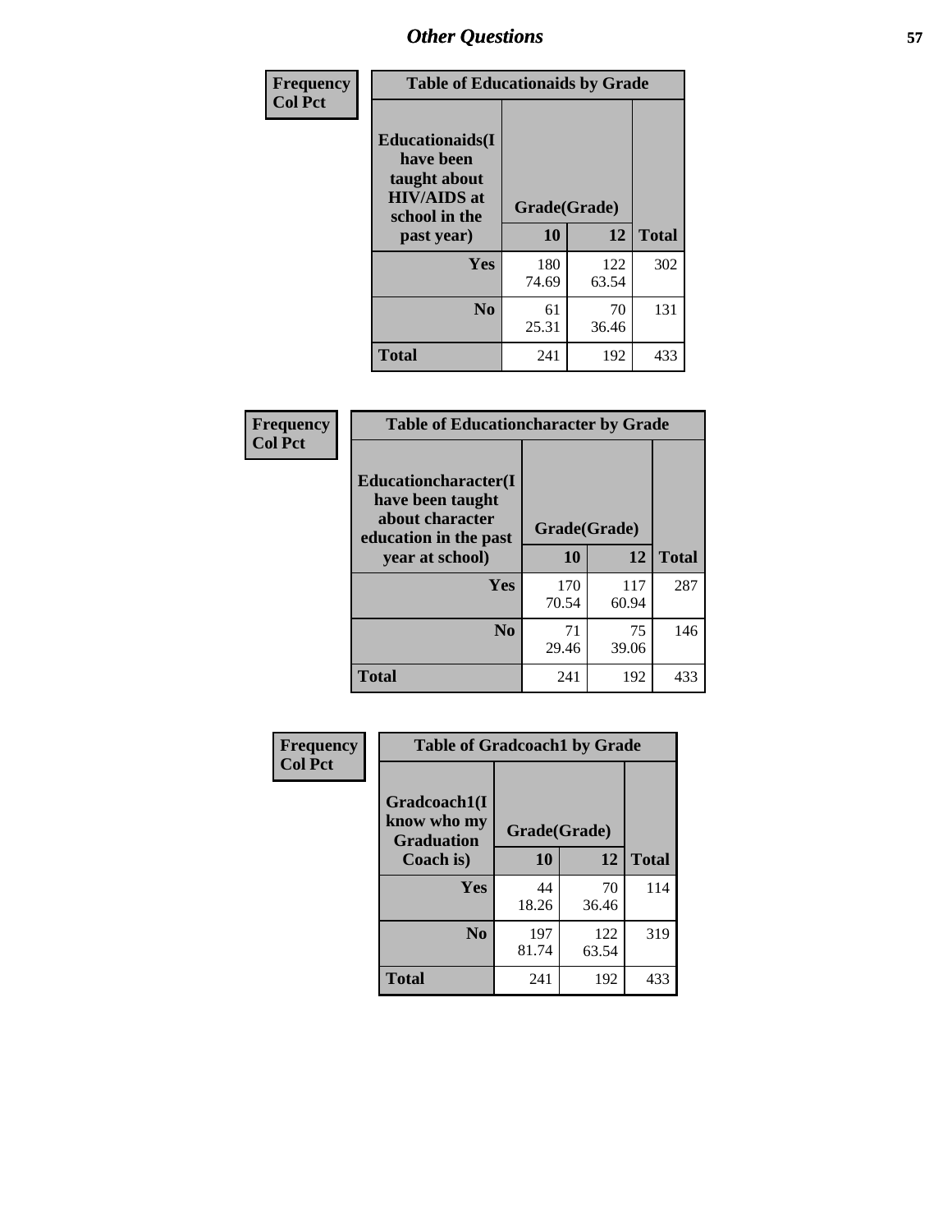## Other Questions

| Frequency<br>Col Pct | Table of Educationaids by Grade | | |
|---|---|---|---|
| **Educationaids(I have been taught about HIV/AIDS at school in the past year)** | **Grade(Grade)** | | |
| | **10** | **12** | **Total** |
| **Yes** | 180<br>74.69 | 122<br>63.54 | 302 |
| **No** | 61<br>25.31 | 70<br>36.46 | 131 |
| **Total** | 241 | 192 | 433 |

| Frequency<br>Col Pct | Table of Educationcharacter by Grade | | |
|---|---|---|---|
| **Educationcharacter(I have been taught about character education in the past year at school)** | **Grade(Grade)** | | |
| | **10** | **12** | **Total** |
| **Yes** | 170<br>70.54 | 117<br>60.94 | 287 |
| **No** | 71<br>29.46 | 75<br>39.06 | 146 |
| **Total** | 241 | 192 | 433 |

| Frequency<br>Col Pct | Table of Gradcoach1 by Grade | | |
|---|---|---|---|
| **Gradcoach1(I know who my Graduation Coach is)** | **Grade(Grade)** | | |
| | **10** | **12** | **Total** |
| **Yes** | 44<br>18.26 | 70<br>36.46 | 114 |
| **No** | 197<br>81.74 | 122<br>63.54 | 319 |
| **Total** | 241 | 192 | 433 |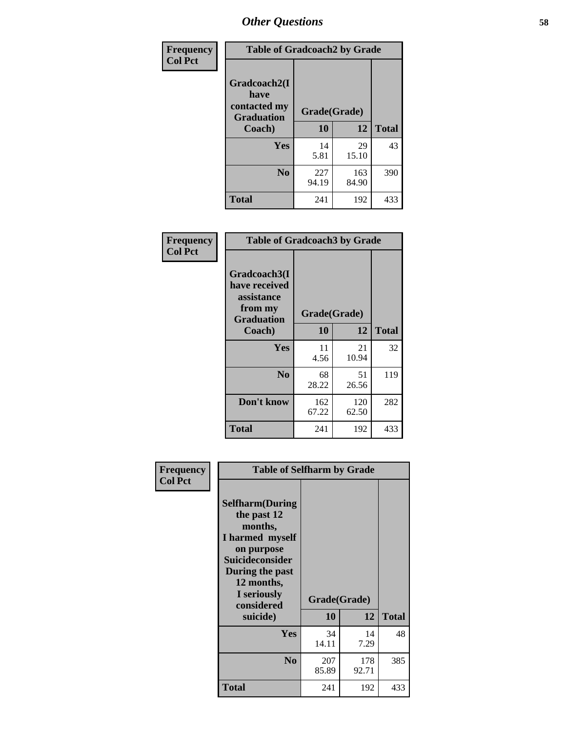## Other Questions

**Frequency**
**Col Pct**

**Table of Gradcoach2 by Grade**

| Gradcoach2(I have contacted my Graduation Coach) | Grade(Grade) 10 | 12 | Total |
|---|---|---|---|
| **Yes** | 14<br>5.81 | 29<br>15.10 | 43 |
| **No** | 227<br>94.19 | 163<br>84.90 | 390 |
| **Total** | 241 | 192 | 433 |

**Frequency**
**Col Pct**

**Table of Gradcoach3 by Grade**

| Gradcoach3(I have received assistance from my Graduation Coach) | Grade(Grade) 10 | 12 | Total |
|---|---|---|---|
| **Yes** | 11<br>4.56 | 21<br>10.94 | 32 |
| **No** | 68<br>28.22 | 51<br>26.56 | 119 |
| **Don't know** | 162<br>67.22 | 120<br>62.50 | 282 |
| **Total** | 241 | 192 | 433 |

**Frequency**
**Col Pct**

**Table of Selfharm by Grade**

| Selfharm(During the past 12 months, I harmed myself on purpose Suicideconsider During the past 12 months, I seriously considered suicide) | Grade(Grade) 10 | 12 | Total |
|---|---|---|---|
| **Yes** | 34<br>14.11 | 14<br>7.29 | 48 |
| **No** | 207<br>85.89 | 178<br>92.71 | 385 |
| **Total** | 241 | 192 | 433 |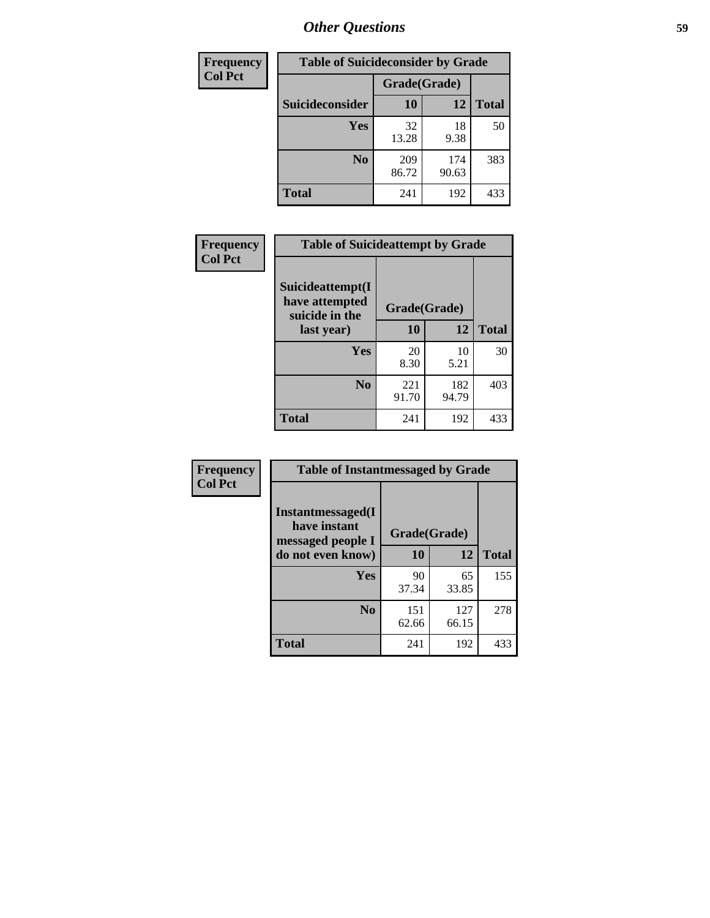# Other Questions

| Frequency<br>Col Pct | Table of Suicideconsider by Grade | | |
|---|---|---|---|
| | Grade(Grade) | | |
| Suicideconsider | 10 | 12 | Total |
| Yes | 32<br>13.28 | 18<br>9.38 | 50 |
| No | 209<br>86.72 | 174<br>90.63 | 383 |
| Total | 241 | 192 | 433 |

| Frequency<br>Col Pct | Table of Suicideattempt by Grade | | |
|---|---|---|---|
| Suicideattempt(I have attempted suicide in the last year) | Grade(Grade) | | |
| | 10 | 12 | Total |
| Yes | 20<br>8.30 | 10<br>5.21 | 30 |
| No | 221<br>91.70 | 182<br>94.79 | 403 |
| Total | 241 | 192 | 433 |

| Frequency<br>Col Pct | Table of Instantmessaged by Grade | | |
|---|---|---|---|
| Instantmessaged(I have instant messaged people I do not even know) | Grade(Grade) | | |
| | 10 | 12 | Total |
| Yes | 90<br>37.34 | 65<br>33.85 | 155 |
| No | 151<br>62.66 | 127<br>66.15 | 278 |
| Total | 241 | 192 | 433 |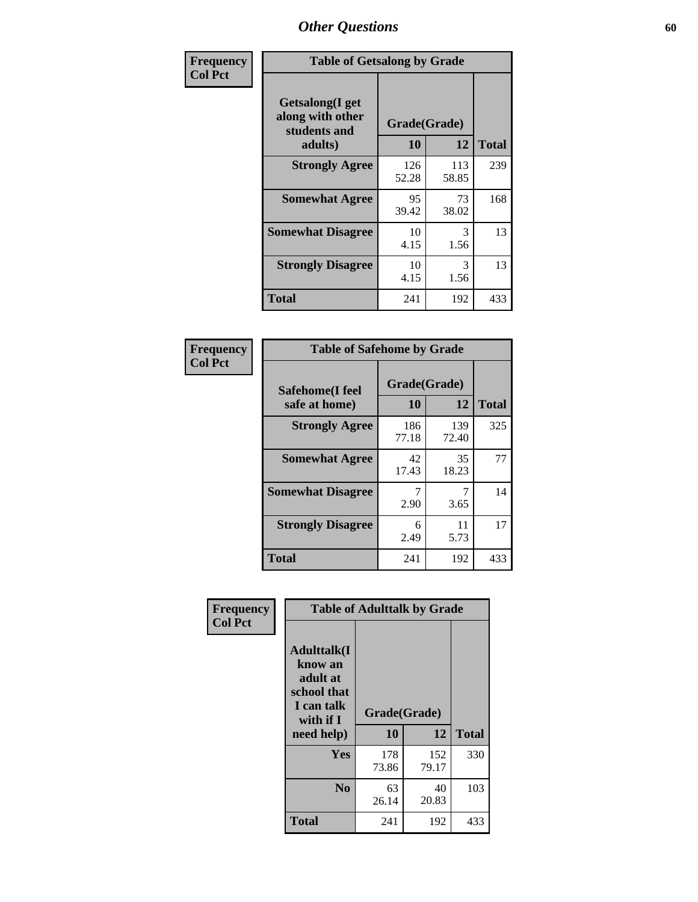## Other Questions

**Frequency Col Pct**

| Table of Getsalong by Grade | | | |
|---|---|---|---|
| Getsalong(I get along with other students and adults) | Grade(Grade) | | |
| | 10 | 12 | Total |
| **Strongly Agree** | 126<br>52.28 | 113<br>58.85 | 239 |
| **Somewhat Agree** | 95<br>39.42 | 73<br>38.02 | 168 |
| **Somewhat Disagree** | 10<br>4.15 | 3<br>1.56 | 13 |
| **Strongly Disagree** | 10<br>4.15 | 3<br>1.56 | 13 |
| **Total** | 241 | 192 | 433 |

**Frequency Col Pct**

| Table of Safehome by Grade | | | |
|---|---|---|---|
| Safehome(I feel safe at home) | Grade(Grade) | | |
| | 10 | 12 | Total |
| **Strongly Agree** | 186<br>77.18 | 139<br>72.40 | 325 |
| **Somewhat Agree** | 42<br>17.43 | 35<br>18.23 | 77 |
| **Somewhat Disagree** | 7<br>2.90 | 7<br>3.65 | 14 |
| **Strongly Disagree** | 6<br>2.49 | 11<br>5.73 | 17 |
| **Total** | 241 | 192 | 433 |

**Frequency Col Pct**

| Table of Adulttalk by Grade | | | |
|---|---|---|---|
| Adulttalk(I know an adult at school that I can talk with if I need help) | Grade(Grade) | | |
| | 10 | 12 | Total |
| **Yes** | 178<br>73.86 | 152<br>79.17 | 330 |
| **No** | 63<br>26.14 | 40<br>20.83 | 103 |
| **Total** | 241 | 192 | 433 |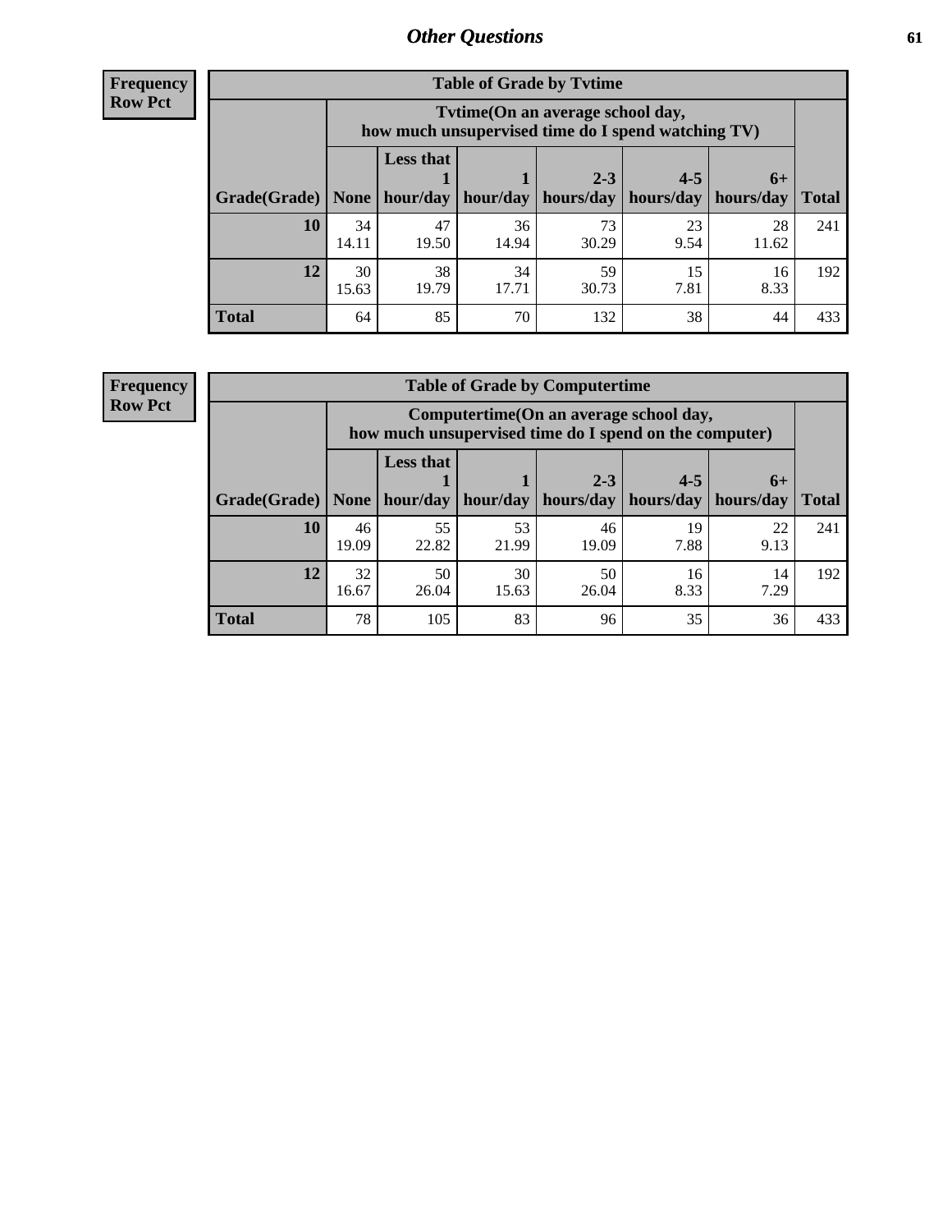## Other Questions

**Frequency**
**Row Pct**

**Table of Grade by Tvtime**

| Grade(Grade) | Tvtime(On an average school day, how much unsupervised time do I spend watching TV) None | Less that 1 hour/day | 1 hour/day | 2-3 hours/day | 4-5 hours/day | 6+ hours/day | Total |
|---|---|---|---|---|---|---|---|
| **10** | 34<br>14.11 | 47<br>19.50 | 36<br>14.94 | 73<br>30.29 | 23<br>9.54 | 28<br>11.62 | 241 |
| **12** | 30<br>15.63 | 38<br>19.79 | 34<br>17.71 | 59<br>30.73 | 15<br>7.81 | 16<br>8.33 | 192 |
| **Total** | 64 | 85 | 70 | 132 | 38 | 44 | 433 |

**Frequency**
**Row Pct**

**Table of Grade by Computertime**

| Grade(Grade) | Computertime(On an average school day, how much unsupervised time do I spend on the computer) None | Less that 1 hour/day | 1 hour/day | 2-3 hours/day | 4-5 hours/day | 6+ hours/day | Total |
|---|---|---|---|---|---|---|---|
| **10** | 46<br>19.09 | 55<br>22.82 | 53<br>21.99 | 46<br>19.09 | 19<br>7.88 | 22<br>9.13 | 241 |
| **12** | 32<br>16.67 | 50<br>26.04 | 30<br>15.63 | 50<br>26.04 | 16<br>8.33 | 14<br>7.29 | 192 |
| **Total** | 78 | 105 | 83 | 96 | 35 | 36 | 433 |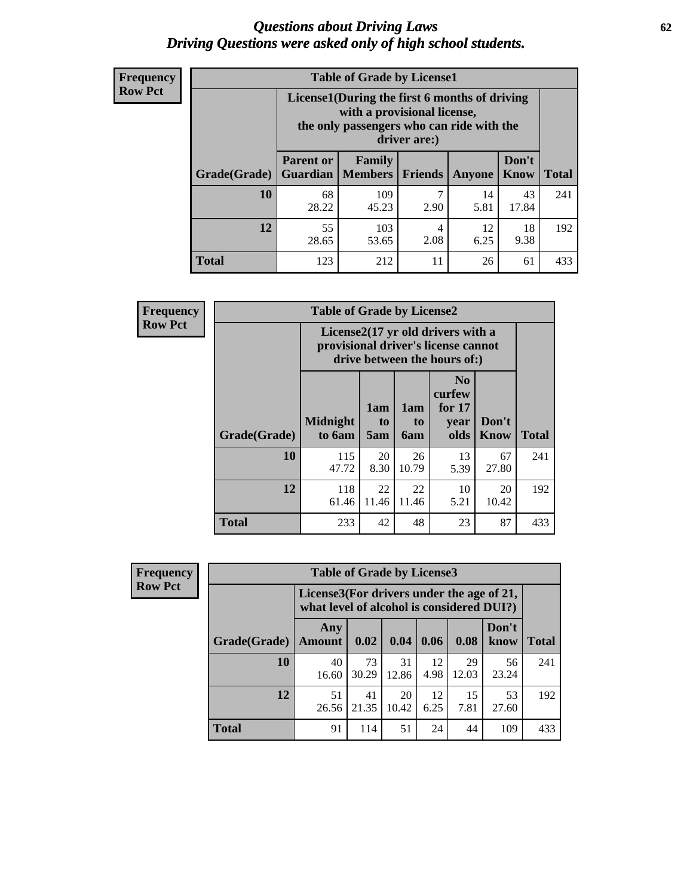# Questions about Driving Laws
## Driving Questions were asked only of high school students.

**Frequency Row Pct**

**Table of Grade by License1**

| Grade(Grade) | License1(During the first 6 months of driving with a provisional license, the only passengers who can ride with the driver are:) | | | | | Total |
|---|---|---|---|---|---|---|
| | Parent or Guardian | Family Members | Friends | Anyone | Don't Know | |
| 10 | 68<br>28.22 | 109<br>45.23 | 7<br>2.90 | 14<br>5.81 | 43<br>17.84 | 241 |
| 12 | 55<br>28.65 | 103<br>53.65 | 4<br>2.08 | 12<br>6.25 | 18<br>9.38 | 192 |
| Total | 123 | 212 | 11 | 26 | 61 | 433 |

**Frequency Row Pct**

**Table of Grade by License2**

| Grade(Grade) | License2(17 yr old drivers with a provisional driver's license cannot drive between the hours of:) | | | | | Total |
|---|---|---|---|---|---|---|
| | Midnight to 6am | 1am to 5am | 1am to 6am | No curfew for 17 year olds | Don't Know | |
| 10 | 115<br>47.72 | 20<br>8.30 | 26<br>10.79 | 13<br>5.39 | 67<br>27.80 | 241 |
| 12 | 118<br>61.46 | 22<br>11.46 | 22<br>11.46 | 10<br>5.21 | 20<br>10.42 | 192 |
| Total | 233 | 42 | 48 | 23 | 87 | 433 |

**Frequency Row Pct**

**Table of Grade by License3**

| Grade(Grade) | License3(For drivers under the age of 21, what level of alcohol is considered DUI?) | | | | | | Total |
|---|---|---|---|---|---|---|---|
| | Any Amount | 0.02 | 0.04 | 0.06 | 0.08 | Don't know | |
| 10 | 40<br>16.60 | 73<br>30.29 | 31<br>12.86 | 12<br>4.98 | 29<br>12.03 | 56<br>23.24 | 241 |
| 12 | 51<br>26.56 | 41<br>21.35 | 20<br>10.42 | 12<br>6.25 | 15<br>7.81 | 53<br>27.60 | 192 |
| Total | 91 | 114 | 51 | 24 | 44 | 109 | 433 |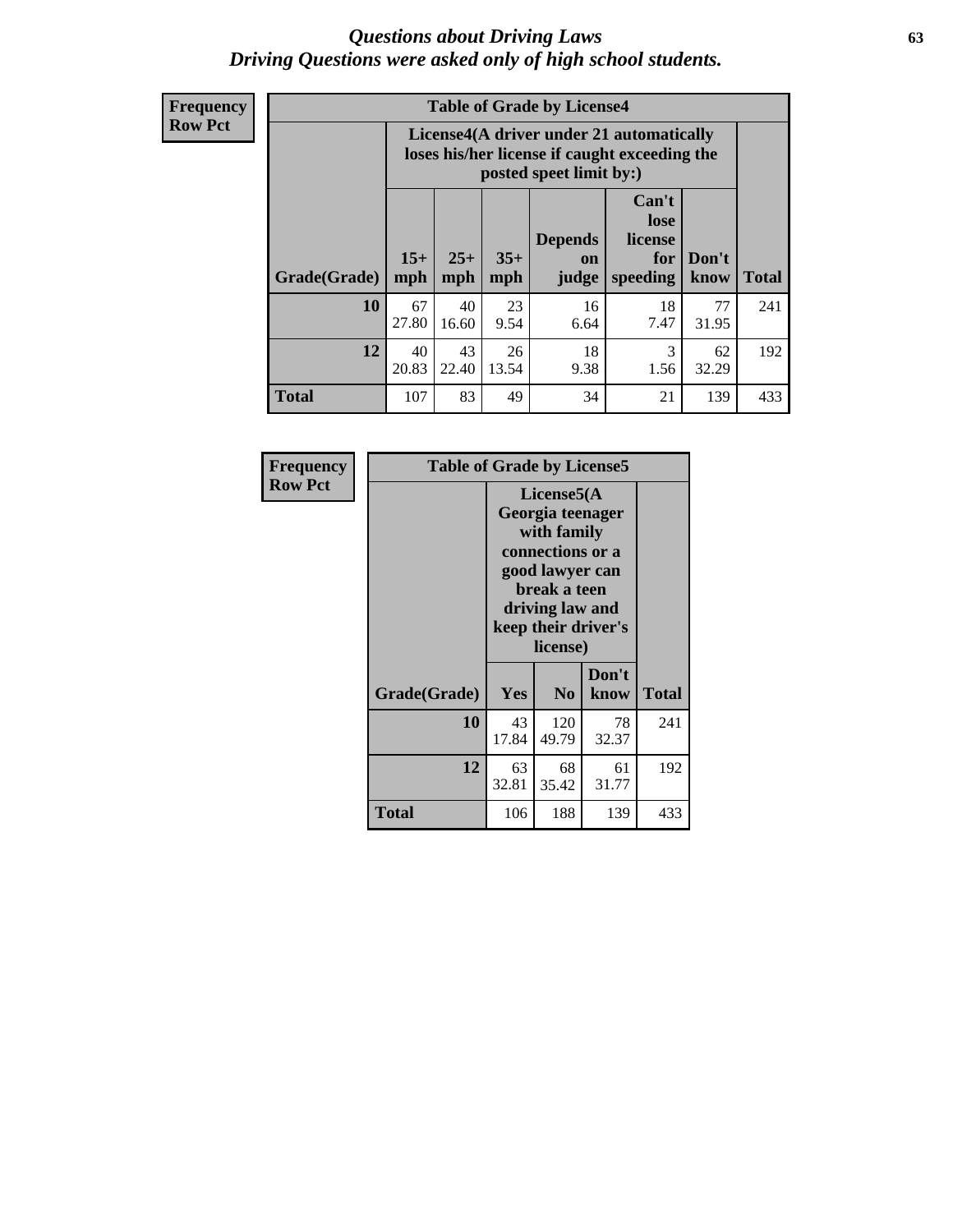# *Questions about Driving Laws*
## *Driving Questions were asked only of high school students.*

**Frequency**
**Row Pct**

| Table of Grade by License4 | | | | | | | |
|---|---|---|---|---|---|---|---|
| | License4(A driver under 21 automatically loses his/her license if caught exceeding the posted speet limit by:) | | | | | | |
| Grade(Grade) | 15+ mph | 25+ mph | 35+ mph | Depends on judge | Can't lose license for speeding | Don't know | Total |
| **10** | 67<br>27.80 | 40<br>16.60 | 23<br>9.54 | 16<br>6.64 | 18<br>7.47 | 77<br>31.95 | 241 |
| **12** | 40<br>20.83 | 43<br>22.40 | 26<br>13.54 | 18<br>9.38 | 3<br>1.56 | 62<br>32.29 | 192 |
| **Total** | 107 | 83 | 49 | 34 | 21 | 139 | 433 |

**Frequency**
**Row Pct**

| Table of Grade by License5 | | | | |
|---|---|---|---|---|
| | License5(A Georgia teenager with family connections or a good lawyer can break a teen driving law and keep their driver's license) | | | |
| Grade(Grade) | Yes | No | Don't know | Total |
| **10** | 43<br>17.84 | 120<br>49.79 | 78<br>32.37 | 241 |
| **12** | 63<br>32.81 | 68<br>35.42 | 61<br>31.77 | 192 |
| **Total** | 106 | 188 | 139 | 433 |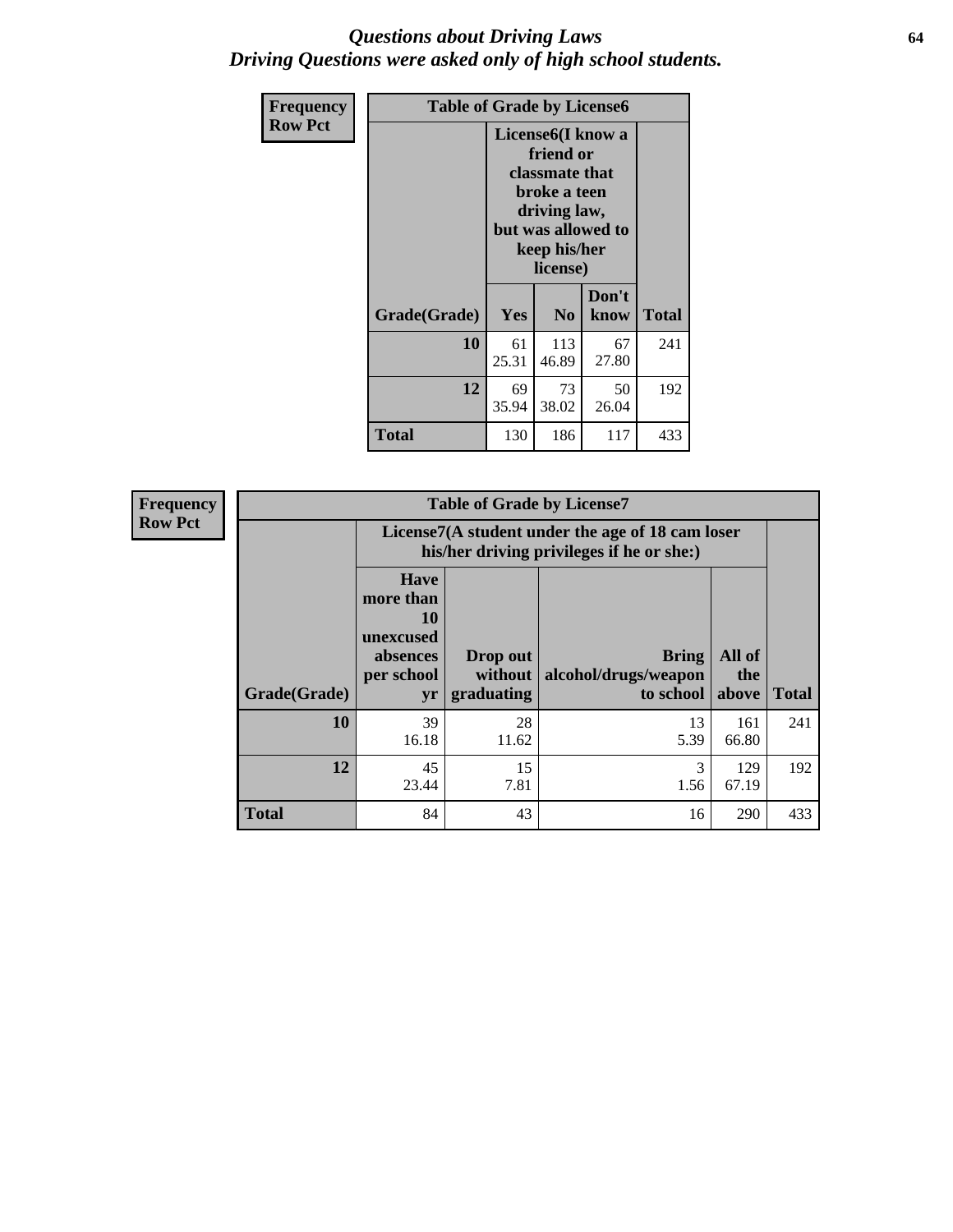# *Questions about Driving Laws*
# *Driving Questions were asked only of high school students.*

**Frequency**
**Row Pct**

| Table of Grade by License6 | | | | |
|---|---|---|---|---|
| | License6(I know a friend or classmate that broke a teen driving law, but was allowed to keep his/her license) | | | |
| Grade(Grade) | Yes | No | Don't know | Total |
| 10 | 61<br>25.31 | 113<br>46.89 | 67<br>27.80 | 241 |
| 12 | 69<br>35.94 | 73<br>38.02 | 50<br>26.04 | 192 |
| Total | 130 | 186 | 117 | 433 |

**Frequency**
**Row Pct**

| Table of Grade by License7 | | | | | |
|---|---|---|---|---|---|
| | License7(A student under the age of 18 cam loser his/her driving privileges if he or she:) | | | | |
| Grade(Grade) | Have more than 10 unexcused absences per school yr | Drop out without graduating | Bring alcohol/drugs/weapon to school | All of the above | Total |
| 10 | 39<br>16.18 | 28<br>11.62 | 13<br>5.39 | 161<br>66.80 | 241 |
| 12 | 45<br>23.44 | 15<br>7.81 | 3<br>1.56 | 129<br>67.19 | 192 |
| Total | 84 | 43 | 16 | 290 | 433 |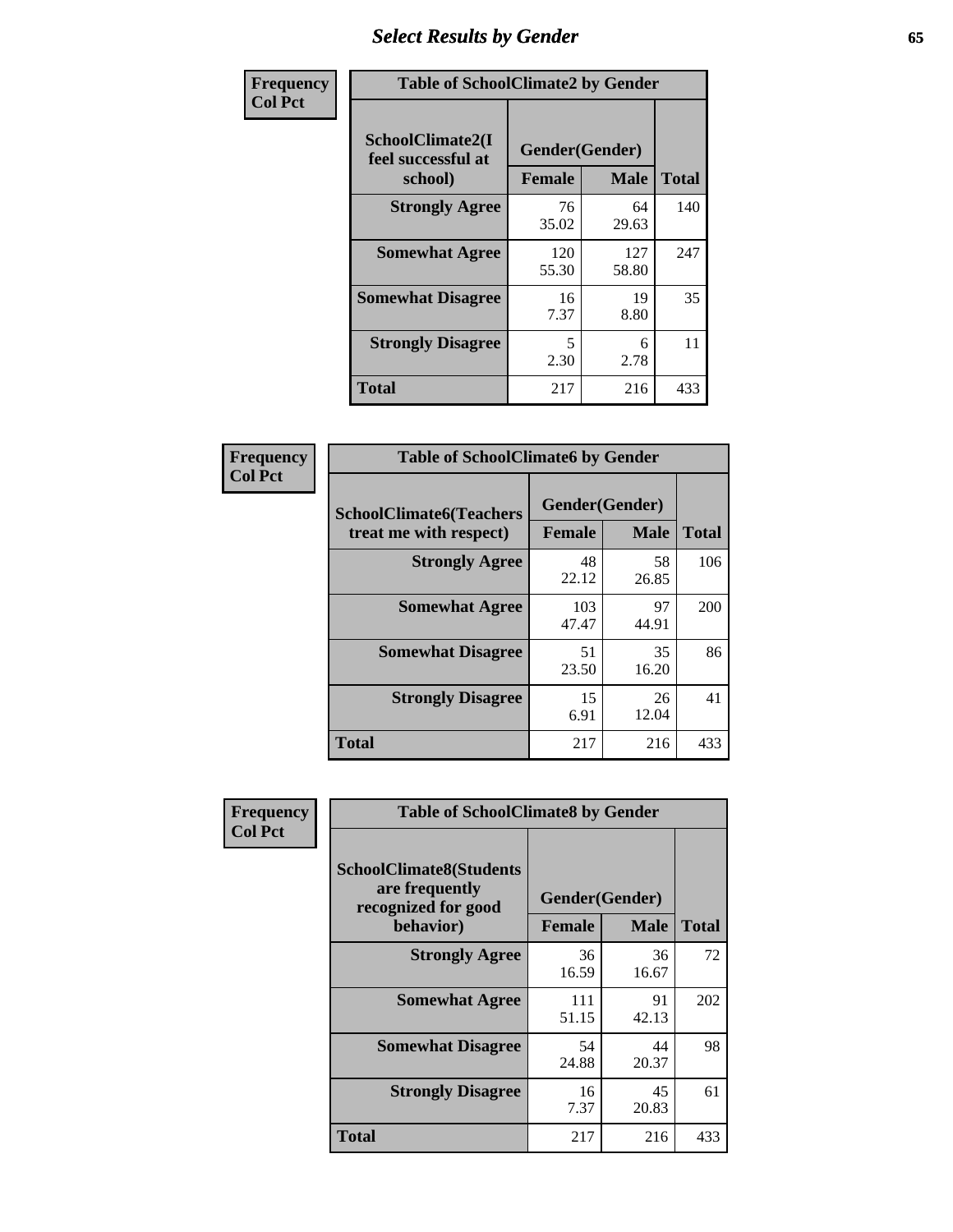# Select Results by Gender

**Frequency**
**Col Pct**

| Table of SchoolClimate2 by Gender | | | |
|---|---|---|---|
| SchoolClimate2(I feel successful at school) | Gender(Gender) | | |
| | Female | Male | Total |
| Strongly Agree | 76<br>35.02 | 64<br>29.63 | 140 |
| Somewhat Agree | 120<br>55.30 | 127<br>58.80 | 247 |
| Somewhat Disagree | 16<br>7.37 | 19<br>8.80 | 35 |
| Strongly Disagree | 5<br>2.30 | 6<br>2.78 | 11 |
| Total | 217 | 216 | 433 |

**Frequency**
**Col Pct**

| Table of SchoolClimate6 by Gender | | | |
|---|---|---|---|
| SchoolClimate6(Teachers treat me with respect) | Gender(Gender) | | |
| | Female | Male | Total |
| Strongly Agree | 48<br>22.12 | 58<br>26.85 | 106 |
| Somewhat Agree | 103<br>47.47 | 97<br>44.91 | 200 |
| Somewhat Disagree | 51<br>23.50 | 35<br>16.20 | 86 |
| Strongly Disagree | 15<br>6.91 | 26<br>12.04 | 41 |
| Total | 217 | 216 | 433 |

**Frequency**
**Col Pct**

| Table of SchoolClimate8 by Gender | | | |
|---|---|---|---|
| SchoolClimate8(Students are frequently recognized for good behavior) | Gender(Gender) | | |
| | Female | Male | Total |
| Strongly Agree | 36<br>16.59 | 36<br>16.67 | 72 |
| Somewhat Agree | 111<br>51.15 | 91<br>42.13 | 202 |
| Somewhat Disagree | 54<br>24.88 | 44<br>20.37 | 98 |
| Strongly Disagree | 16<br>7.37 | 45<br>20.83 | 61 |
| Total | 217 | 216 | 433 |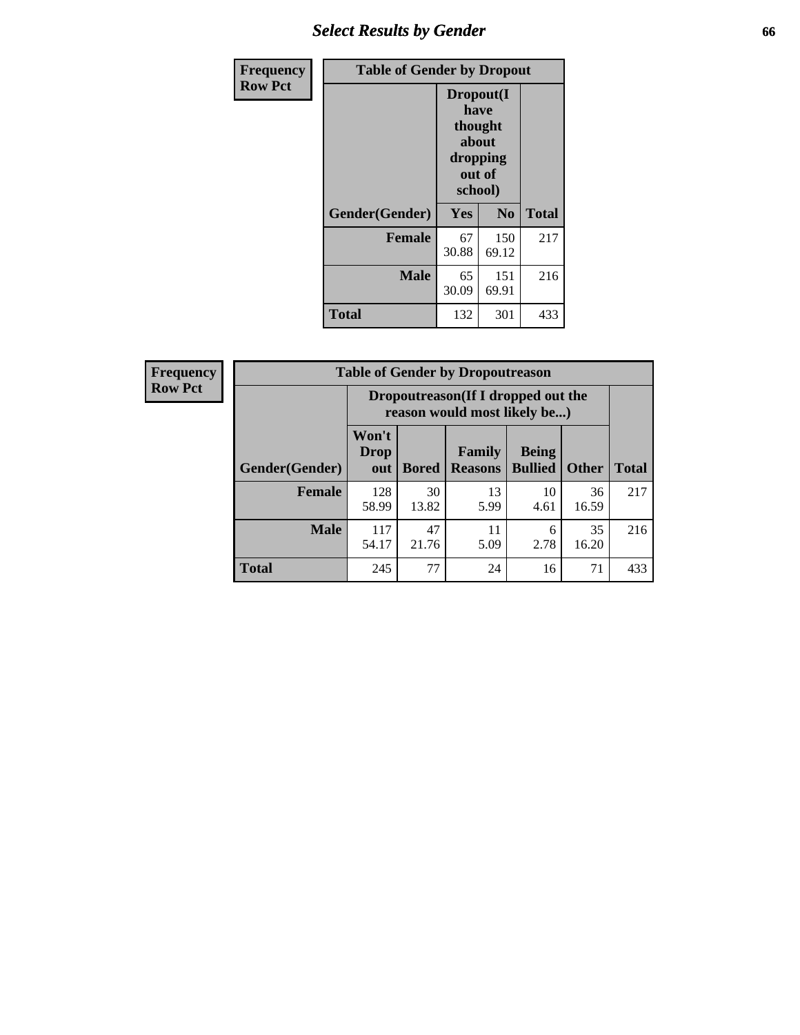## Select Results by Gender

**Frequency**
**Row Pct**

| Table of Gender by Dropout | | | |
|---|---|---|---|
| | Dropout(I have thought about dropping out of school) | | |
| Gender(Gender) | Yes | No | Total |
| **Female** | 67<br>30.88 | 150<br>69.12 | 217 |
| **Male** | 65<br>30.09 | 151<br>69.91 | 216 |
| **Total** | 132 | 301 | 433 |

**Frequency**
**Row Pct**

| Table of Gender by Dropoutreason | | | | | | |
|---|---|---|---|---|---|---|
| | Dropoutreason(If I dropped out the reason would most likely be...) | | | | | |
| Gender(Gender) | Won't Drop out | Bored | Family Reasons | Being Bullied | Other | Total |
| **Female** | 128<br>58.99 | 30<br>13.82 | 13<br>5.99 | 10<br>4.61 | 36<br>16.59 | 217 |
| **Male** | 117<br>54.17 | 47<br>21.76 | 11<br>5.09 | 6<br>2.78 | 35<br>16.20 | 216 |
| **Total** | 245 | 77 | 24 | 16 | 71 | 433 |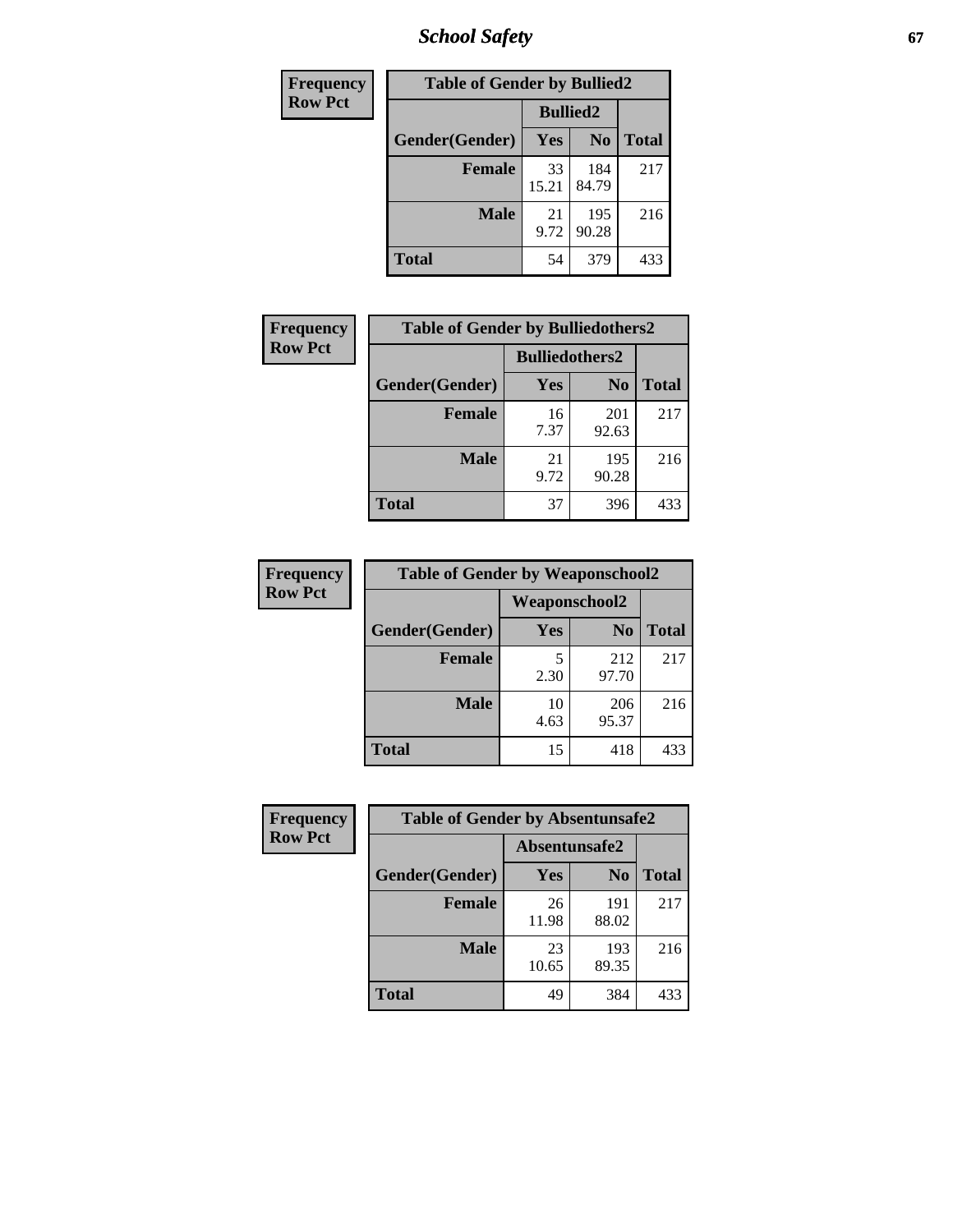| Frequency Row Pct |
|---|

| Table of Gender by Bullied2 | | | |
|---|---|---|---|
| | Bullied2 | | |
| Gender(Gender) | Yes | No | Total |
| Female | 33<br>15.21 | 184<br>84.79 | 217 |
| Male | 21<br>9.72 | 195<br>90.28 | 216 |
| Total | 54 | 379 | 433 |

| Frequency Row Pct |
|---|

| Table of Gender by Bulliedothers2 | | | |
|---|---|---|---|
| | Bulliedothers2 | | |
| Gender(Gender) | Yes | No | Total |
| Female | 16<br>7.37 | 201<br>92.63 | 217 |
| Male | 21<br>9.72 | 195<br>90.28 | 216 |
| Total | 37 | 396 | 433 |

| Frequency Row Pct |
|---|

| Table of Gender by Weaponschool2 | | | |
|---|---|---|---|
| | Weaponschool2 | | |
| Gender(Gender) | Yes | No | Total |
| Female | 5<br>2.30 | 212<br>97.70 | 217 |
| Male | 10<br>4.63 | 206<br>95.37 | 216 |
| Total | 15 | 418 | 433 |

| Frequency Row Pct |
|---|

| Table of Gender by Absentunsafe2 | | | |
|---|---|---|---|
| | Absentunsafe2 | | |
| Gender(Gender) | Yes | No | Total |
| Female | 26<br>11.98 | 191<br>88.02 | 217 |
| Male | 23<br>10.65 | 193<br>89.35 | 216 |
| Total | 49 | 384 | 433 |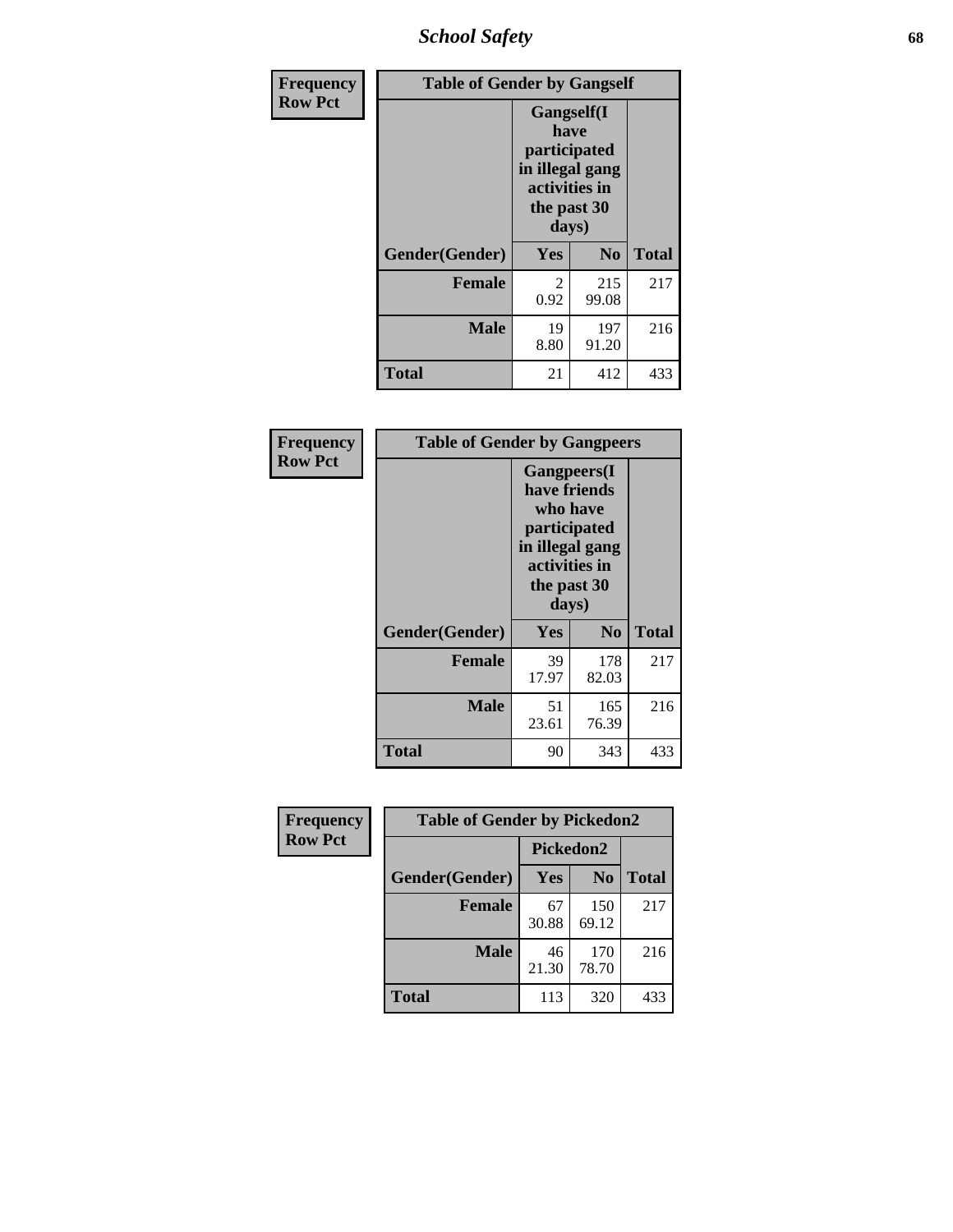Frequency
Row Pct

**Table of Gender by Gangself**

| Gender(Gender) | Gangself(I have participated in illegal gang activities in the past 30 days) Yes | No | Total |
|---|---|---|---|
| **Female** | 2<br>0.92 | 215<br>99.08 | 217 |
| **Male** | 19<br>8.80 | 197<br>91.20 | 216 |
| **Total** | 21 | 412 | 433 |

Frequency
Row Pct

**Table of Gender by Gangpeers**

| Gender(Gender) | Gangpeers(I have friends who have participated in illegal gang activities in the past 30 days) Yes | No | Total |
|---|---|---|---|
| **Female** | 39<br>17.97 | 178<br>82.03 | 217 |
| **Male** | 51<br>23.61 | 165<br>76.39 | 216 |
| **Total** | 90 | 343 | 433 |

Frequency
Row Pct

**Table of Gender by Pickedon2**

| Gender(Gender) | Pickedon2 Yes | No | Total |
|---|---|---|---|
| **Female** | 67<br>30.88 | 150<br>69.12 | 217 |
| **Male** | 46<br>21.30 | 170<br>78.70 | 216 |
| **Total** | 113 | 320 | 433 |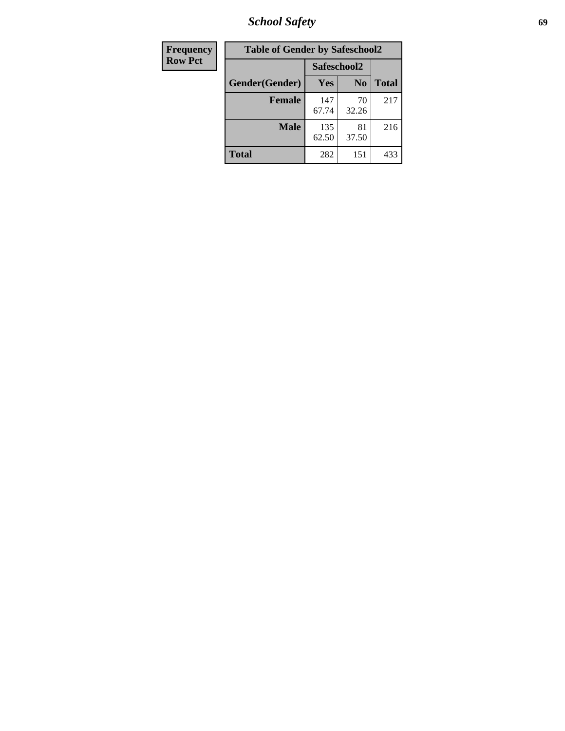| Frequency Row Pct |
|---|

**Table of Gender by Safeschool2**

| Gender(Gender) | Safeschool2 | | Total |
|---|---|---|---|
| | Yes | No | |
| Female | 147<br>67.74 | 70<br>32.26 | 217 |
| Male | 135<br>62.50 | 81<br>37.50 | 216 |
| Total | 282 | 151 | 433 |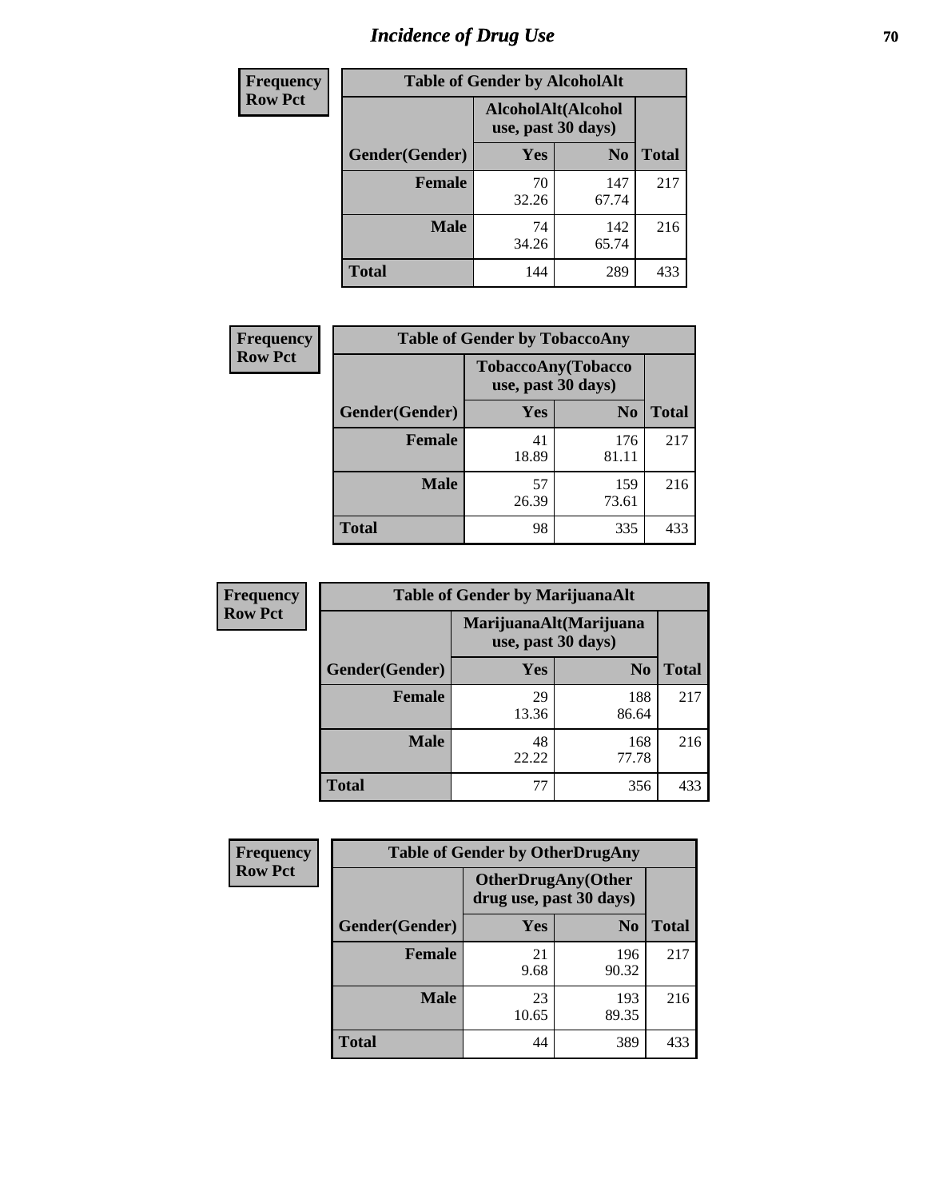# Incidence of Drug Use

| Frequency<br>Row Pct | | | |
|---|---|---|---|
| **Table of Gender by AlcoholAlt** | | | |
| | **AlcoholAlt(Alcohol use, past 30 days)** | | |
| **Gender(Gender)** | **Yes** | **No** | **Total** |
| **Female** | 70<br>32.26 | 147<br>67.74 | 217 |
| **Male** | 74<br>34.26 | 142<br>65.74 | 216 |
| **Total** | 144 | 289 | 433 |

| Frequency<br>Row Pct | | | |
|---|---|---|---|
| **Table of Gender by TobaccoAny** | | | |
| | **TobaccoAny(Tobacco use, past 30 days)** | | |
| **Gender(Gender)** | **Yes** | **No** | **Total** |
| **Female** | 41<br>18.89 | 176<br>81.11 | 217 |
| **Male** | 57<br>26.39 | 159<br>73.61 | 216 |
| **Total** | 98 | 335 | 433 |

| Frequency<br>Row Pct | | | |
|---|---|---|---|
| **Table of Gender by MarijuanaAlt** | | | |
| | **MarijuanaAlt(Marijuana use, past 30 days)** | | |
| **Gender(Gender)** | **Yes** | **No** | **Total** |
| **Female** | 29<br>13.36 | 188<br>86.64 | 217 |
| **Male** | 48<br>22.22 | 168<br>77.78 | 216 |
| **Total** | 77 | 356 | 433 |

| Frequency<br>Row Pct | | | |
|---|---|---|---|
| **Table of Gender by OtherDrugAny** | | | |
| | **OtherDrugAny(Other drug use, past 30 days)** | | |
| **Gender(Gender)** | **Yes** | **No** | **Total** |
| **Female** | 21<br>9.68 | 196<br>90.32 | 217 |
| **Male** | 23<br>10.65 | 193<br>89.35 | 216 |
| **Total** | 44 | 389 | 433 |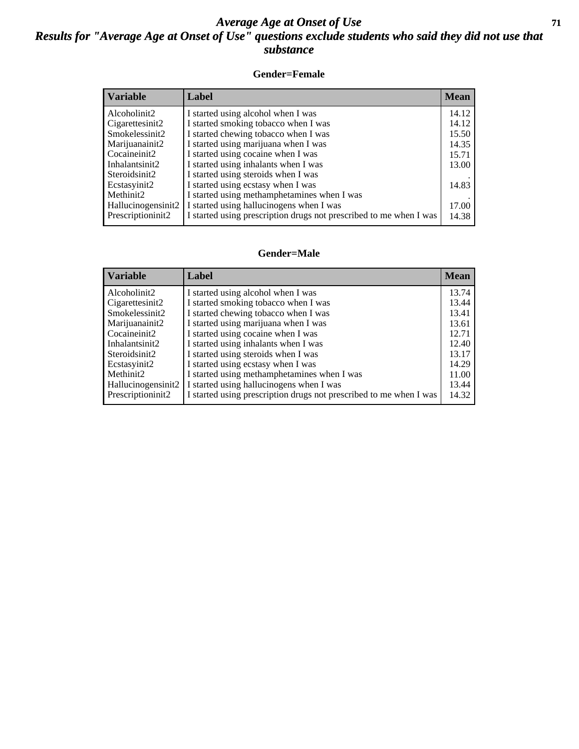# *Average Age at Onset of Use*

## *Results for "Average Age at Onset of Use" questions exclude students who said they did not use that substance*

### Gender=Female

| Variable | Label | Mean |
|---|---|---|
| Alcoholinit2 | I started using alcohol when I was | 14.12 |
| Cigarettesinit2 | I started smoking tobacco when I was | 14.12 |
| Smokelessinit2 | I started chewing tobacco when I was | 15.50 |
| Marijuanainit2 | I started using marijuana when I was | 14.35 |
| Cocaineinit2 | I started using cocaine when I was | 15.71 |
| Inhalantsinit2 | I started using inhalants when I was | 13.00 |
| Steroidsinit2 | I started using steroids when I was | . |
| Ecstasyinit2 | I started using ecstasy when I was | 14.83 |
| Methinit2 | I started using methamphetamines when I was | . |
| Hallucinogensinit2 | I started using hallucinogens when I was | 17.00 |
| Prescriptioninit2 | I started using prescription drugs not prescribed to me when I was | 14.38 |

### Gender=Male

| Variable | Label | Mean |
|---|---|---|
| Alcoholinit2 | I started using alcohol when I was | 13.74 |
| Cigarettesinit2 | I started smoking tobacco when I was | 13.44 |
| Smokelessinit2 | I started chewing tobacco when I was | 13.41 |
| Marijuanainit2 | I started using marijuana when I was | 13.61 |
| Cocaineinit2 | I started using cocaine when I was | 12.71 |
| Inhalantsinit2 | I started using inhalants when I was | 12.40 |
| Steroidsinit2 | I started using steroids when I was | 13.17 |
| Ecstasyinit2 | I started using ecstasy when I was | 14.29 |
| Methinit2 | I started using methamphetamines when I was | 11.00 |
| Hallucinogensinit2 | I started using hallucinogens when I was | 13.44 |
| Prescriptioninit2 | I started using prescription drugs not prescribed to me when I was | 14.32 |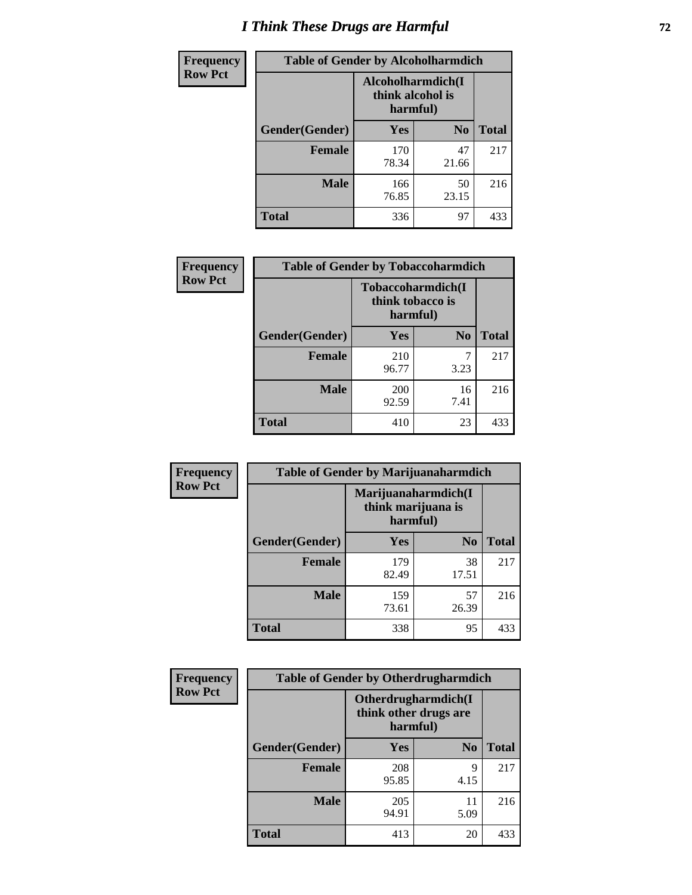# I Think These Drugs are Harmful

| Frequency Row Pct | Table of Gender by Alcoholharmdich | | |
|---|---|---|---|
| | Alcoholharmdich(I think alcohol is harmful) | | |
| Gender(Gender) | Yes | No | Total |
| Female | 170<br>78.34 | 47<br>21.66 | 217 |
| Male | 166<br>76.85 | 50<br>23.15 | 216 |
| Total | 336 | 97 | 433 |

| Frequency Row Pct | Table of Gender by Tobaccoharmdich | | |
|---|---|---|---|
| | Tobaccoharmdich(I think tobacco is harmful) | | |
| Gender(Gender) | Yes | No | Total |
| Female | 210<br>96.77 | 7<br>3.23 | 217 |
| Male | 200<br>92.59 | 16<br>7.41 | 216 |
| Total | 410 | 23 | 433 |

| Frequency Row Pct | Table of Gender by Marijuanaharmdich | | |
|---|---|---|---|
| | Marijuanaharmdich(I think marijuana is harmful) | | |
| Gender(Gender) | Yes | No | Total |
| Female | 179<br>82.49 | 38<br>17.51 | 217 |
| Male | 159<br>73.61 | 57<br>26.39 | 216 |
| Total | 338 | 95 | 433 |

| Frequency Row Pct | Table of Gender by Otherdrugharmdich | | |
|---|---|---|---|
| | Otherdrugharmdich(I think other drugs are harmful) | | |
| Gender(Gender) | Yes | No | Total |
| Female | 208<br>95.85 | 9<br>4.15 | 217 |
| Male | 205<br>94.91 | 11<br>5.09 | 216 |
| Total | 413 | 20 | 433 |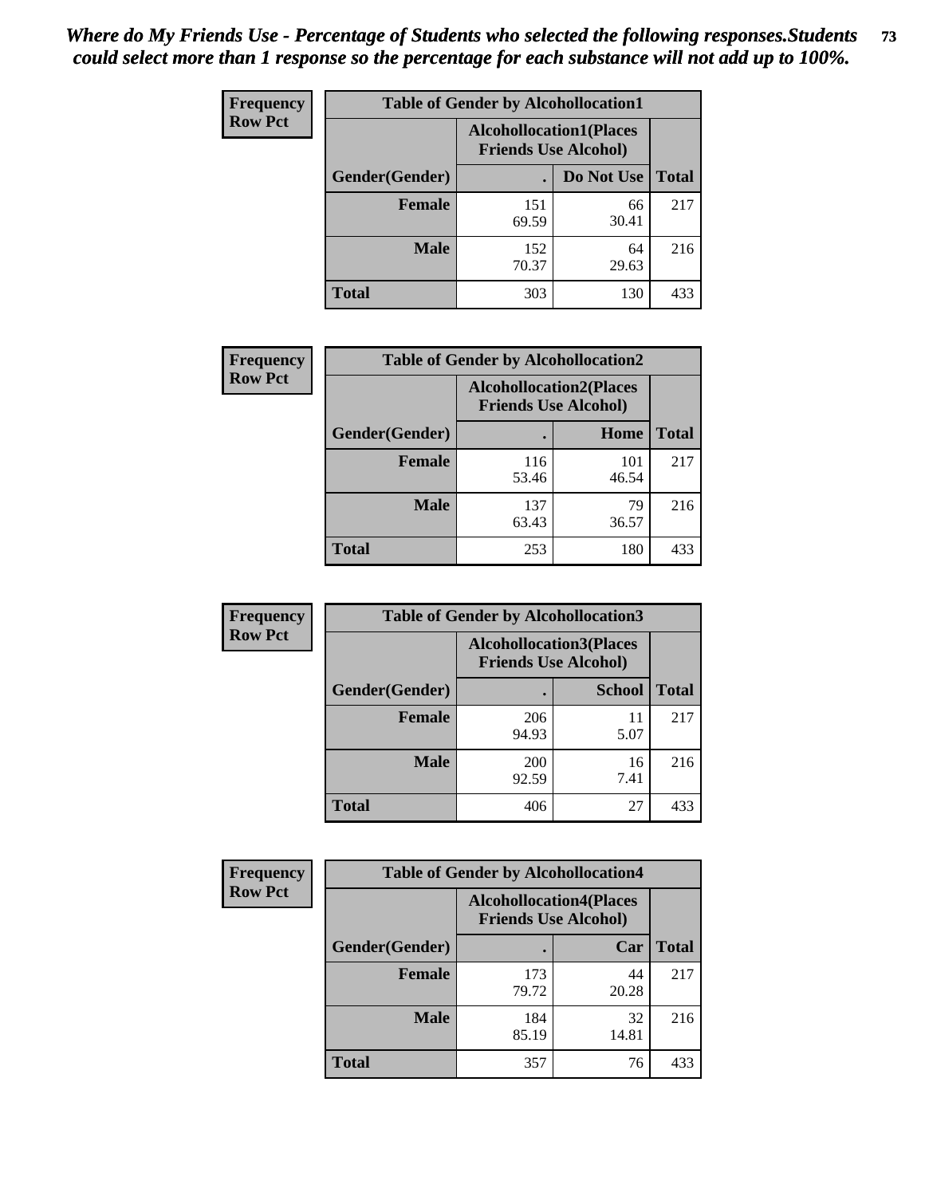*Where do My Friends Use - Percentage of Students who selected the following responses.Students could select more than 1 response so the percentage for each substance will not add up to 100%.*

**Frequency**
**Row Pct**

| Table of Gender by Alcohollocation1 | | | |
|---|---|---|---|
| | Alcohollocation1(Places Friends Use Alcohol) | | |
| Gender(Gender) | . | Do Not Use | Total |
| **Female** | 151<br>69.59 | 66<br>30.41 | 217 |
| **Male** | 152<br>70.37 | 64<br>29.63 | 216 |
| **Total** | 303 | 130 | 433 |

**Frequency**
**Row Pct**

| Table of Gender by Alcohollocation2 | | | |
|---|---|---|---|
| | Alcohollocation2(Places Friends Use Alcohol) | | |
| Gender(Gender) | . | Home | Total |
| **Female** | 116<br>53.46 | 101<br>46.54 | 217 |
| **Male** | 137<br>63.43 | 79<br>36.57 | 216 |
| **Total** | 253 | 180 | 433 |

**Frequency**
**Row Pct**

| Table of Gender by Alcohollocation3 | | | |
|---|---|---|---|
| | Alcohollocation3(Places Friends Use Alcohol) | | |
| Gender(Gender) | . | School | Total |
| **Female** | 206<br>94.93 | 11<br>5.07 | 217 |
| **Male** | 200<br>92.59 | 16<br>7.41 | 216 |
| **Total** | 406 | 27 | 433 |

**Frequency**
**Row Pct**

| Table of Gender by Alcohollocation4 | | | |
|---|---|---|---|
| | Alcohollocation4(Places Friends Use Alcohol) | | |
| Gender(Gender) | . | Car | Total |
| **Female** | 173<br>79.72 | 44<br>20.28 | 217 |
| **Male** | 184<br>85.19 | 32<br>14.81 | 216 |
| **Total** | 357 | 76 | 433 |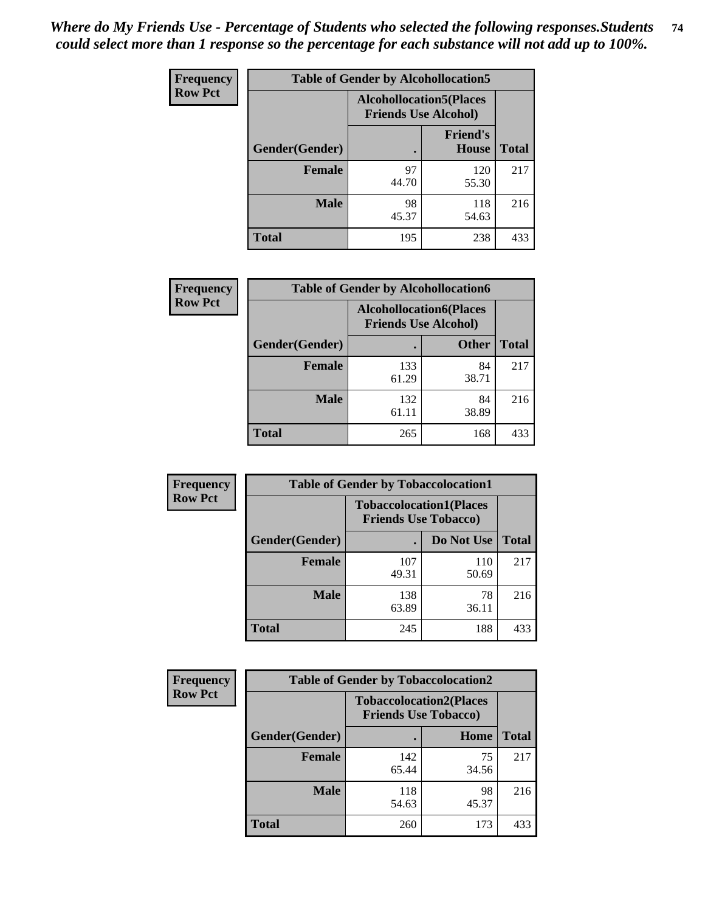*Where do My Friends Use - Percentage of Students who selected the following responses.Students could select more than 1 response so the percentage for each substance will not add up to 100%.*

**Frequency**
**Row Pct**

| Table of Gender by Alcohollocation5 | | | |
|---|---|---|---|
| | Alcohollocation5(Places Friends Use Alcohol) | | |
| Gender(Gender) | . | Friend's House | Total |
| **Female** | 97<br>44.70 | 120<br>55.30 | 217 |
| **Male** | 98<br>45.37 | 118<br>54.63 | 216 |
| **Total** | 195 | 238 | 433 |

**Frequency**
**Row Pct**

| Table of Gender by Alcohollocation6 | | | |
|---|---|---|---|
| | Alcohollocation6(Places Friends Use Alcohol) | | |
| Gender(Gender) | . | Other | Total |
| **Female** | 133<br>61.29 | 84<br>38.71 | 217 |
| **Male** | 132<br>61.11 | 84<br>38.89 | 216 |
| **Total** | 265 | 168 | 433 |

**Frequency**
**Row Pct**

| Table of Gender by Tobaccolocation1 | | | |
|---|---|---|---|
| | Tobaccolocation1(Places Friends Use Tobacco) | | |
| Gender(Gender) | . | Do Not Use | Total |
| **Female** | 107<br>49.31 | 110<br>50.69 | 217 |
| **Male** | 138<br>63.89 | 78<br>36.11 | 216 |
| **Total** | 245 | 188 | 433 |

**Frequency**
**Row Pct**

| Table of Gender by Tobaccolocation2 | | | |
|---|---|---|---|
| | Tobaccolocation2(Places Friends Use Tobacco) | | |
| Gender(Gender) | . | Home | Total |
| **Female** | 142<br>65.44 | 75<br>34.56 | 217 |
| **Male** | 118<br>54.63 | 98<br>45.37 | 216 |
| **Total** | 260 | 173 | 433 |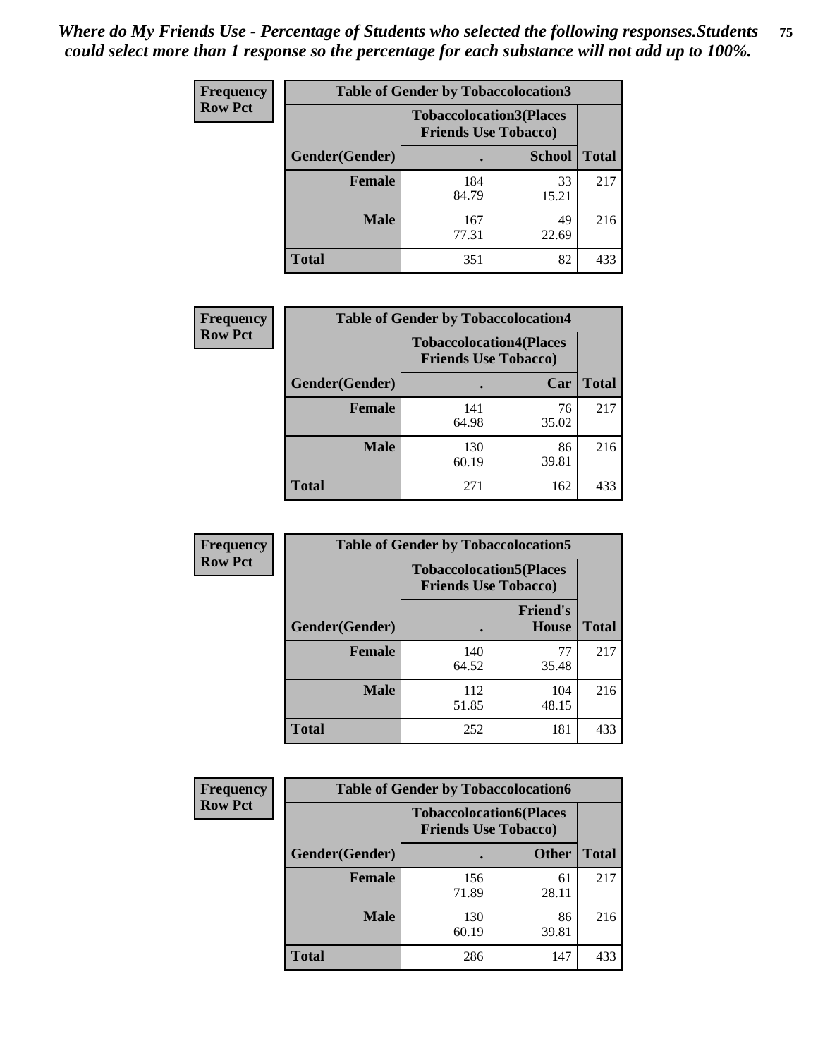*Where do My Friends Use - Percentage of Students who selected the following responses.Students could select more than 1 response so the percentage for each substance will not add up to 100%.*

**Frequency Row Pct**

| Table of Gender by Tobaccolocation3 | | | |
|---|---|---|---|
| | Tobaccolocation3(Places Friends Use Tobacco) | | |
| Gender(Gender) | . | School | Total |
| Female | 184<br>84.79 | 33<br>15.21 | 217 |
| Male | 167<br>77.31 | 49<br>22.69 | 216 |
| Total | 351 | 82 | 433 |

**Frequency Row Pct**

| Table of Gender by Tobaccolocation4 | | | |
|---|---|---|---|
| | Tobaccolocation4(Places Friends Use Tobacco) | | |
| Gender(Gender) | . | Car | Total |
| Female | 141<br>64.98 | 76<br>35.02 | 217 |
| Male | 130<br>60.19 | 86<br>39.81 | 216 |
| Total | 271 | 162 | 433 |

**Frequency Row Pct**

| Table of Gender by Tobaccolocation5 | | | |
|---|---|---|---|
| | Tobaccolocation5(Places Friends Use Tobacco) | | |
| Gender(Gender) | . | Friend's House | Total |
| Female | 140<br>64.52 | 77<br>35.48 | 217 |
| Male | 112<br>51.85 | 104<br>48.15 | 216 |
| Total | 252 | 181 | 433 |

**Frequency Row Pct**

| Table of Gender by Tobaccolocation6 | | | |
|---|---|---|---|
| | Tobaccolocation6(Places Friends Use Tobacco) | | |
| Gender(Gender) | . | Other | Total |
| Female | 156<br>71.89 | 61<br>28.11 | 217 |
| Male | 130<br>60.19 | 86<br>39.81 | 216 |
| Total | 286 | 147 | 433 |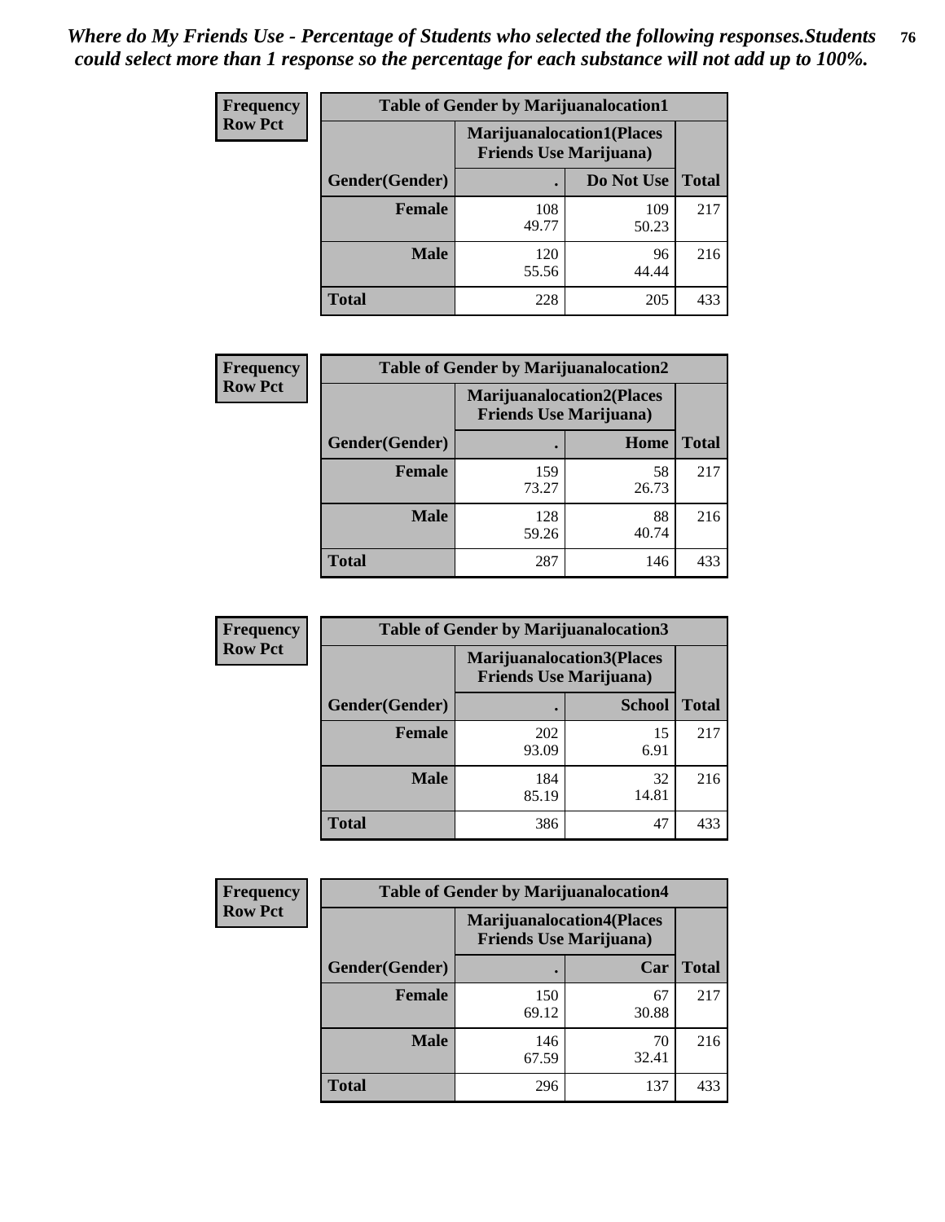*Where do My Friends Use - Percentage of Students who selected the following responses.Students could select more than 1 response so the percentage for each substance will not add up to 100%.*

| Frequency Row Pct | Table of Gender by Marijuanalocation1 | | |
|---|---|---|---|
| | Marijuanalocation1(Places Friends Use Marijuana) | | |
| Gender(Gender) | . | Do Not Use | Total |
| Female | 108 49.77 | 109 50.23 | 217 |
| Male | 120 55.56 | 96 44.44 | 216 |
| Total | 228 | 205 | 433 |

| Frequency Row Pct | Table of Gender by Marijuanalocation2 | | |
|---|---|---|---|
| | Marijuanalocation2(Places Friends Use Marijuana) | | |
| Gender(Gender) | . | Home | Total |
| Female | 159 73.27 | 58 26.73 | 217 |
| Male | 128 59.26 | 88 40.74 | 216 |
| Total | 287 | 146 | 433 |

| Frequency Row Pct | Table of Gender by Marijuanalocation3 | | |
|---|---|---|---|
| | Marijuanalocation3(Places Friends Use Marijuana) | | |
| Gender(Gender) | . | School | Total |
| Female | 202 93.09 | 15 6.91 | 217 |
| Male | 184 85.19 | 32 14.81 | 216 |
| Total | 386 | 47 | 433 |

| Frequency Row Pct | Table of Gender by Marijuanalocation4 | | |
|---|---|---|---|
| | Marijuanalocation4(Places Friends Use Marijuana) | | |
| Gender(Gender) | . | Car | Total |
| Female | 150 69.12 | 67 30.88 | 217 |
| Male | 146 67.59 | 70 32.41 | 216 |
| Total | 296 | 137 | 433 |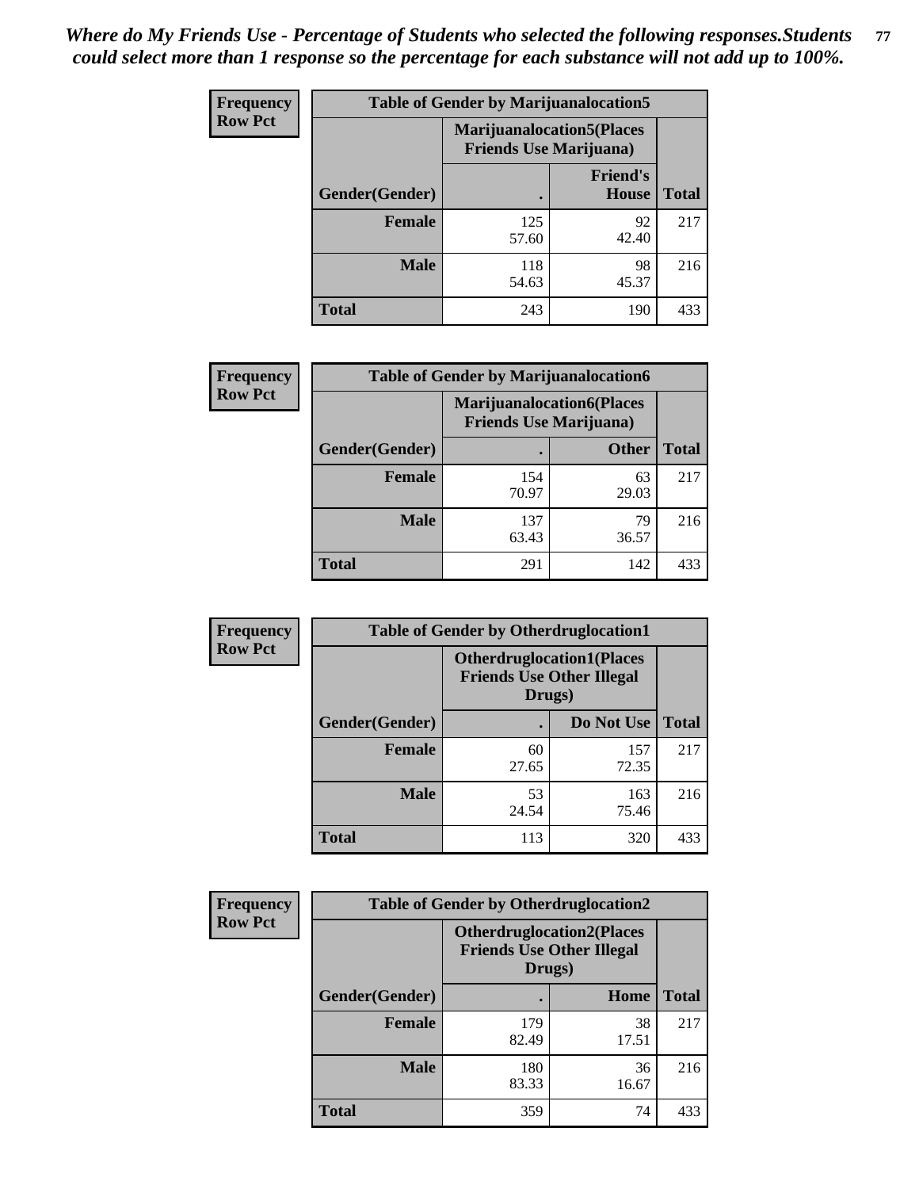*Where do My Friends Use - Percentage of Students who selected the following responses.Students could select more than 1 response so the percentage for each substance will not add up to 100%.*

**Frequency**
**Row Pct**

| Table of Gender by Marijuanalocation5 | | | |
|---|---|---|---|
| | Marijuanalocation5(Places Friends Use Marijuana) | | |
| Gender(Gender) | . | Friend's House | Total |
| **Female** | 125<br>57.60 | 92<br>42.40 | 217 |
| **Male** | 118<br>54.63 | 98<br>45.37 | 216 |
| **Total** | 243 | 190 | 433 |

**Frequency**
**Row Pct**

| Table of Gender by Marijuanalocation6 | | | |
|---|---|---|---|
| | Marijuanalocation6(Places Friends Use Marijuana) | | |
| Gender(Gender) | . | Other | Total |
| **Female** | 154<br>70.97 | 63<br>29.03 | 217 |
| **Male** | 137<br>63.43 | 79<br>36.57 | 216 |
| **Total** | 291 | 142 | 433 |

**Frequency**
**Row Pct**

| Table of Gender by Otherdruglocation1 | | | |
|---|---|---|---|
| | Otherdruglocation1(Places Friends Use Other Illegal Drugs) | | |
| Gender(Gender) | . | Do Not Use | Total |
| **Female** | 60<br>27.65 | 157<br>72.35 | 217 |
| **Male** | 53<br>24.54 | 163<br>75.46 | 216 |
| **Total** | 113 | 320 | 433 |

**Frequency**
**Row Pct**

| Table of Gender by Otherdruglocation2 | | | |
|---|---|---|---|
| | Otherdruglocation2(Places Friends Use Other Illegal Drugs) | | |
| Gender(Gender) | . | Home | Total |
| **Female** | 179<br>82.49 | 38<br>17.51 | 217 |
| **Male** | 180<br>83.33 | 36<br>16.67 | 216 |
| **Total** | 359 | 74 | 433 |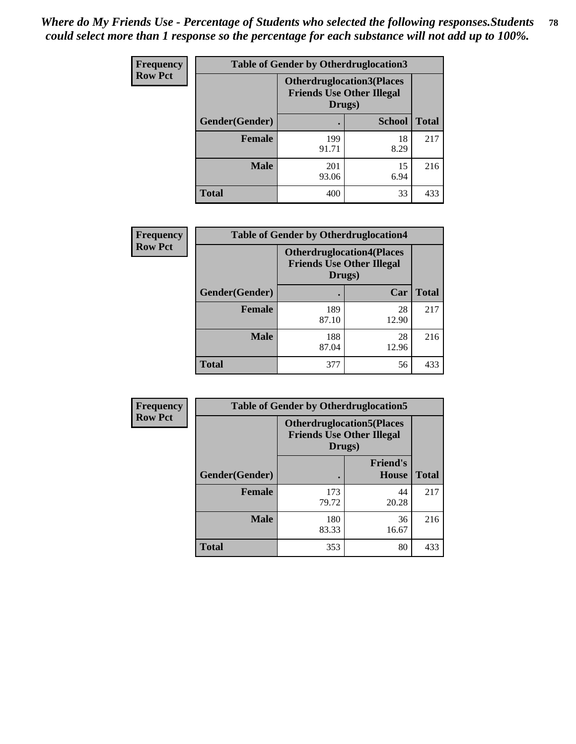*Where do My Friends Use - Percentage of Students who selected the following responses.Students could select more than 1 response so the percentage for each substance will not add up to 100%.*

**Frequency Row Pct**

| Table of Gender by Otherdruglocation3 | | | |
|---|---|---|---|
| | Otherdruglocation3(Places Friends Use Other Illegal Drugs) | | |
| Gender(Gender) | . | School | Total |
| Female | 199<br>91.71 | 18<br>8.29 | 217 |
| Male | 201<br>93.06 | 15<br>6.94 | 216 |
| Total | 400 | 33 | 433 |

**Frequency Row Pct**

| Table of Gender by Otherdruglocation4 | | | |
|---|---|---|---|
| | Otherdruglocation4(Places Friends Use Other Illegal Drugs) | | |
| Gender(Gender) | . | Car | Total |
| Female | 189<br>87.10 | 28<br>12.90 | 217 |
| Male | 188<br>87.04 | 28<br>12.96 | 216 |
| Total | 377 | 56 | 433 |

**Frequency Row Pct**

| Table of Gender by Otherdruglocation5 | | | |
|---|---|---|---|
| | Otherdruglocation5(Places Friends Use Other Illegal Drugs) | | |
| Gender(Gender) | . | Friend's House | Total |
| Female | 173<br>79.72 | 44<br>20.28 | 217 |
| Male | 180<br>83.33 | 36<br>16.67 | 216 |
| Total | 353 | 80 | 433 |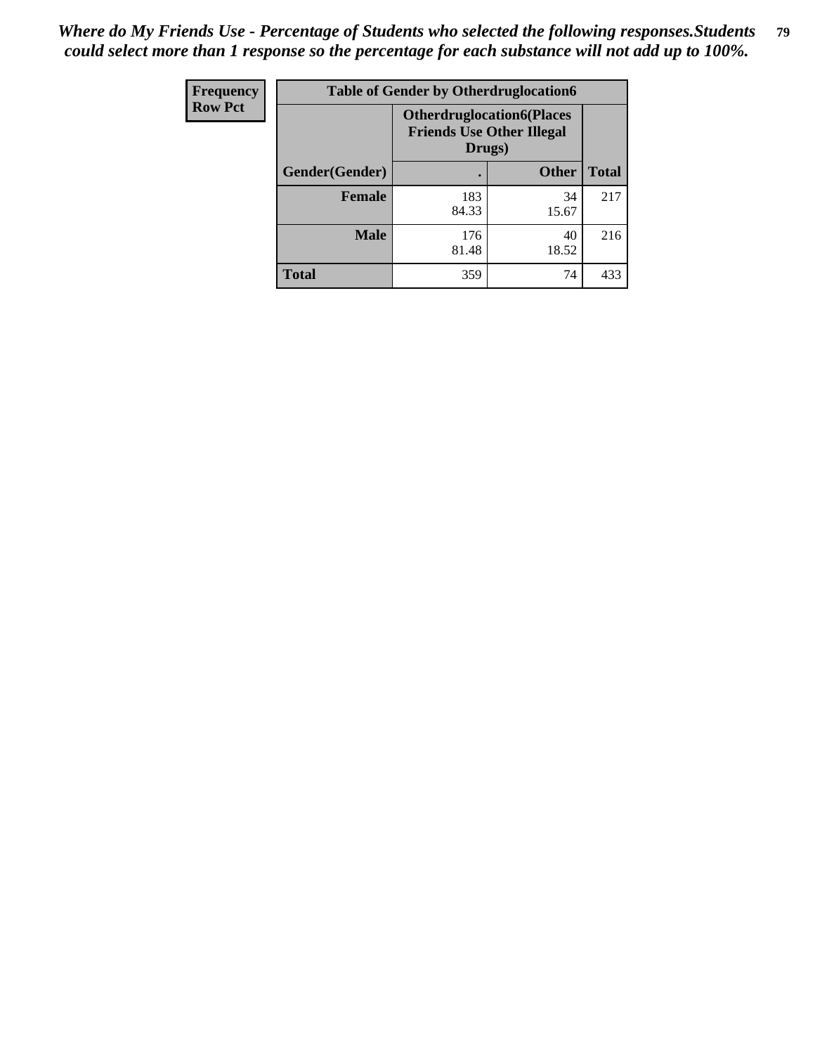*Where do My Friends Use - Percentage of Students who selected the following responses.Students could select more than 1 response so the percentage for each substance will not add up to 100%.*

| Frequency<br>Row Pct | Table of Gender by Otherdruglocation6 | | |
|---|---|---|---|
| | Otherdruglocation6(Places Friends Use Other Illegal Drugs) | | |
| Gender(Gender) | . | Other | Total |
| Female | 183<br>84.33 | 34<br>15.67 | 217 |
| Male | 176<br>81.48 | 40<br>18.52 | 216 |
| Total | 359 | 74 | 433 |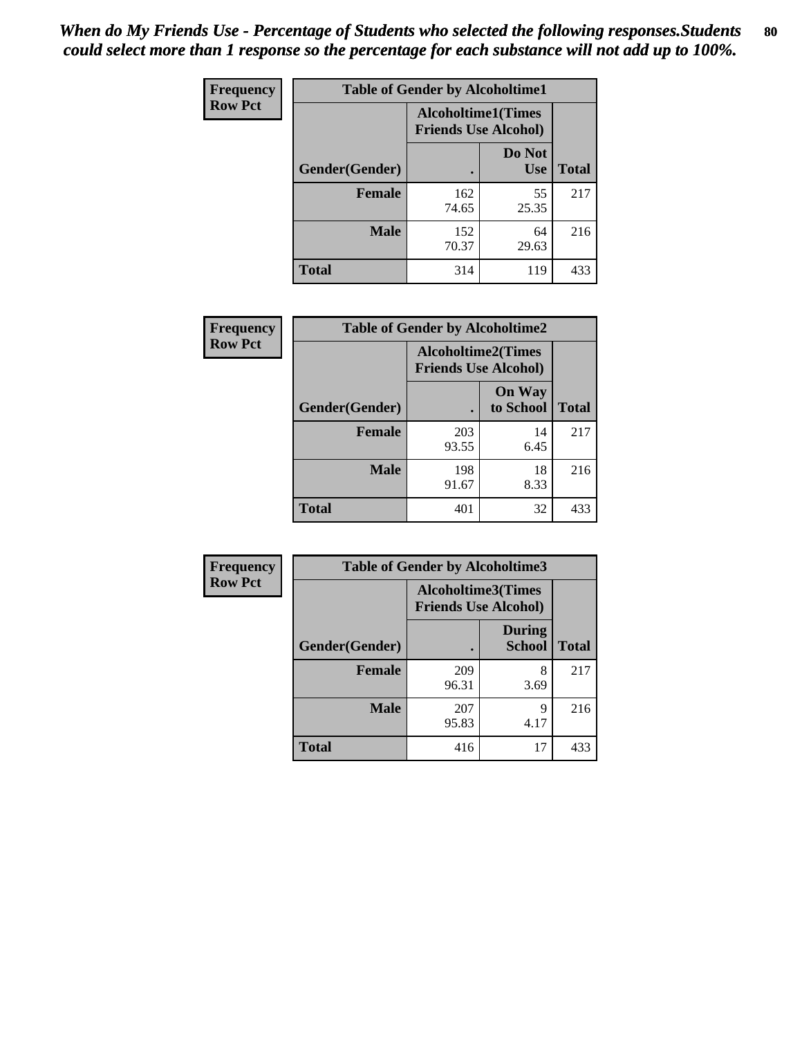*When do My Friends Use - Percentage of Students who selected the following responses.Students could select more than 1 response so the percentage for each substance will not add up to 100%.*

| Frequency Row Pct | Table of Gender by Alcoholtime1 | | |
|---|---|---|---|
| | Alcoholtime1(Times Friends Use Alcohol) | | |
| Gender(Gender) | . | Do Not Use | Total |
| **Female** | 162<br>74.65 | 55<br>25.35 | 217 |
| **Male** | 152<br>70.37 | 64<br>29.63 | 216 |
| **Total** | 314 | 119 | 433 |

| Frequency Row Pct | Table of Gender by Alcoholtime2 | | |
|---|---|---|---|
| | Alcoholtime2(Times Friends Use Alcohol) | | |
| Gender(Gender) | . | On Way to School | Total |
| **Female** | 203<br>93.55 | 14<br>6.45 | 217 |
| **Male** | 198<br>91.67 | 18<br>8.33 | 216 |
| **Total** | 401 | 32 | 433 |

| Frequency Row Pct | Table of Gender by Alcoholtime3 | | |
|---|---|---|---|
| | Alcoholtime3(Times Friends Use Alcohol) | | |
| Gender(Gender) | . | During School | Total |
| **Female** | 209<br>96.31 | 8<br>3.69 | 217 |
| **Male** | 207<br>95.83 | 9<br>4.17 | 216 |
| **Total** | 416 | 17 | 433 |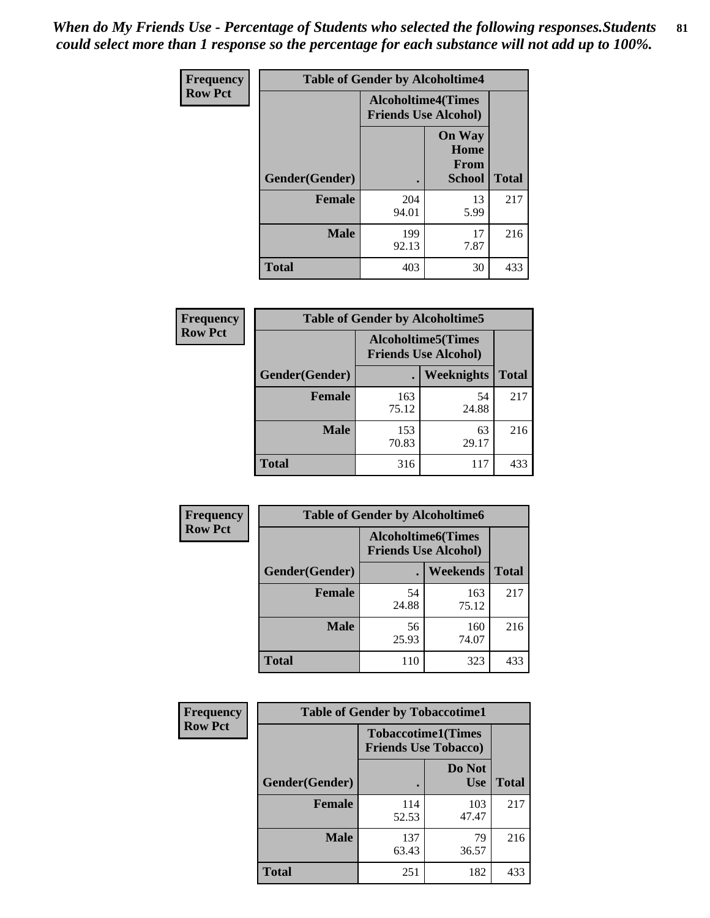*When do My Friends Use - Percentage of Students who selected the following responses.Students could select more than 1 response so the percentage for each substance will not add up to 100%.*

**Frequency Row Pct**

| Table of Gender by Alcoholtime4 | | | |
|---|---|---|---|
| | Alcoholtime4(Times Friends Use Alcohol) | | |
| Gender(Gender) | . | On Way Home From School | Total |
| **Female** | 204<br>94.01 | 13<br>5.99 | 217 |
| **Male** | 199<br>92.13 | 17<br>7.87 | 216 |
| **Total** | 403 | 30 | 433 |

**Frequency Row Pct**

| Table of Gender by Alcoholtime5 | | | |
|---|---|---|---|
| | Alcoholtime5(Times Friends Use Alcohol) | | |
| Gender(Gender) | . | Weeknights | Total |
| **Female** | 163<br>75.12 | 54<br>24.88 | 217 |
| **Male** | 153<br>70.83 | 63<br>29.17 | 216 |
| **Total** | 316 | 117 | 433 |

**Frequency Row Pct**

| Table of Gender by Alcoholtime6 | | | |
|---|---|---|---|
| | Alcoholtime6(Times Friends Use Alcohol) | | |
| Gender(Gender) | . | Weekends | Total |
| **Female** | 54<br>24.88 | 163<br>75.12 | 217 |
| **Male** | 56<br>25.93 | 160<br>74.07 | 216 |
| **Total** | 110 | 323 | 433 |

**Frequency Row Pct**

| Table of Gender by Tobaccotime1 | | | |
|---|---|---|---|
| | Tobaccotime1(Times Friends Use Tobacco) | | |
| Gender(Gender) | . | Do Not Use | Total |
| **Female** | 114<br>52.53 | 103<br>47.47 | 217 |
| **Male** | 137<br>63.43 | 79<br>36.57 | 216 |
| **Total** | 251 | 182 | 433 |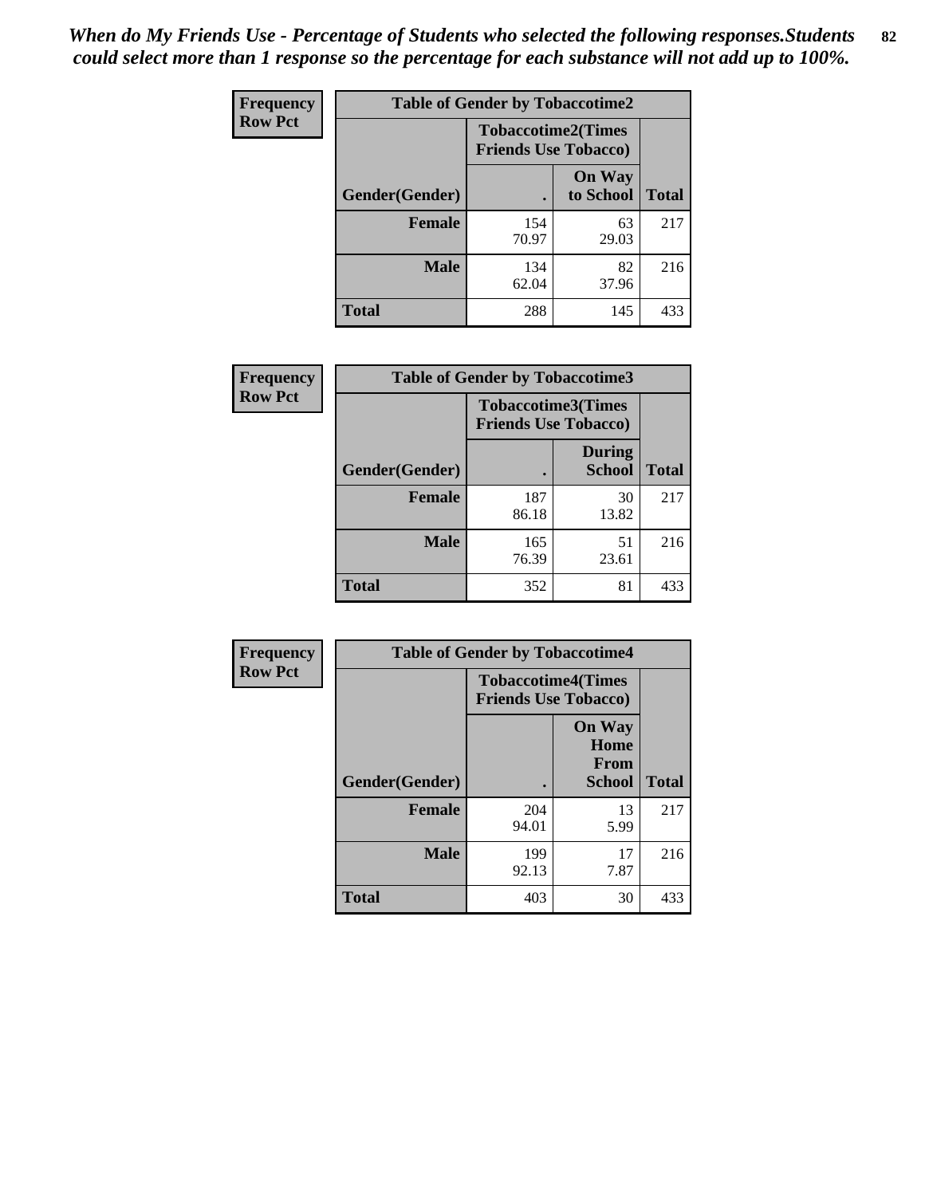*When do My Friends Use - Percentage of Students who selected the following responses.Students could select more than 1 response so the percentage for each substance will not add up to 100%.*

**Frequency**
**Row Pct**

| Table of Gender by Tobaccotime2 | | | |
|---|---|---|---|
| | Tobaccotime2(Times Friends Use Tobacco) | | |
| Gender(Gender) | . | On Way to School | Total |
| **Female** | 154<br>70.97 | 63<br>29.03 | 217 |
| **Male** | 134<br>62.04 | 82<br>37.96 | 216 |
| **Total** | 288 | 145 | 433 |

**Frequency**
**Row Pct**

| Table of Gender by Tobaccotime3 | | | |
|---|---|---|---|
| | Tobaccotime3(Times Friends Use Tobacco) | | |
| Gender(Gender) | . | During School | Total |
| **Female** | 187<br>86.18 | 30<br>13.82 | 217 |
| **Male** | 165<br>76.39 | 51<br>23.61 | 216 |
| **Total** | 352 | 81 | 433 |

**Frequency**
**Row Pct**

| Table of Gender by Tobaccotime4 | | | |
|---|---|---|---|
| | Tobaccotime4(Times Friends Use Tobacco) | | |
| Gender(Gender) | . | On Way Home From School | Total |
| **Female** | 204<br>94.01 | 13<br>5.99 | 217 |
| **Male** | 199<br>92.13 | 17<br>7.87 | 216 |
| **Total** | 403 | 30 | 433 |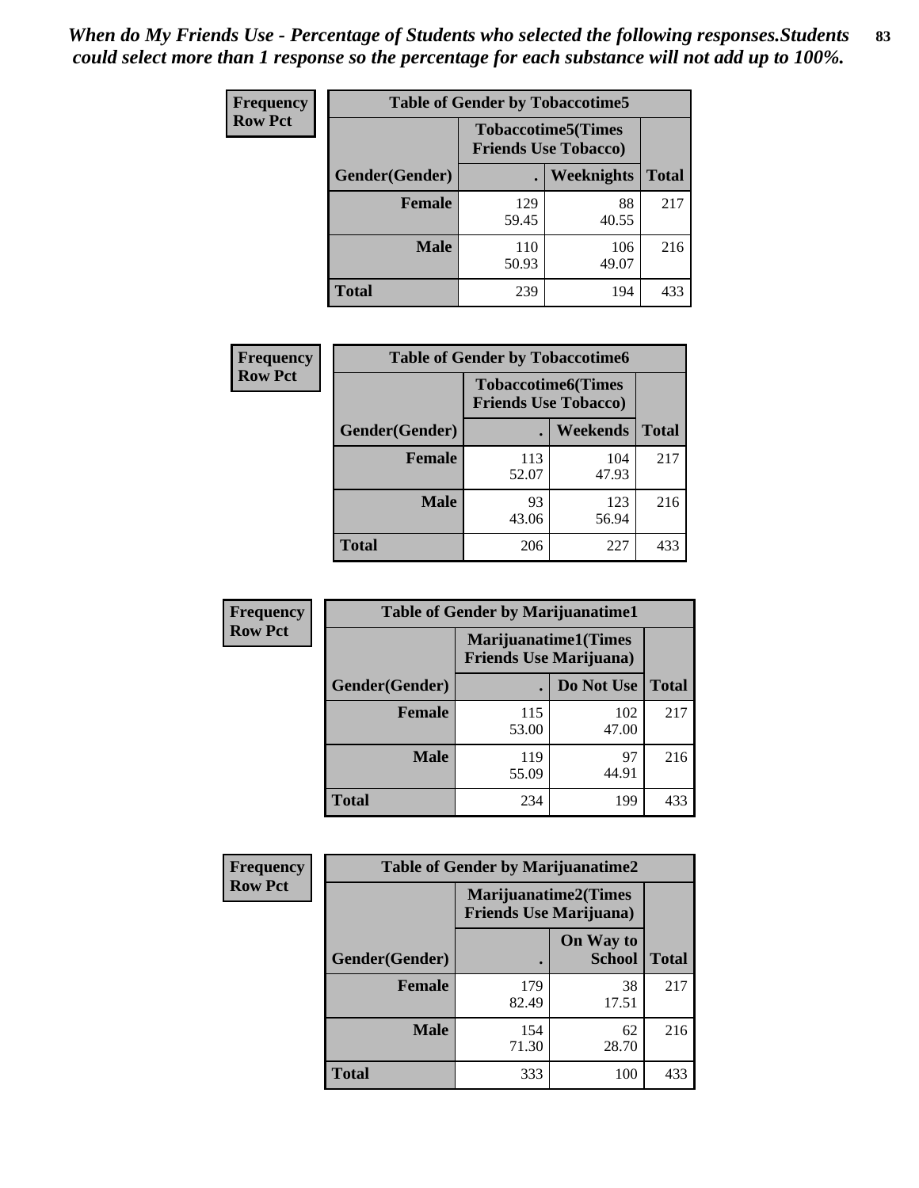*When do My Friends Use - Percentage of Students who selected the following responses.Students could select more than 1 response so the percentage for each substance will not add up to 100%.*

**Frequency**
**Row Pct**

| Table of Gender by Tobaccotime5 | | | |
|---|---|---|---|
| | Tobaccotime5(Times Friends Use Tobacco) | | |
| Gender(Gender) | . | Weeknights | Total |
| **Female** | 129<br>59.45 | 88<br>40.55 | 217 |
| **Male** | 110<br>50.93 | 106<br>49.07 | 216 |
| **Total** | 239 | 194 | 433 |

**Frequency**
**Row Pct**

| Table of Gender by Tobaccotime6 | | | |
|---|---|---|---|
| | Tobaccotime6(Times Friends Use Tobacco) | | |
| Gender(Gender) | . | Weekends | Total |
| **Female** | 113<br>52.07 | 104<br>47.93 | 217 |
| **Male** | 93<br>43.06 | 123<br>56.94 | 216 |
| **Total** | 206 | 227 | 433 |

**Frequency**
**Row Pct**

| Table of Gender by Marijuanatime1 | | | |
|---|---|---|---|
| | Marijuanatime1(Times Friends Use Marijuana) | | |
| Gender(Gender) | . | Do Not Use | Total |
| **Female** | 115<br>53.00 | 102<br>47.00 | 217 |
| **Male** | 119<br>55.09 | 97<br>44.91 | 216 |
| **Total** | 234 | 199 | 433 |

**Frequency**
**Row Pct**

| Table of Gender by Marijuanatime2 | | | |
|---|---|---|---|
| | Marijuanatime2(Times Friends Use Marijuana) | | |
| Gender(Gender) | . | On Way to School | Total |
| **Female** | 179<br>82.49 | 38<br>17.51 | 217 |
| **Male** | 154<br>71.30 | 62<br>28.70 | 216 |
| **Total** | 333 | 100 | 433 |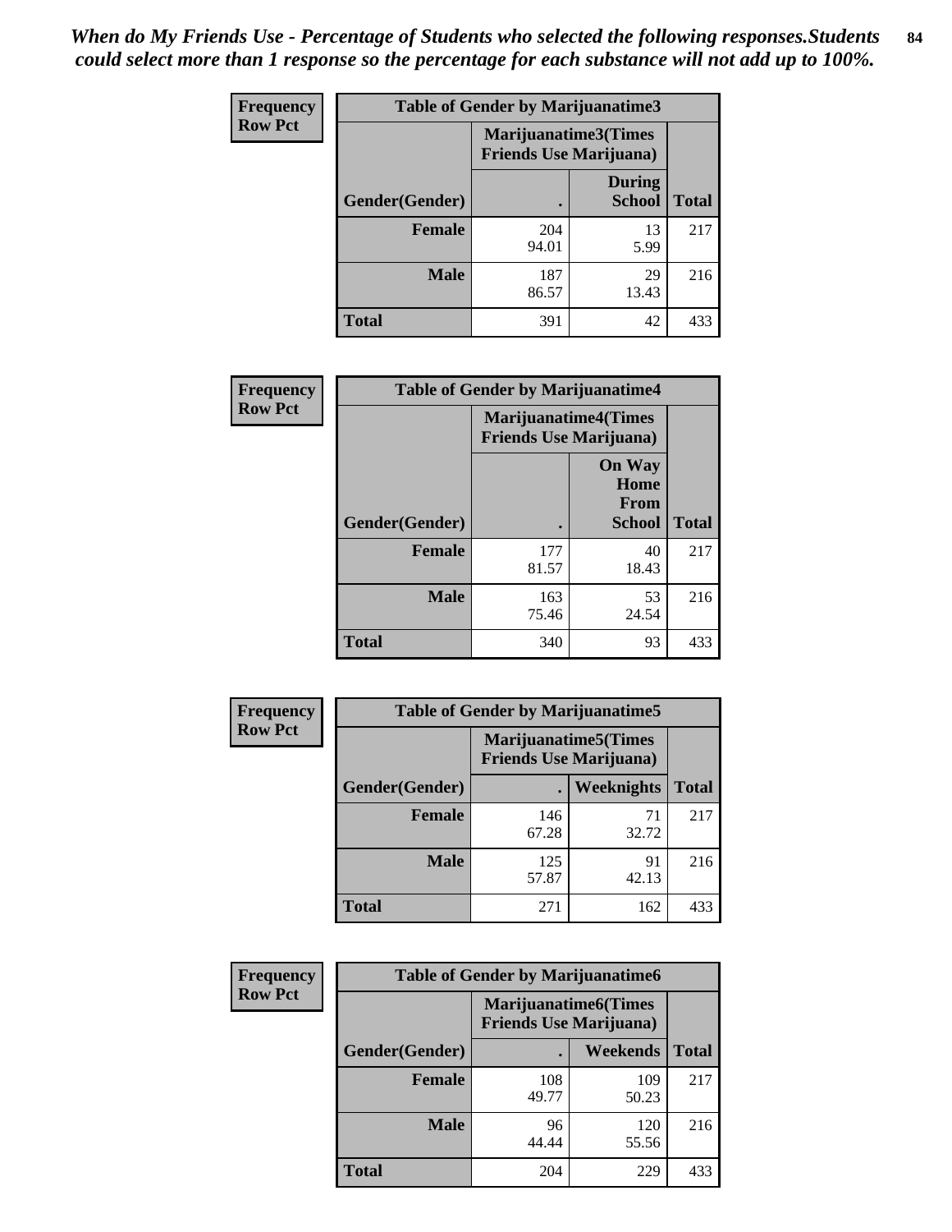*When do My Friends Use - Percentage of Students who selected the following responses.Students could select more than 1 response so the percentage for each substance will not add up to 100%.*

**Frequency**
**Row Pct**

| Table of Gender by Marijuanatime3 | | | |
|---|---|---|---|
| | Marijuanatime3(Times Friends Use Marijuana) | | |
| Gender(Gender) | . | During School | Total |
| Female | 204<br>94.01 | 13<br>5.99 | 217 |
| Male | 187<br>86.57 | 29<br>13.43 | 216 |
| Total | 391 | 42 | 433 |

**Frequency**
**Row Pct**

| Table of Gender by Marijuanatime4 | | | |
|---|---|---|---|
| | Marijuanatime4(Times Friends Use Marijuana) | | |
| Gender(Gender) | . | On Way Home From School | Total |
| Female | 177<br>81.57 | 40<br>18.43 | 217 |
| Male | 163<br>75.46 | 53<br>24.54 | 216 |
| Total | 340 | 93 | 433 |

**Frequency**
**Row Pct**

| Table of Gender by Marijuanatime5 | | | |
|---|---|---|---|
| | Marijuanatime5(Times Friends Use Marijuana) | | |
| Gender(Gender) | . | Weeknights | Total |
| Female | 146<br>67.28 | 71<br>32.72 | 217 |
| Male | 125<br>57.87 | 91<br>42.13 | 216 |
| Total | 271 | 162 | 433 |

**Frequency**
**Row Pct**

| Table of Gender by Marijuanatime6 | | | |
|---|---|---|---|
| | Marijuanatime6(Times Friends Use Marijuana) | | |
| Gender(Gender) | . | Weekends | Total |
| Female | 108<br>49.77 | 109<br>50.23 | 217 |
| Male | 96<br>44.44 | 120<br>55.56 | 216 |
| Total | 204 | 229 | 433 |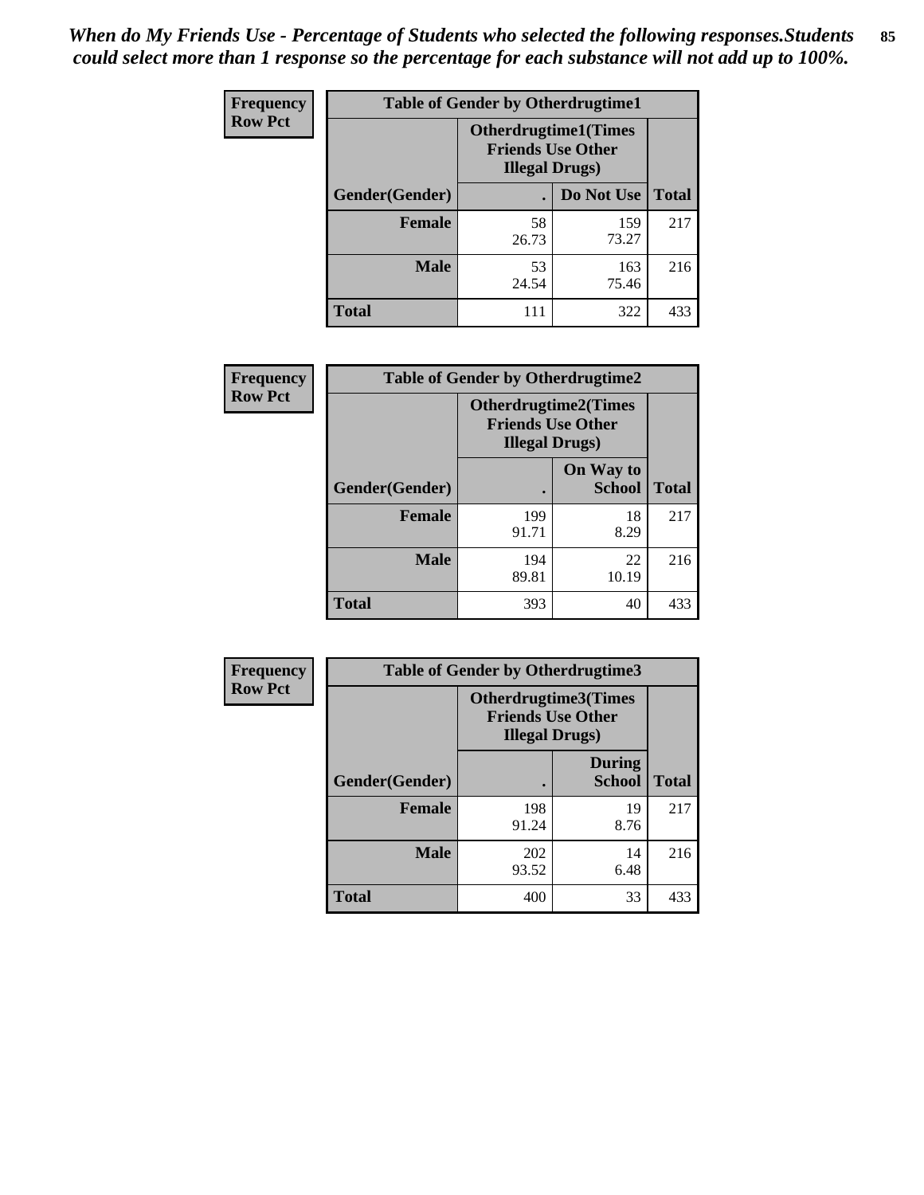*When do My Friends Use - Percentage of Students who selected the following responses.Students could select more than 1 response so the percentage for each substance will not add up to 100%.*

**Frequency**
**Row Pct**

| Table of Gender by Otherdrugtime1 | | | |
|---|---|---|---|
| | Otherdrugtime1(Times Friends Use Other Illegal Drugs) | | |
| Gender(Gender) | . | Do Not Use | Total |
| **Female** | 58<br>26.73 | 159<br>73.27 | 217 |
| **Male** | 53<br>24.54 | 163<br>75.46 | 216 |
| **Total** | 111 | 322 | 433 |

**Frequency**
**Row Pct**

| Table of Gender by Otherdrugtime2 | | | |
|---|---|---|---|
| | Otherdrugtime2(Times Friends Use Other Illegal Drugs) | | |
| Gender(Gender) | . | On Way to School | Total |
| **Female** | 199<br>91.71 | 18<br>8.29 | 217 |
| **Male** | 194<br>89.81 | 22<br>10.19 | 216 |
| **Total** | 393 | 40 | 433 |

**Frequency**
**Row Pct**

| Table of Gender by Otherdrugtime3 | | | |
|---|---|---|---|
| | Otherdrugtime3(Times Friends Use Other Illegal Drugs) | | |
| Gender(Gender) | . | During School | Total |
| **Female** | 198<br>91.24 | 19<br>8.76 | 217 |
| **Male** | 202<br>93.52 | 14<br>6.48 | 216 |
| **Total** | 400 | 33 | 433 |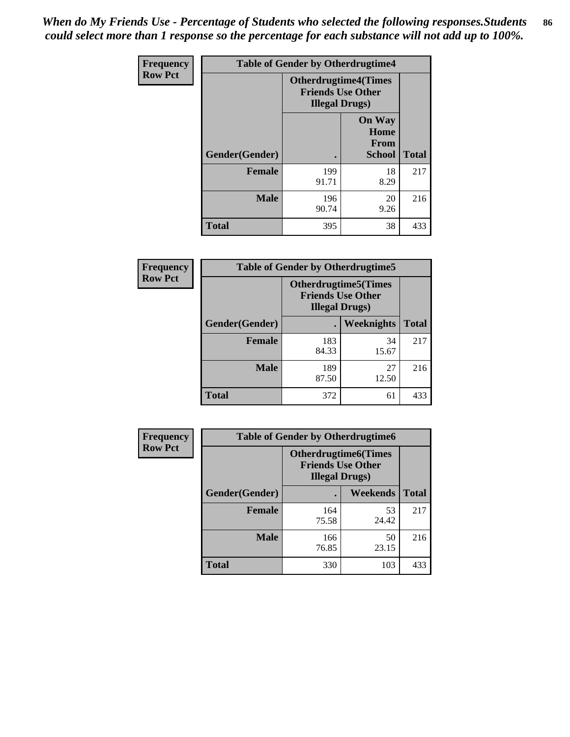*When do My Friends Use - Percentage of Students who selected the following responses.Students could select more than 1 response so the percentage for each substance will not add up to 100%.*

**Frequency**
**Row Pct**

| Table of Gender by Otherdrugtime4 | | | |
|---|---|---|---|
| | Otherdrugtime4(Times Friends Use Other Illegal Drugs) | | |
| Gender(Gender) | . | On Way Home From School | Total |
| Female | 199<br>91.71 | 18<br>8.29 | 217 |
| Male | 196<br>90.74 | 20<br>9.26 | 216 |
| Total | 395 | 38 | 433 |

**Frequency**
**Row Pct**

| Table of Gender by Otherdrugtime5 | | | |
|---|---|---|---|
| | Otherdrugtime5(Times Friends Use Other Illegal Drugs) | | |
| Gender(Gender) | . | Weeknights | Total |
| Female | 183<br>84.33 | 34<br>15.67 | 217 |
| Male | 189<br>87.50 | 27<br>12.50 | 216 |
| Total | 372 | 61 | 433 |

**Frequency**
**Row Pct**

| Table of Gender by Otherdrugtime6 | | | |
|---|---|---|---|
| | Otherdrugtime6(Times Friends Use Other Illegal Drugs) | | |
| Gender(Gender) | . | Weekends | Total |
| Female | 164<br>75.58 | 53<br>24.42 | 217 |
| Male | 166<br>76.85 | 50<br>23.15 | 216 |
| Total | 330 | 103 | 433 |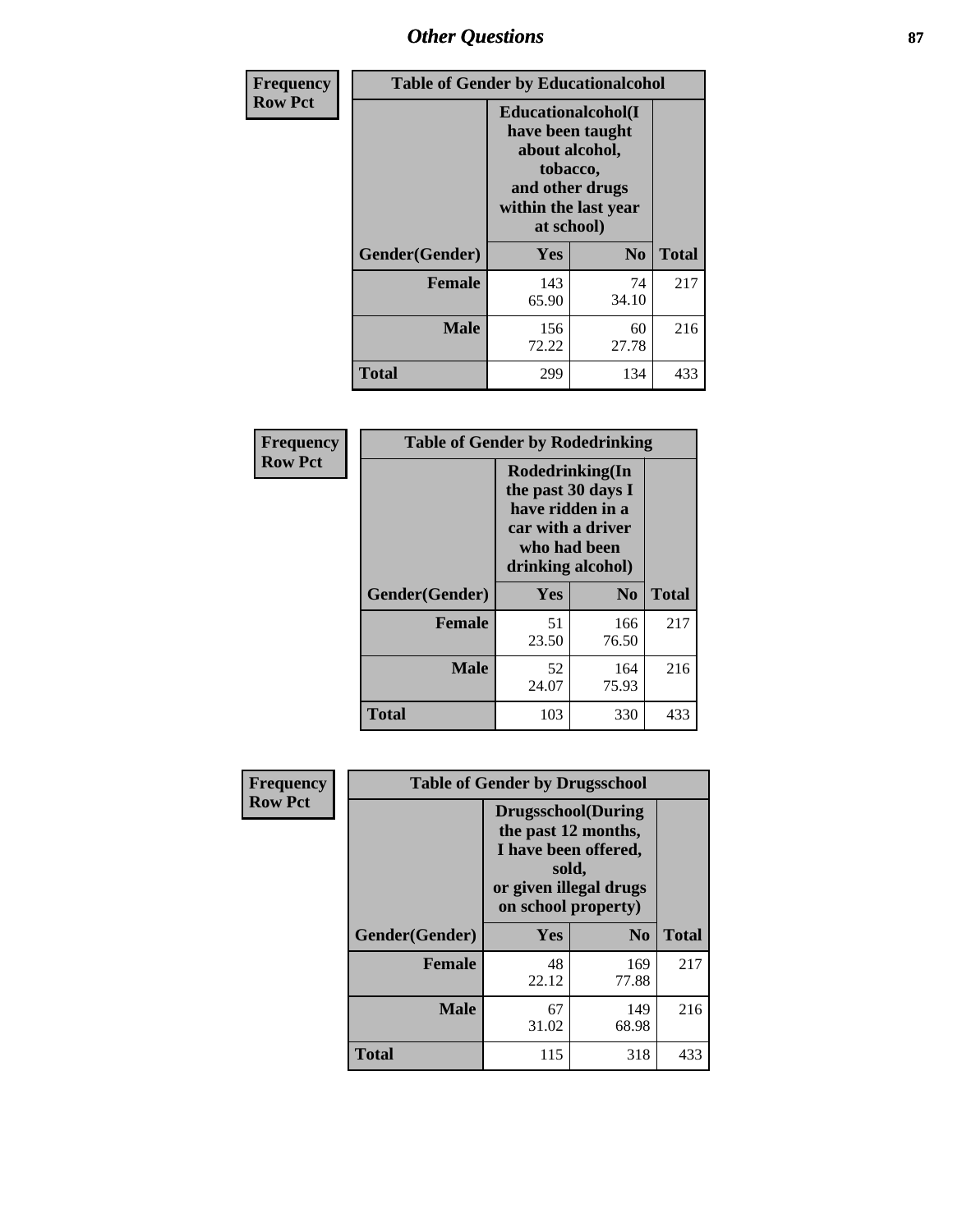| Frequency Row Pct | Table of Gender by Educationalcohol | | |
|---|---|---|---|
| | Educationalcohol(I have been taught about alcohol, tobacco, and other drugs within the last year at school) | | |
| Gender(Gender) | Yes | No | Total |
| Female | 143<br>65.90 | 74<br>34.10 | 217 |
| Male | 156<br>72.22 | 60<br>27.78 | 216 |
| Total | 299 | 134 | 433 |

| Frequency Row Pct | Table of Gender by Rodedrinking | | |
|---|---|---|---|
| | Rodedrinking(In the past 30 days I have ridden in a car with a driver who had been drinking alcohol) | | |
| Gender(Gender) | Yes | No | Total |
| Female | 51<br>23.50 | 166<br>76.50 | 217 |
| Male | 52<br>24.07 | 164<br>75.93 | 216 |
| Total | 103 | 330 | 433 |

| Frequency Row Pct | Table of Gender by Drugsschool | | |
|---|---|---|---|
| | Drugsschool(During the past 12 months, I have been offered, sold, or given illegal drugs on school property) | | |
| Gender(Gender) | Yes | No | Total |
| Female | 48<br>22.12 | 169<br>77.88 | 217 |
| Male | 67<br>31.02 | 149<br>68.98 | 216 |
| Total | 115 | 318 | 433 |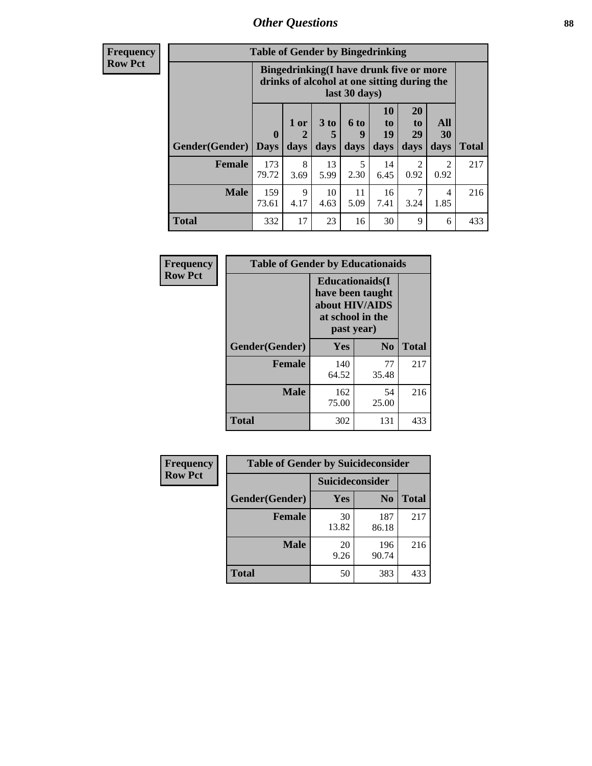## Other Questions

**Frequency**
**Row Pct**

| Table of Gender by Bingedrinking | | | | | | | | |
|---|---|---|---|---|---|---|---|---|
| | Bingedrinking(I have drunk five or more drinks of alcohol at one sitting during the last 30 days) | | | | | | | |
| Gender(Gender) | 0 Days | 1 or 2 days | 3 to 5 days | 6 to 9 days | 10 to 19 days | 20 to 29 days | All 30 days | Total |
| **Female** | 173<br>79.72 | 8<br>3.69 | 13<br>5.99 | 5<br>2.30 | 14<br>6.45 | 2<br>0.92 | 2<br>0.92 | 217 |
| **Male** | 159<br>73.61 | 9<br>4.17 | 10<br>4.63 | 11<br>5.09 | 16<br>7.41 | 7<br>3.24 | 4<br>1.85 | 216 |
| **Total** | 332 | 17 | 23 | 16 | 30 | 9 | 6 | 433 |

**Frequency**
**Row Pct**

| Table of Gender by Educationaids | | | |
|---|---|---|---|
| | Educationaids(I have been taught about HIV/AIDS at school in the past year) | | |
| Gender(Gender) | Yes | No | Total |
| **Female** | 140<br>64.52 | 77<br>35.48 | 217 |
| **Male** | 162<br>75.00 | 54<br>25.00 | 216 |
| **Total** | 302 | 131 | 433 |

**Frequency**
**Row Pct**

| Table of Gender by Suicideconsider | | | |
|---|---|---|---|
| | Suicideconsider | | |
| Gender(Gender) | Yes | No | Total |
| **Female** | 30<br>13.82 | 187<br>86.18 | 217 |
| **Male** | 20<br>9.26 | 196<br>90.74 | 216 |
| **Total** | 50 | 383 | 433 |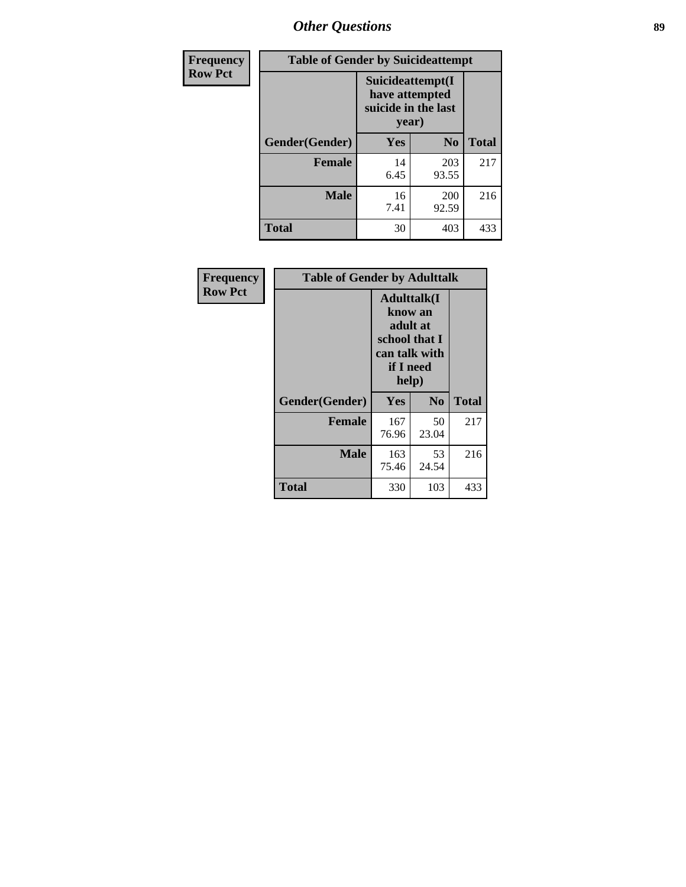## Other Questions

| Frequency Row Pct | Table of Gender by Suicideattempt | | |
|---|---|---|---|
| | Suicideattempt(I have attempted suicide in the last year) | | |
| Gender(Gender) | Yes | No | Total |
| Female | 14 6.45 | 203 93.55 | 217 |
| Male | 16 7.41 | 200 92.59 | 216 |
| Total | 30 | 403 | 433 |

| Frequency Row Pct | Table of Gender by Adulttalk | | |
|---|---|---|---|
| | Adulttalk(I know an adult at school that I can talk with if I need help) | | |
| Gender(Gender) | Yes | No | Total |
| Female | 167 76.96 | 50 23.04 | 217 |
| Male | 163 75.46 | 53 24.54 | 216 |
| Total | 330 | 103 | 433 |